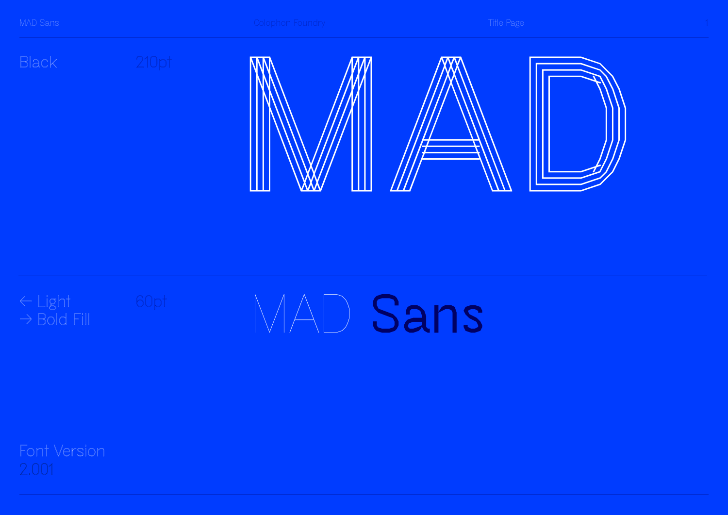Black 210pt

# MAD

← Light
→ Bold Fill 60pt

# MAD Sans

Font Version
2.001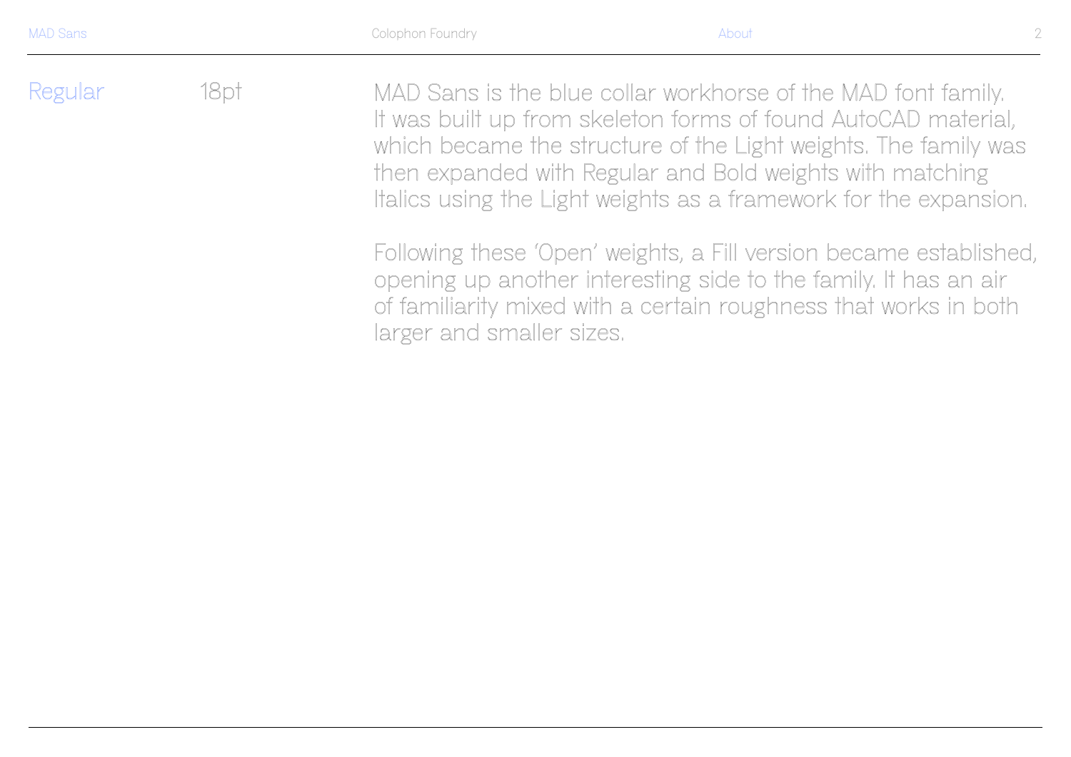Regular 18pt

MAD Sans is the blue collar workhorse of the MAD font family. It was built up from skeleton forms of found AutoCAD material, which became the structure of the Light weights. The family was then expanded with Regular and Bold weights with matching Italics using the Light weights as a framework for the expansion.

Following these 'Open' weights, a Fill version became established, opening up another interesting side to the family. It has an air of familiarity mixed with a certain roughness that works in both larger and smaller sizes.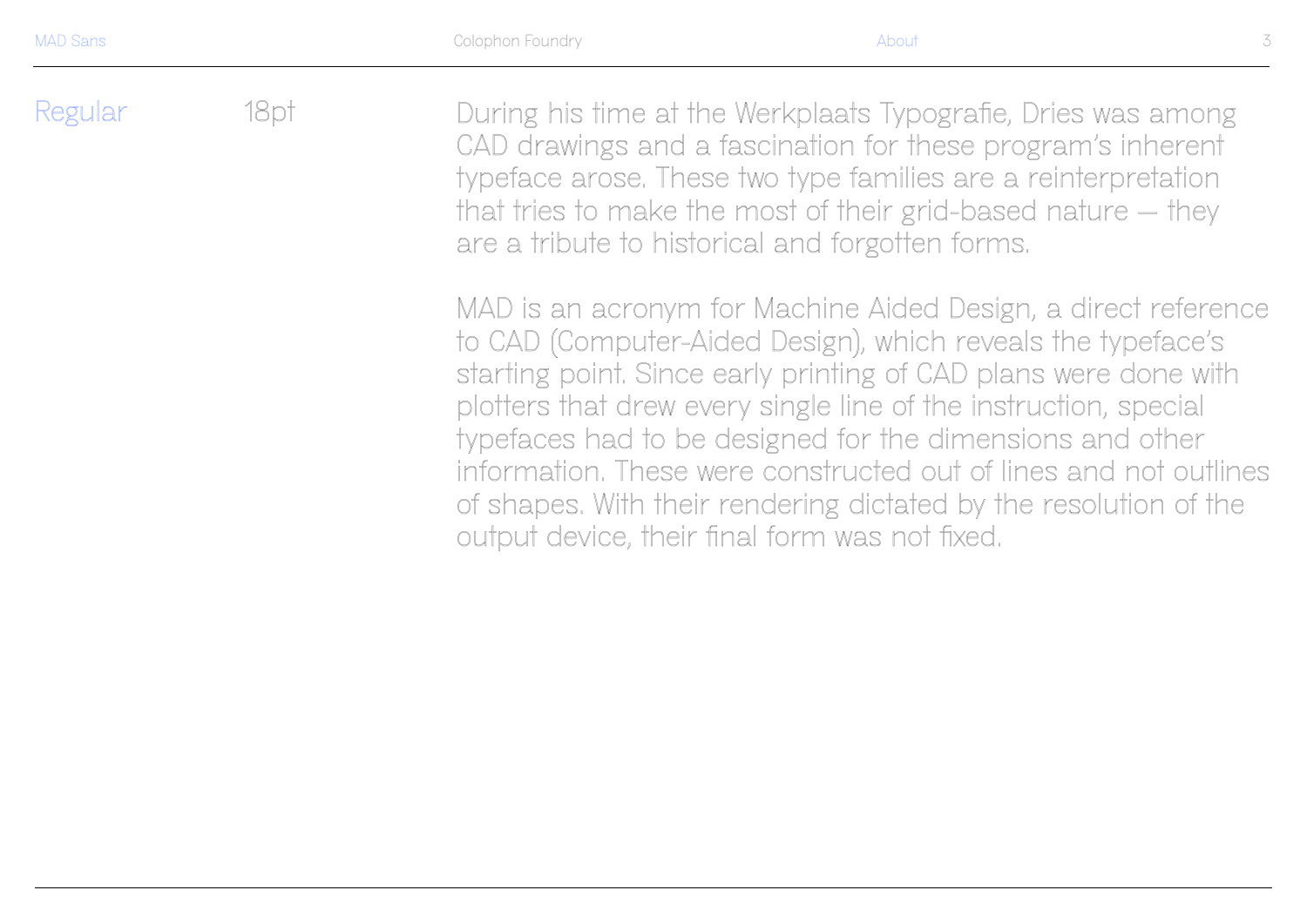Regular 18pt

During his time at the Werkplaats Typografie, Dries was among CAD drawings and a fascination for these program's inherent typeface arose. These two type families are a reinterpretation that tries to make the most of their grid-based nature — they are a tribute to historical and forgotten forms.

MAD is an acronym for Machine Aided Design, a direct reference to CAD (Computer-Aided Design), which reveals the typeface's starting point. Since early printing of CAD plans were done with plotters that drew every single line of the instruction, special typefaces had to be designed for the dimensions and other information. These were constructed out of lines and not outlines of shapes. With their rendering dictated by the resolution of the output device, their final form was not fixed.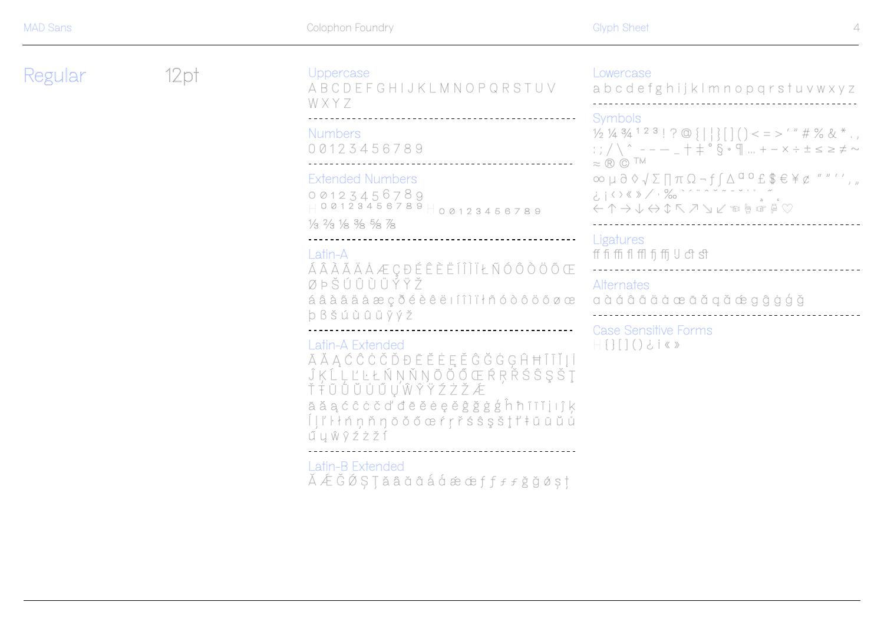# Regular 12pt

## Uppercase

A B C D E F G H I J K L M N O P Q R S T U V W X Y Z

## Numbers

0 Ø 1 2 3 4 5 6 7 8 9

## Extended Numbers

0 ø 1 2 3 4 5 6 7 8 9
H 0 ø 1 2 3 4 5 6 7 8 9 H 0 ø 1 2 3 4 5 6 7 8 9

⅓ ⅔ ⅛ ⅜ ⅝ ⅞

## Latin-A

Á Â À Ã Ä Å Æ Ç Ð É Ê È Ë Í Î Ì Ï Ł Ñ Ó Ô Ò Ö Õ Œ Ø Þ Š Ú Û Ù Ü Ý Ÿ Ž

á â à ã ä å æ ç ð é è ê ë ı í î ì ï ł ñ ó ò ô ö õ ø œ þ ß š ú ù û ü ÿ ý ž

## Latin-A Extended

Ā Ă Ą Ć Ĉ Ċ Č Ď Đ Ē Ĕ Ė Ę Ě Ĝ Ğ Ġ Ģ Ĥ Ħ Ī Ĩ Ĭ Į İ Ĵ Ķ Ĺ Ļ Ľ Ŀ Ń Ņ Ň Ŋ Ō Ŏ Ő Œ Ŕ Ŗ Ř Ś Ŝ Ş Š Ţ Ť Ŧ Ū Ũ Ŭ Ů Ű Ų Ŵ Ŷ Ÿ Ź Ż Ž Ǣ

ā ă ą ć ĉ ċ č ď đ ē ĕ ė ę ě ĝ ğ ġ ģ ĥ ħ ī ĩ ĭ į ı ĵ ķ ĺ ļ ľ ŀ ł ń ņ ň ŋ ō ŏ ő œ ŕ ŗ ř ś ŝ ş š ţ ť ŧ ū ũ ŭ ů ű ų ŵ ŷ ź ż ž ſ

## Latin-B Extended

Ǎ Ǽ Ǧ Ǿ Ș Ț ǎ â ă ȃ ǻ ǻ ǽ ǽ ƒ ƒ ƒ ƒ ǧ ǧ ǿ ș ț

## Lowercase

a b c d e f g h i j k l m n o p q r s t u v w x y z

## Symbols

½ ¼ ¾ ¹ ² ³ ! ? @ { | ¦ } [ ] ( ) < = > ' " # % & * . , : ; / \ ^ - – — _ † ‡ ° § • ¶ … + − × ÷ ± ≤ ≥ ≠ ~ ≈ ® © ™

∞ µ ∂ ◊ √ ∑ ∏ π Ω ¬ ƒ ∫ ∆ ª º £ $ € ¥ ¢ " " ' ' , „ ¿ ¡ ‹ › « » ⁄ · ‰ ` ´ ¨ ˆ ˇ ˜ ¯ ˘ ˙ ˚ ¸ ˛ ˝

← ↑ → ↓ ↔ ↕ ↖ ↗ ↘ ↙ ☜ ☝ ☞ ☟ ♡

## Ligatures

ff fi ffi fl ffl fj ffj ﬀ ct st

## Alternates

ɑ à á â ã ä å æ ā ă ą ǎ ǽ g ĝ ġ ģ ğ

## Case Sensitive Forms

H { } [ ] ( ) ¿ ¡ « »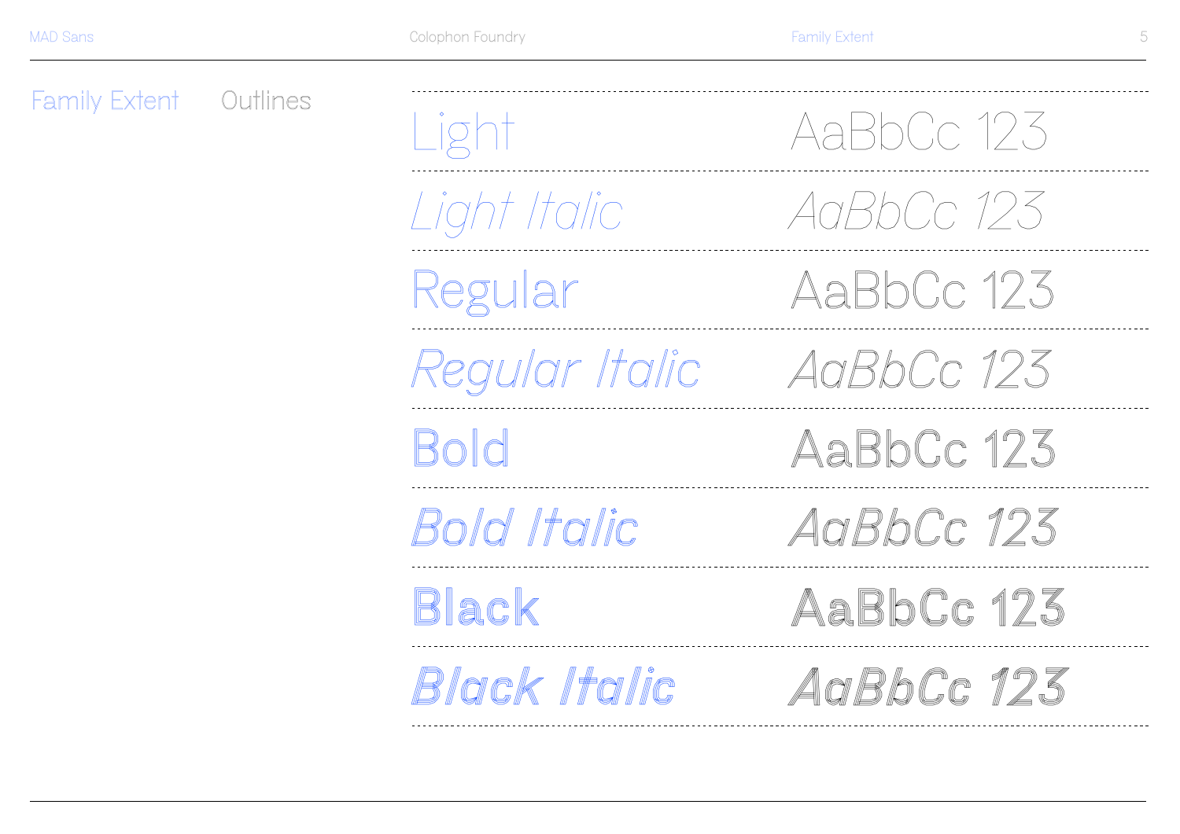## Family Extent

Outlines

| | |
|---|---|
| Light | AaBbCc 123 |
| *Light Italic* | *AaBbCc 123* |
| Regular | AaBbCc 123 |
| *Regular Italic* | *AaBbCc 123* |
| **Bold** | **AaBbCc 123** |
| ***Bold Italic*** | ***AaBbCc 123*** |
| **Black** | **AaBbCc 123** |
| ***Black Italic*** | ***AaBbCc 123*** |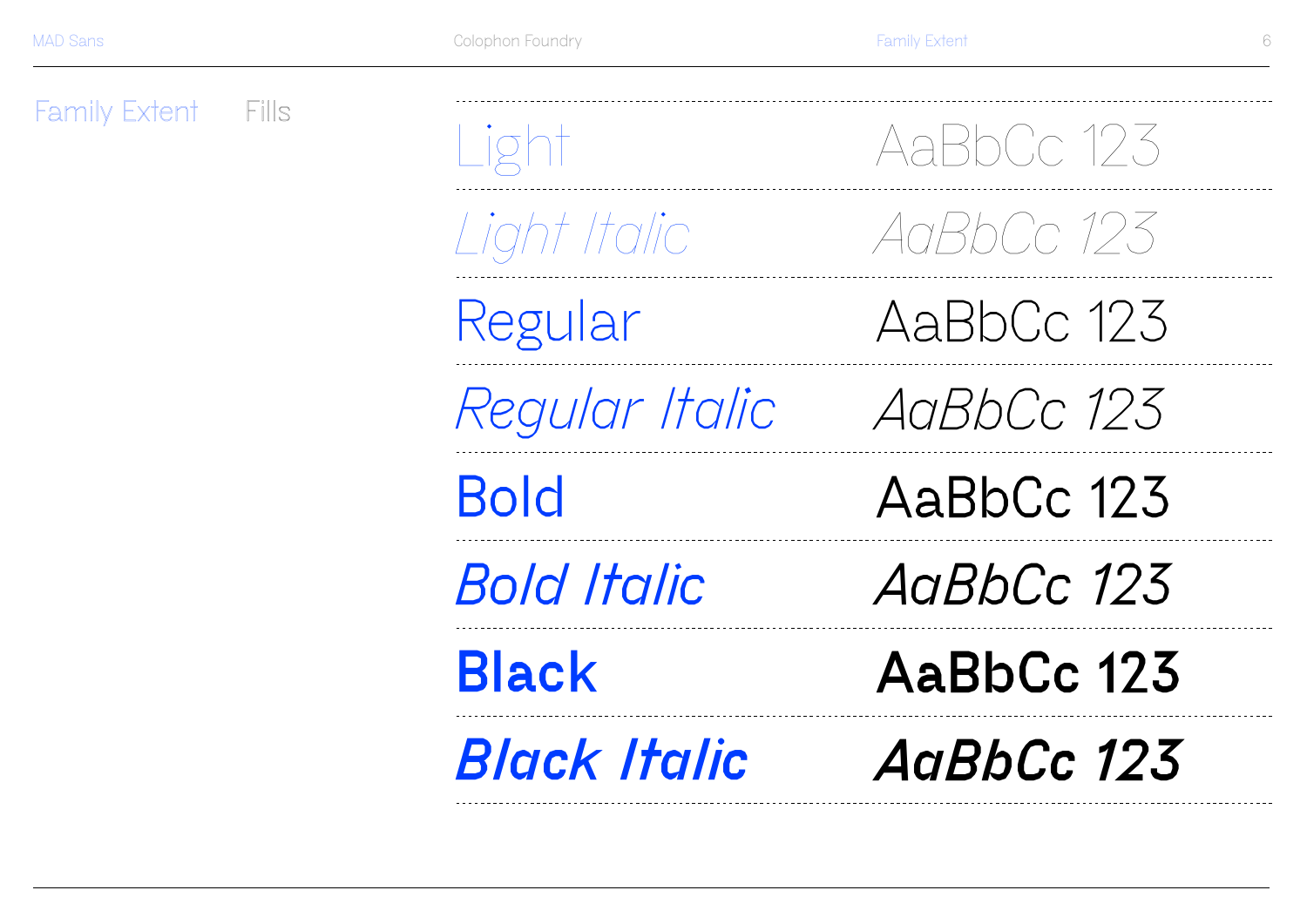## Family Extent

Fills

| | |
|---|---|
| Light | AaBbCc 123 |
| *Light Italic* | *AaBbCc 123* |
| Regular | AaBbCc 123 |
| *Regular Italic* | *AaBbCc 123* |
| **Bold** | **AaBbCc 123** |
| ***Bold Italic*** | ***AaBbCc 123*** |
| **Black** | **AaBbCc 123** |
| ***Black Italic*** | ***AaBbCc 123*** |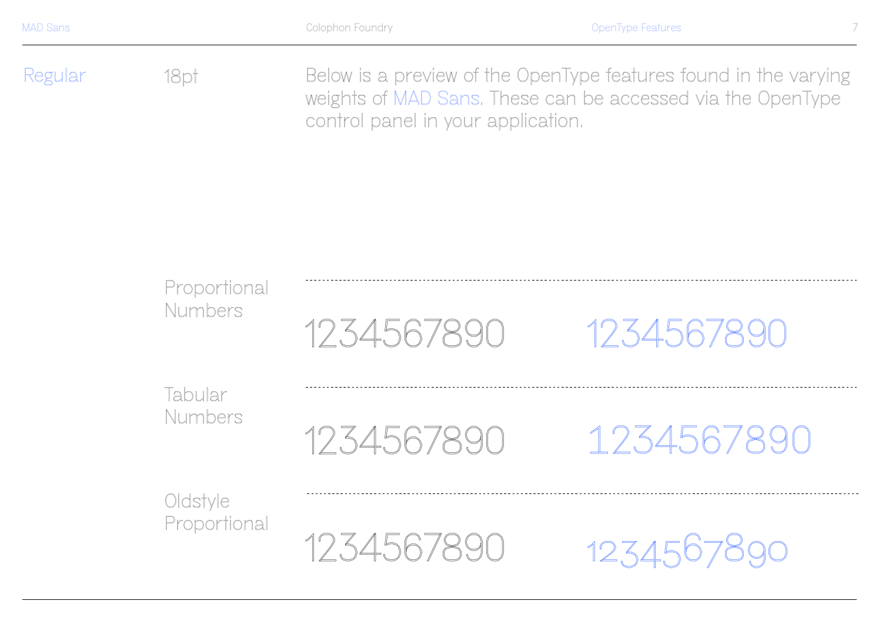Regular 18pt

Below is a preview of the OpenType features found in the varying weights of MAD Sans. These can be accessed via the OpenType control panel in your application.

| | | |
|---|---|---|
| Proportional Numbers | 1234567890 | 1234567890 |
| Tabular Numbers | 1234567890 | 1234567890 |
| Oldstyle Proportional | 1234567890 | 1234567890 |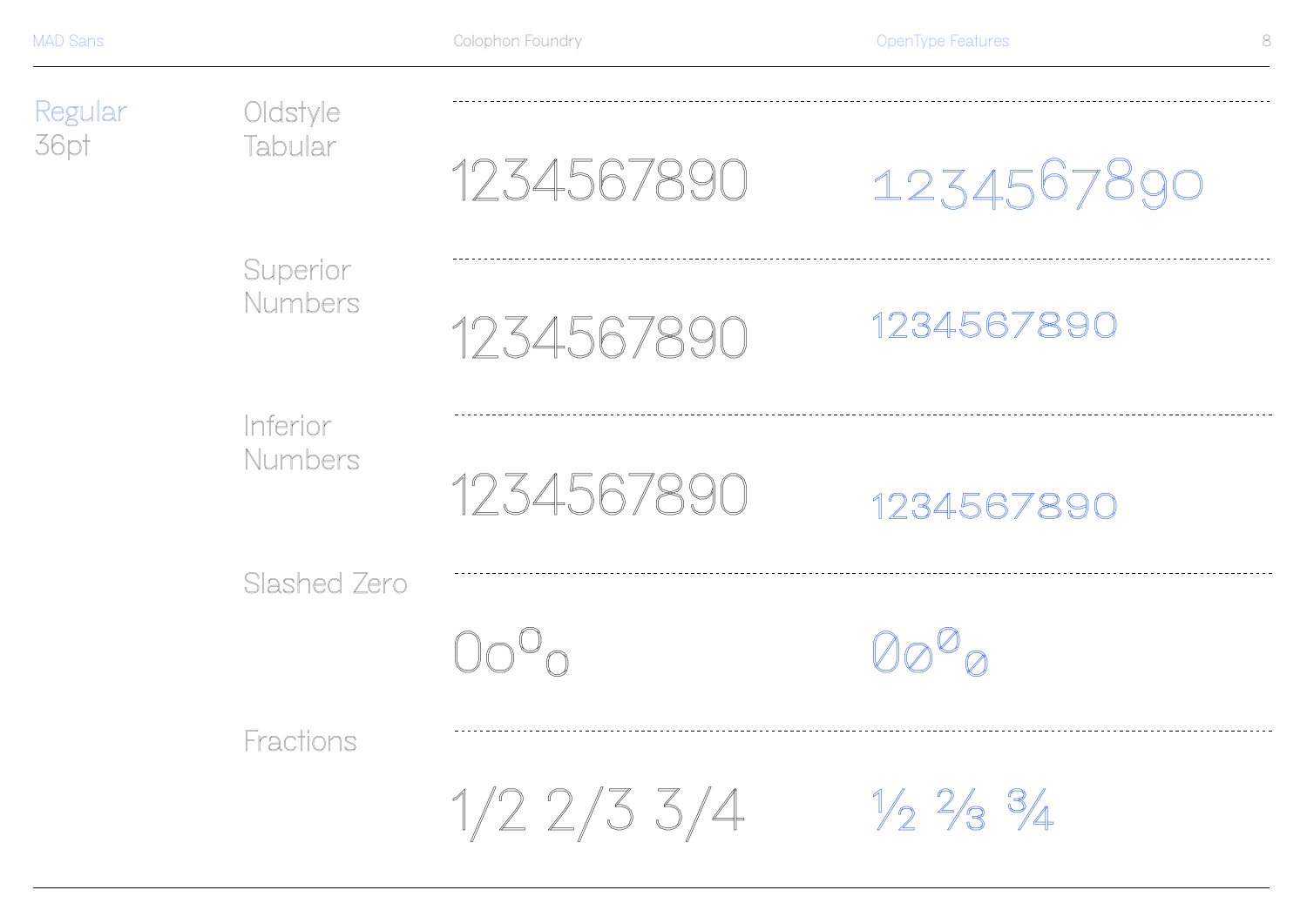## Regular
36pt

| Feature | Default | OpenType |
| --- | --- | --- |
| Oldstyle Tabular | 1234567890 | 1234567890 |
| Superior Numbers | 1234567890 | 1234567890 |
| Inferior Numbers | 1234567890 | 1234567890 |
| Slashed Zero | 0o⁰₀ | 0o⁰₀ |
| Fractions | 1/2 2/3 3/4 | ½ ⅔ ¾ |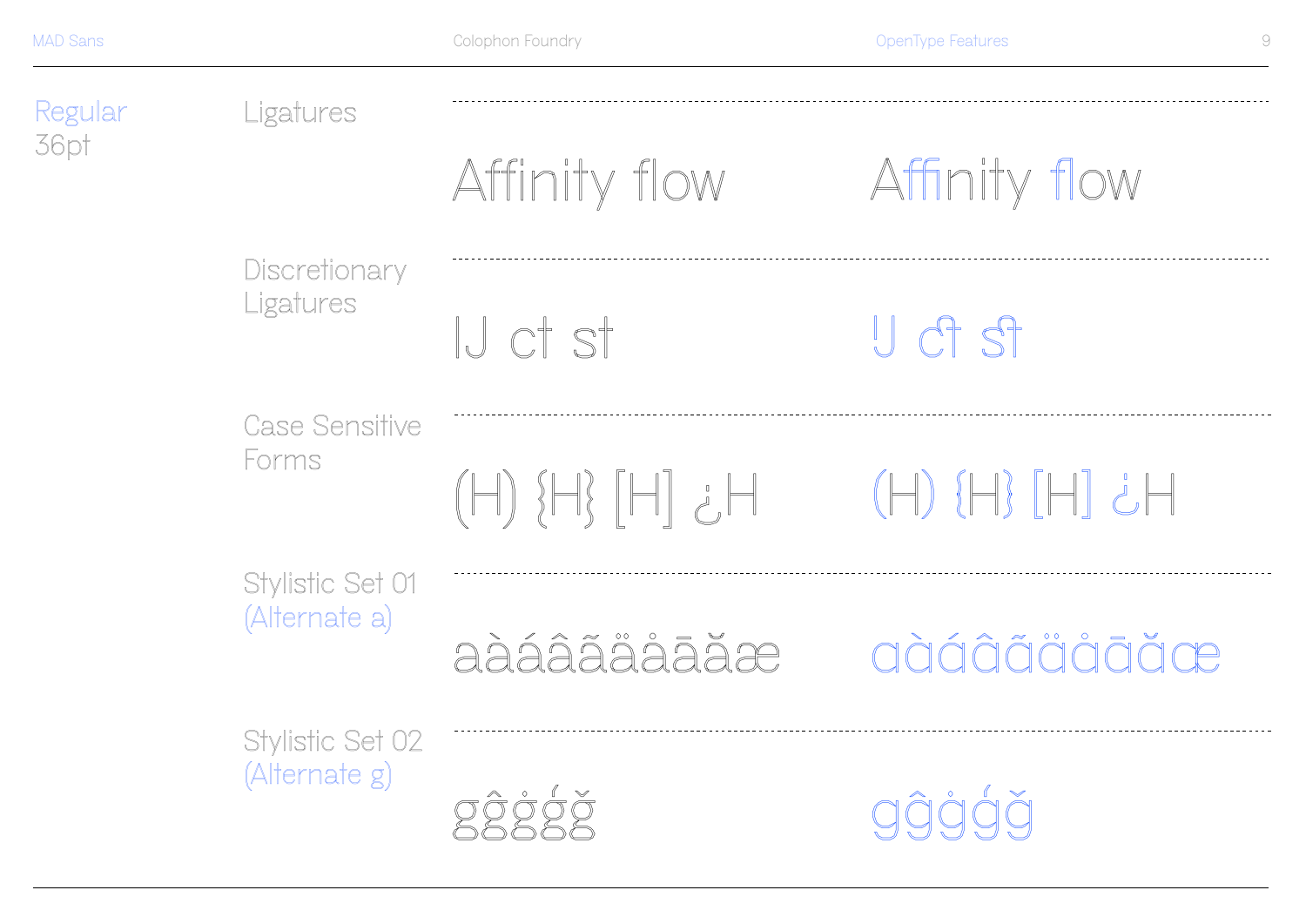Regular
36pt

| | | |
|---|---|---|
| Ligatures | Affinity flow | Affinity flow |
| Discretionary Ligatures | IJ ct st | IJ ct st |
| Case Sensitive Forms | (H) {H} [H] ¿H | (H) {H} [H] ¿H |
| Stylistic Set 01 (Alternate a) | aàáâãäåāăæ | aàáâãäåāăæ |
| Stylistic Set 02 (Alternate g) | gĝġǵğ | gĝġǵğ |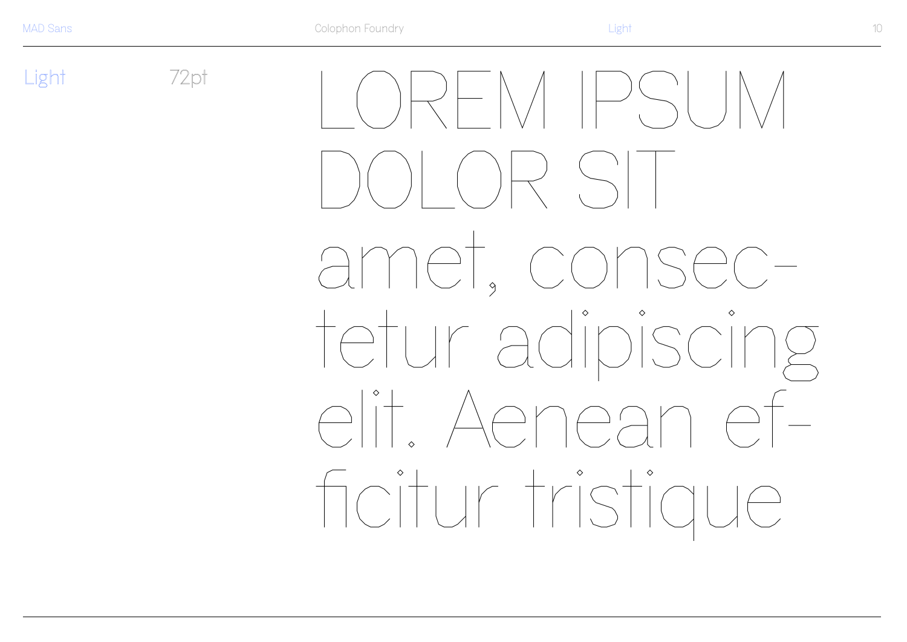Light 72pt

LOREM IPSUM DOLOR SIT amet, consec-tetur adipiscing elit. Aenean ef-ficitur tristique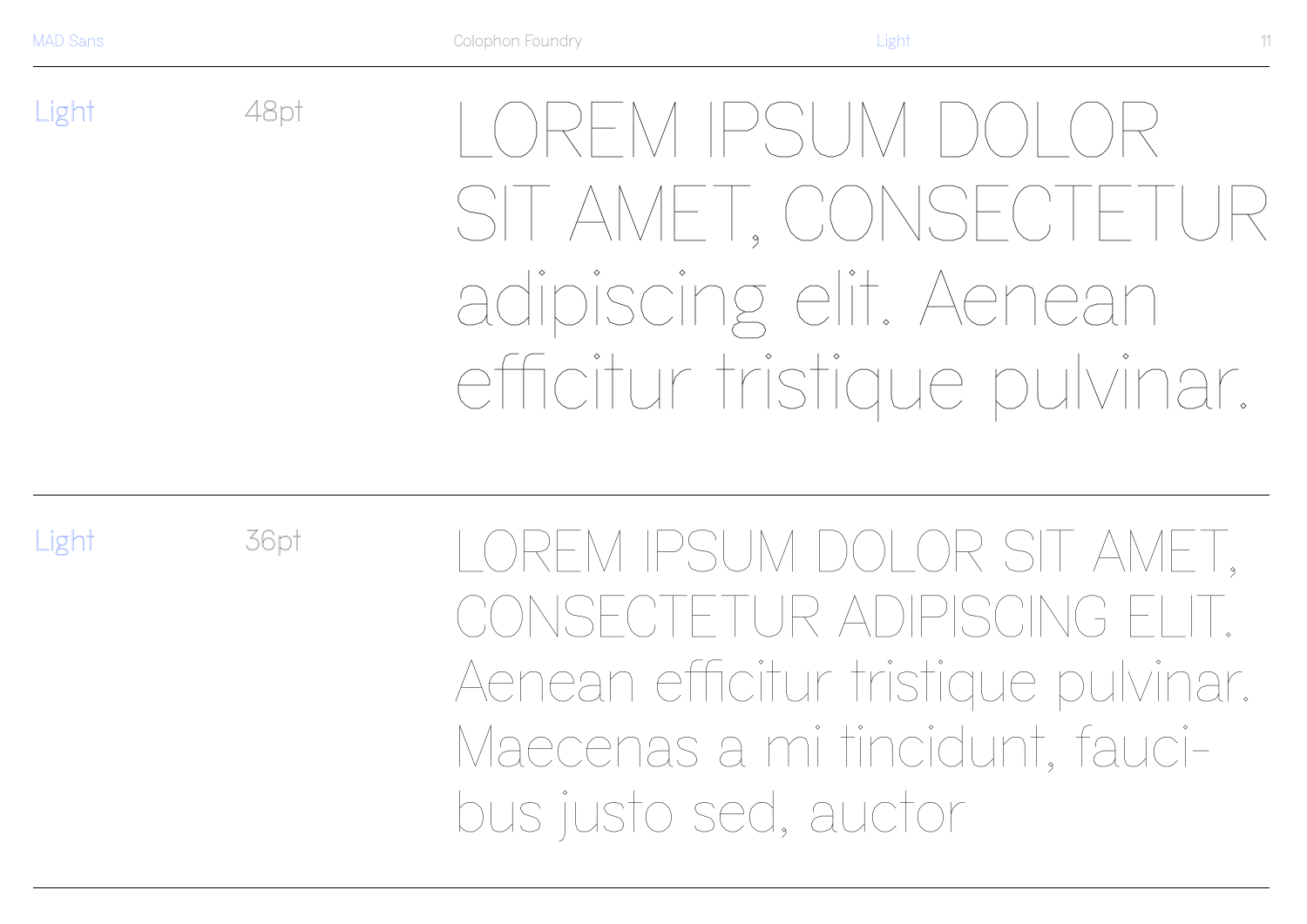Light

48pt

LOREM IPSUM DOLOR SIT AMET, CONSECTETUR adipiscing elit. Aenean efficitur tristique pulvinar.

---

Light

36pt

LOREM IPSUM DOLOR SIT AMET, CONSECTETUR ADIPISCING ELIT. Aenean efficitur tristique pulvinar. Maecenas a mi tincidunt, fauci-bus justo sed, auctor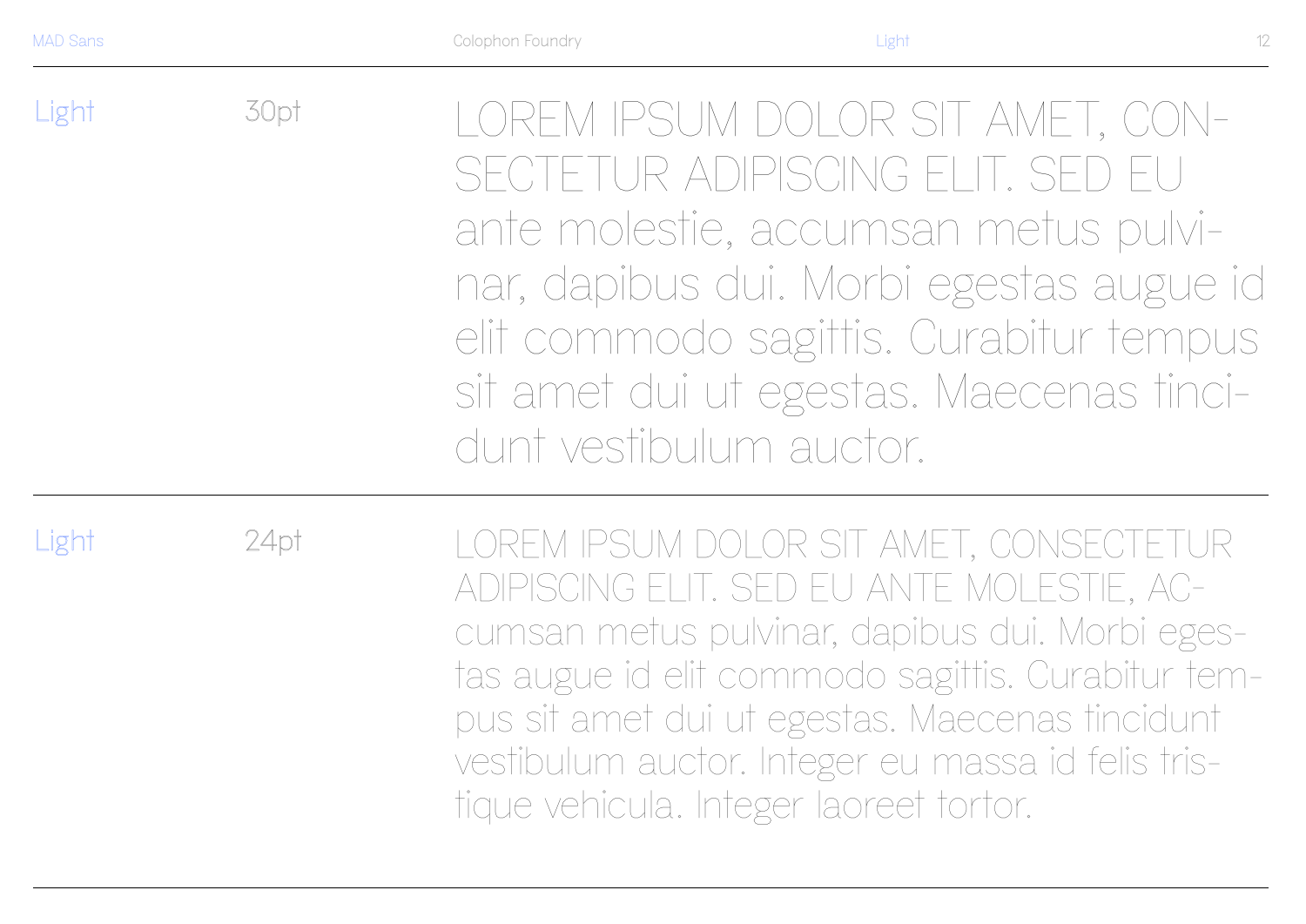Light 30pt

LOREM IPSUM DOLOR SIT AMET, CON-SECTETUR ADIPISCING ELIT. SED EU ante molestie, accumsan metus pulvi-nar, dapibus dui. Morbi egestas augue id elit commodo sagittis. Curabitur tempus sit amet dui ut egestas. Maecenas tinci-dunt vestibulum auctor.

---

Light 24pt

LOREM IPSUM DOLOR SIT AMET, CONSECTETUR ADIPISCING ELIT. SED EU ANTE MOLESTIE, AC-cumsan metus pulvinar, dapibus dui. Morbi eges-tas augue id elit commodo sagittis. Curabitur tem-pus sit amet dui ut egestas. Maecenas tincidunt vestibulum auctor. Integer eu massa id felis tris-tique vehicula. Integer laoreet tortor.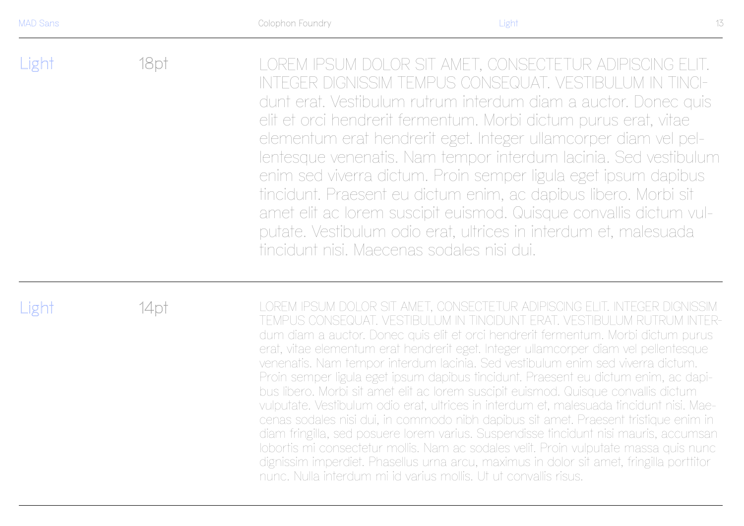Light 18pt

LOREM IPSUM DOLOR SIT AMET, CONSECTETUR ADIPISCING ELIT. INTEGER DIGNISSIM TEMPUS CONSEQUAT. VESTIBULUM IN TINCI-dunt erat. Vestibulum rutrum interdum diam a auctor. Donec quis elit et orci hendrerit fermentum. Morbi dictum purus erat, vitae elementum erat hendrerit eget. Integer ullamcorper diam vel pel-lentesque venenatis. Nam tempor interdum lacinia. Sed vestibulum enim sed viverra dictum. Proin semper ligula eget ipsum dapibus tincidunt. Praesent eu dictum enim, ac dapibus libero. Morbi sit amet elit ac lorem suscipit euismod. Quisque convallis dictum vul-putate. Vestibulum odio erat, ultrices in interdum et, malesuada tincidunt nisi. Maecenas sodales nisi dui.

---

Light 14pt

LOREM IPSUM DOLOR SIT AMET, CONSECTETUR ADIPISCING ELIT. INTEGER DIGNISSIM TEMPUS CONSEQUAT. VESTIBULUM IN TINCIDUNT ERAT. VESTIBULUM RUTRUM INTER-dum diam a auctor. Donec quis elit et orci hendrerit fermentum. Morbi dictum purus erat, vitae elementum erat hendrerit eget. Integer ullamcorper diam vel pellentesque venenatis. Nam tempor interdum lacinia. Sed vestibulum enim sed viverra dictum. Proin semper ligula eget ipsum dapibus tincidunt. Praesent eu dictum enim, ac dapi-bus libero. Morbi sit amet elit ac lorem suscipit euismod. Quisque convallis dictum vulputate. Vestibulum odio erat, ultrices in interdum et, malesuada tincidunt nisi. Mae-cenas sodales nisi dui, in commodo nibh dapibus sit amet. Praesent tristique enim in diam fringilla, sed posuere lorem varius. Suspendisse tincidunt nisi mauris, accumsan lobortis mi consectetur mollis. Nam ac sodales velit. Proin vulputate massa quis nunc dignissim imperdiet. Phasellus urna arcu, maximus in dolor sit amet, fringilla porttitor nunc. Nulla interdum mi id varius mollis. Ut ut convallis risus.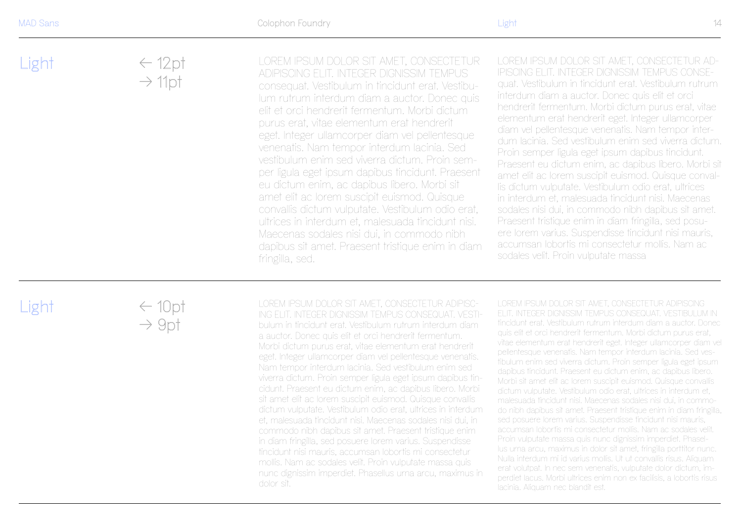## Light

← 12pt
→ 11pt

LOREM IPSUM DOLOR SIT AMET, CONSECTETUR ADIPISCING ELIT. INTEGER DIGNISSIM TEMPUS consequat. Vestibulum in tincidunt erat. Vestibulum rutrum interdum diam a auctor. Donec quis elit et orci hendrerit fermentum. Morbi dictum purus erat, vitae elementum erat hendrerit eget. Integer ullamcorper diam vel pellentesque venenatis. Nam tempor interdum lacinia. Sed vestibulum enim sed viverra dictum. Proin semper ligula eget ipsum dapibus tincidunt. Praesent eu dictum enim, ac dapibus libero. Morbi sit amet elit ac lorem suscipit euismod. Quisque convallis dictum vulputate. Vestibulum odio erat, ultrices in interdum et, malesuada tincidunt nisi. Maecenas sodales nisi dui, in commodo nibh dapibus sit amet. Praesent tristique enim in diam fringilla, sed.

LOREM IPSUM DOLOR SIT AMET, CONSECTETUR ADIPISCING ELIT. INTEGER DIGNISSIM TEMPUS CONSEquat. Vestibulum in tincidunt erat. Vestibulum rutrum interdum diam a auctor. Donec quis elit et orci hendrerit fermentum. Morbi dictum purus erat, vitae elementum erat hendrerit eget. Integer ullamcorper diam vel pellentesque venenatis. Nam tempor interdum lacinia. Sed vestibulum enim sed viverra dictum. Proin semper ligula eget ipsum dapibus tincidunt. Praesent eu dictum enim, ac dapibus libero. Morbi sit amet elit ac lorem suscipit euismod. Quisque convallis dictum vulputate. Vestibulum odio erat, ultrices in interdum et, malesuada tincidunt nisi. Maecenas sodales nisi dui, in commodo nibh dapibus sit amet. Praesent tristique enim in diam fringilla, sed posuere lorem varius. Suspendisse tincidunt nisi mauris, accumsan lobortis mi consectetur mollis. Nam ac sodales velit. Proin vulputate massa

## Light

← 10pt
→ 9pt

LOREM IPSUM DOLOR SIT AMET, CONSECTETUR ADIPISCING ELIT. INTEGER DIGNISSIM TEMPUS CONSEQUAT. VESTIbulum in tincidunt erat. Vestibulum rutrum interdum diam a auctor. Donec quis elit et orci hendrerit fermentum. Morbi dictum purus erat, vitae elementum erat hendrerit eget. Integer ullamcorper diam vel pellentesque venenatis. Nam tempor interdum lacinia. Sed vestibulum enim sed viverra dictum. Proin semper ligula eget ipsum dapibus tincidunt. Praesent eu dictum enim, ac dapibus libero. Morbi sit amet elit ac lorem suscipit euismod. Quisque convallis dictum vulputate. Vestibulum odio erat, ultrices in interdum et, malesuada tincidunt nisi. Maecenas sodales nisi dui, in commodo nibh dapibus sit amet. Praesent tristique enim in diam fringilla, sed posuere lorem varius. Suspendisse tincidunt nisi mauris, accumsan lobortis mi consectetur mollis. Nam ac sodales velit. Proin vulputate massa quis nunc dignissim imperdiet. Phasellus urna arcu, maximus in dolor sit.

LOREM IPSUM DOLOR SIT AMET, CONSECTETUR ADIPISCING ELIT. INTEGER DIGNISSIM TEMPUS CONSEQUAT. VESTIBULUM IN tincidunt erat. Vestibulum rutrum interdum diam a auctor. Donec quis elit et orci hendrerit fermentum. Morbi dictum purus erat, vitae elementum erat hendrerit eget. Integer ullamcorper diam vel pellentesque venenatis. Nam tempor interdum lacinia. Sed vestibulum enim sed viverra dictum. Proin semper ligula eget ipsum dapibus tincidunt. Praesent eu dictum enim, ac dapibus libero. Morbi sit amet elit ac lorem suscipit euismod. Quisque convallis dictum vulputate. Vestibulum odio erat, ultrices in interdum et, malesuada tincidunt nisi. Maecenas sodales nisi dui, in commodo nibh dapibus sit amet. Praesent tristique enim in diam fringilla, sed posuere lorem varius. Suspendisse tincidunt nisi mauris, accumsan lobortis mi consectetur mollis. Nam ac sodales velit. Proin vulputate massa quis nunc dignissim imperdiet. Phasellus urna arcu, maximus in dolor sit amet, fringilla porttitor nunc. Nulla interdum mi id varius mollis. Ut ut convallis risus. Aliquam erat volutpat. In nec sem venenatis, vulputate dolor dictum, imperdiet lacus. Morbi ultrices enim non ex facilisis, a lobortis risus lacinia. Aliquam nec blandit est.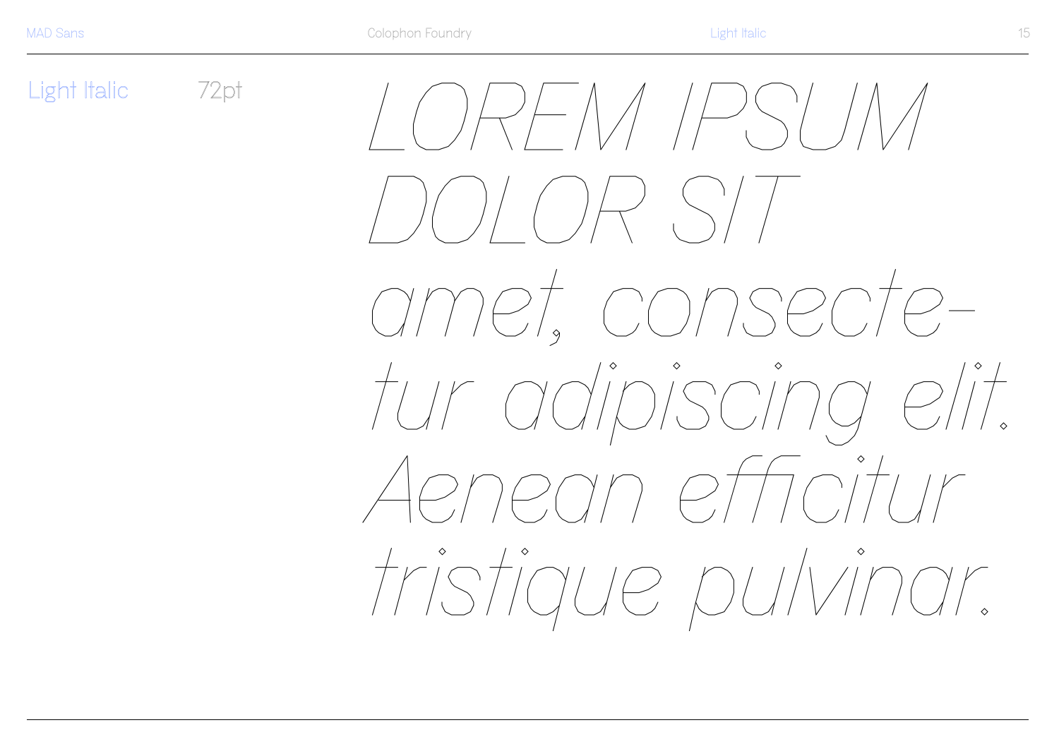Light Italic 72pt

*LOREM IPSUM DOLOR SIT amet, consecte-tur adipiscing elit. Aenean efficitur tristique pulvinar.*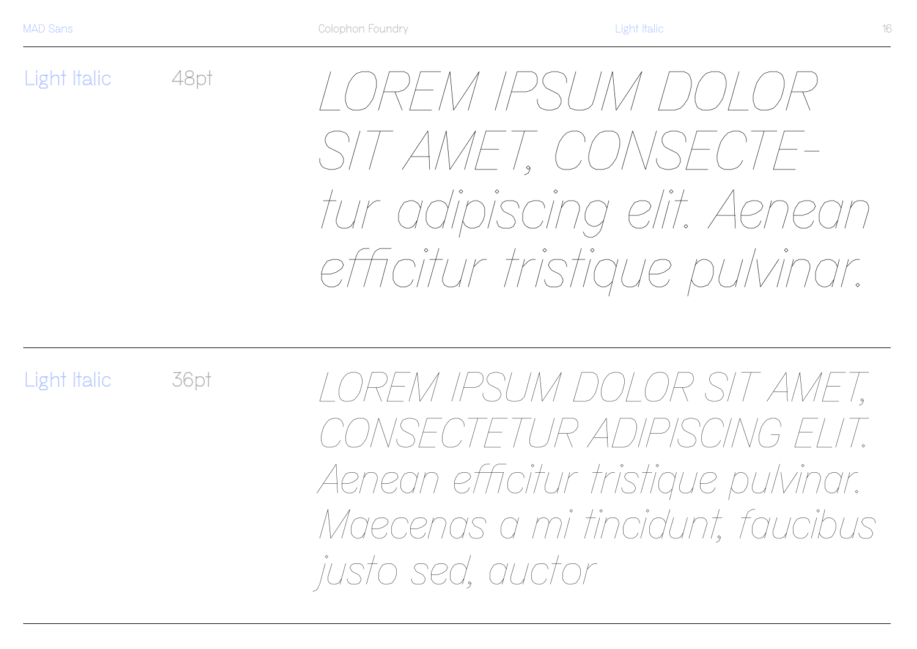Light Italic 48pt

*LOREM IPSUM DOLOR SIT AMET, CONSECTE-tur adipiscing elit. Aenean efficitur tristique pulvinar.*

Light Italic 36pt

*LOREM IPSUM DOLOR SIT AMET, CONSECTETUR ADIPISCING ELIT. Aenean efficitur tristique pulvinar. Maecenas a mi tincidunt, faucibus justo sed, auctor*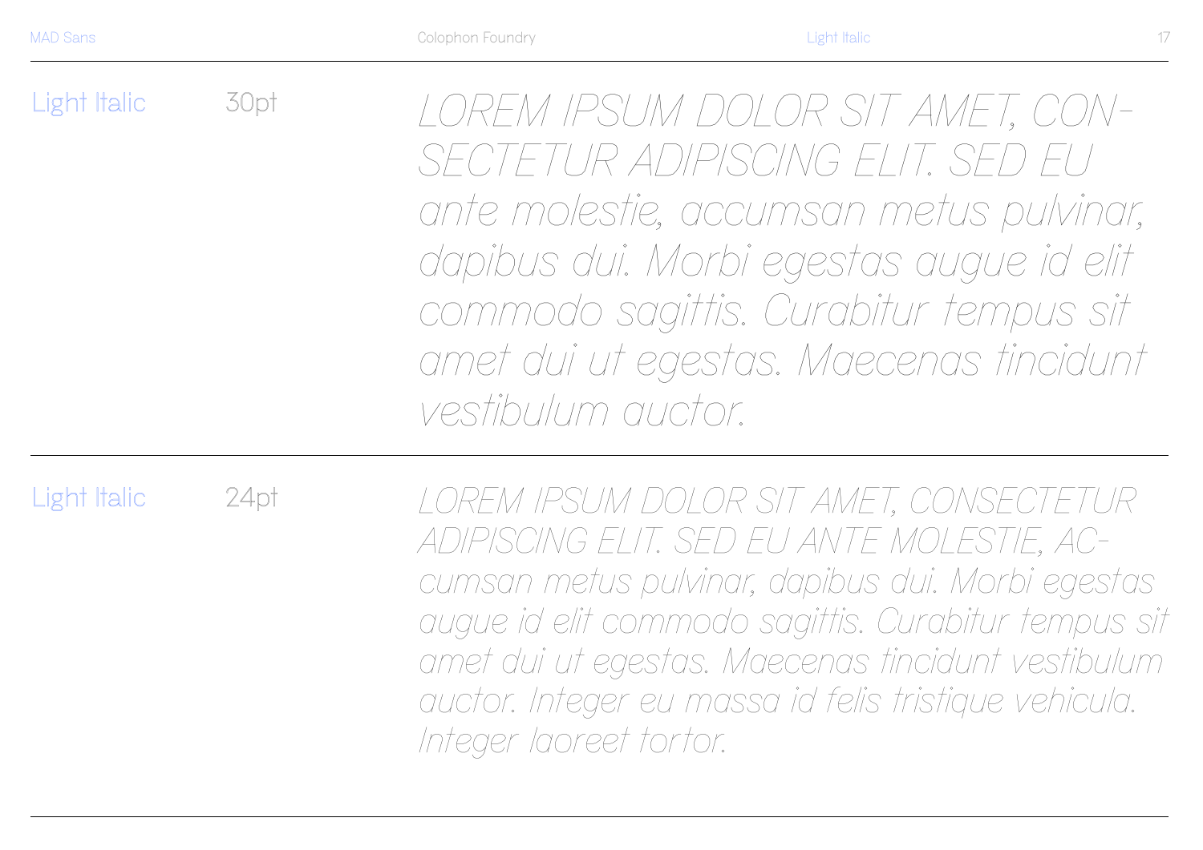Light Italic 30pt

*LOREM IPSUM DOLOR SIT AMET, CON-SECTETUR ADIPISCING ELIT. SED EU ante molestie, accumsan metus pulvinar, dapibus dui. Morbi egestas augue id elit commodo sagittis. Curabitur tempus sit amet dui ut egestas. Maecenas tincidunt vestibulum auctor.*

---

Light Italic 24pt

*LOREM IPSUM DOLOR SIT AMET, CONSECTETUR ADIPISCING ELIT. SED EU ANTE MOLESTIE, AC-cumsan metus pulvinar, dapibus dui. Morbi egestas augue id elit commodo sagittis. Curabitur tempus sit amet dui ut egestas. Maecenas tincidunt vestibulum auctor. Integer eu massa id felis tristique vehicula. Integer laoreet tortor.*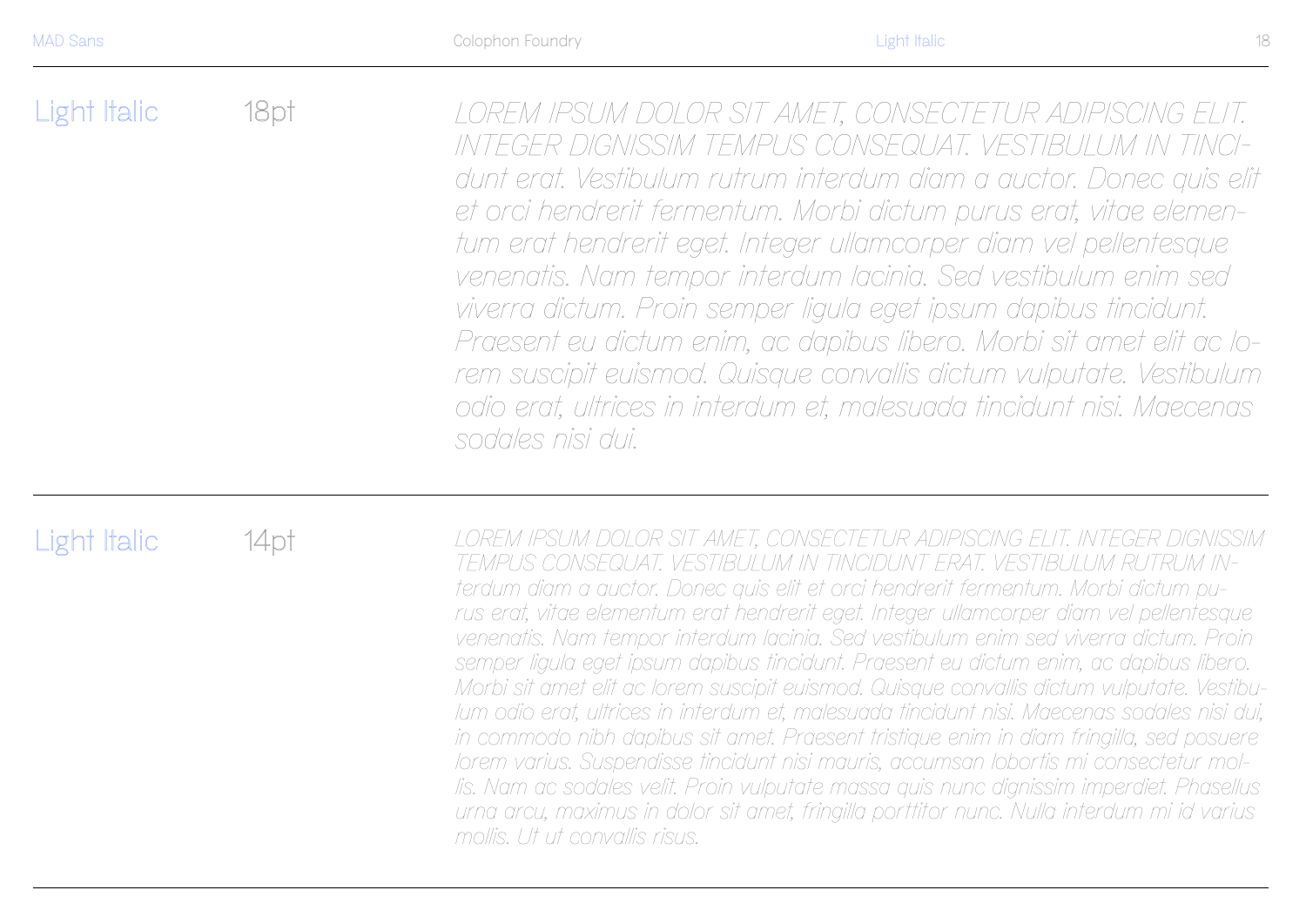Light Italic 18pt

*LOREM IPSUM DOLOR SIT AMET, CONSECTETUR ADIPISCING ELIT. INTEGER DIGNISSIM TEMPUS CONSEQUAT. VESTIBULUM IN TINCI-dunt erat. Vestibulum rutrum interdum diam a auctor. Donec quis elit et orci hendrerit fermentum. Morbi dictum purus erat, vitae elemen-tum erat hendrerit eget. Integer ullamcorper diam vel pellentesque venenatis. Nam tempor interdum lacinia. Sed vestibulum enim sed viverra dictum. Proin semper ligula eget ipsum dapibus tincidunt. Praesent eu dictum enim, ac dapibus libero. Morbi sit amet elit ac lo-rem suscipit euismod. Quisque convallis dictum vulputate. Vestibulum odio erat, ultrices in interdum et, malesuada tincidunt nisi. Maecenas sodales nisi dui.*

---

Light Italic 14pt

*LOREM IPSUM DOLOR SIT AMET, CONSECTETUR ADIPISCING ELIT. INTEGER DIGNISSIM TEMPUS CONSEQUAT. VESTIBULUM IN TINCIDUNT ERAT. VESTIBULUM RUTRUM IN-terdum diam a auctor. Donec quis elit et orci hendrerit fermentum. Morbi dictum pu-rus erat, vitae elementum erat hendrerit eget. Integer ullamcorper diam vel pellentesque venenatis. Nam tempor interdum lacinia. Sed vestibulum enim sed viverra dictum. Proin semper ligula eget ipsum dapibus tincidunt. Praesent eu dictum enim, ac dapibus libero. Morbi sit amet elit ac lorem suscipit euismod. Quisque convallis dictum vulputate. Vestibu-lum odio erat, ultrices in interdum et, malesuada tincidunt nisi. Maecenas sodales nisi dui, in commodo nibh dapibus sit amet. Praesent tristique enim in diam fringilla, sed posuere lorem varius. Suspendisse tincidunt nisi mauris, accumsan lobortis mi consectetur mol-lis. Nam ac sodales velit. Proin vulputate massa quis nunc dignissim imperdiet. Phasellus urna arcu, maximus in dolor sit amet, fringilla porttitor nunc. Nulla interdum mi id varius mollis. Ut ut convallis risus.*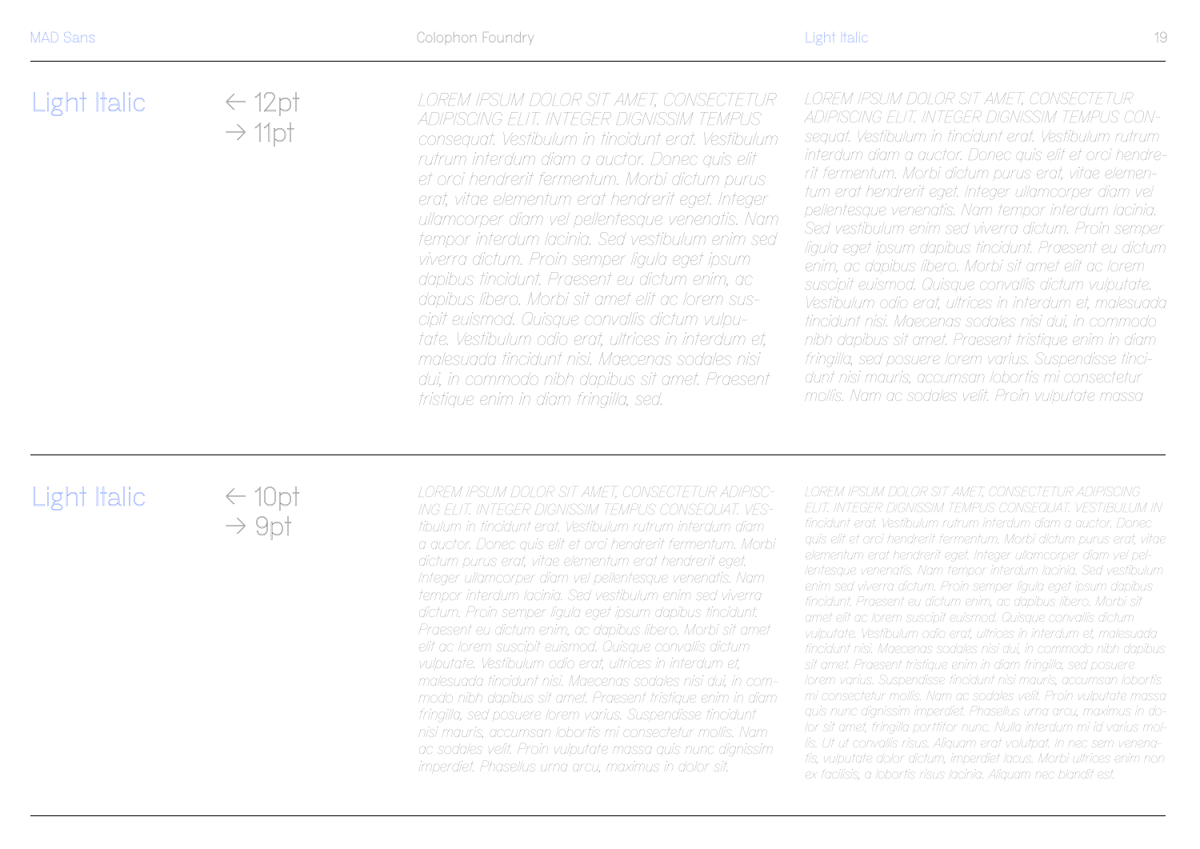## Light Italic

← 12pt
→ 11pt

*LOREM IPSUM DOLOR SIT AMET, CONSECTETUR ADIPISCING ELIT. INTEGER DIGNISSIM TEMPUS consequat. Vestibulum in tincidunt erat. Vestibulum rutrum interdum diam a auctor. Donec quis elit et orci hendrerit fermentum. Morbi dictum purus erat, vitae elementum erat hendrerit eget. Integer ullamcorper diam vel pellentesque venenatis. Nam tempor interdum lacinia. Sed vestibulum enim sed viverra dictum. Proin semper ligula eget ipsum dapibus tincidunt. Praesent eu dictum enim, ac dapibus libero. Morbi sit amet elit ac lorem suscipit euismod. Quisque convallis dictum vulputate. Vestibulum odio erat, ultrices in interdum et, malesuada tincidunt nisi. Maecenas sodales nisi dui, in commodo nibh dapibus sit amet. Praesent tristique enim in diam fringilla, sed.*

*LOREM IPSUM DOLOR SIT AMET, CONSECTETUR ADIPISCING ELIT. INTEGER DIGNISSIM TEMPUS CONsequat. Vestibulum in tincidunt erat. Vestibulum rutrum interdum diam a auctor. Donec quis elit et orci hendrerit fermentum. Morbi dictum purus erat, vitae elementum erat hendrerit eget. Integer ullamcorper diam vel pellentesque venenatis. Nam tempor interdum lacinia. Sed vestibulum enim sed viverra dictum. Proin semper ligula eget ipsum dapibus tincidunt. Praesent eu dictum enim, ac dapibus libero. Morbi sit amet elit ac lorem suscipit euismod. Quisque convallis dictum vulputate. Vestibulum odio erat, ultrices in interdum et, malesuada tincidunt nisi. Maecenas sodales nisi dui, in commodo nibh dapibus sit amet. Praesent tristique enim in diam fringilla, sed posuere lorem varius. Suspendisse tincidunt nisi mauris, accumsan lobortis mi consectetur mollis. Nam ac sodales velit. Proin vulputate massa*

## Light Italic

← 10pt
→ 9pt

*LOREM IPSUM DOLOR SIT AMET, CONSECTETUR ADIPISCING ELIT. INTEGER DIGNISSIM TEMPUS CONSEQUAT. VEStibulum in tincidunt erat. Vestibulum rutrum interdum diam a auctor. Donec quis elit et orci hendrerit fermentum. Morbi dictum purus erat, vitae elementum erat hendrerit eget. Integer ullamcorper diam vel pellentesque venenatis. Nam tempor interdum lacinia. Sed vestibulum enim sed viverra dictum. Proin semper ligula eget ipsum dapibus tincidunt. Praesent eu dictum enim, ac dapibus libero. Morbi sit amet elit ac lorem suscipit euismod. Quisque convallis dictum vulputate. Vestibulum odio erat, ultrices in interdum et, malesuada tincidunt nisi. Maecenas sodales nisi dui, in commodo nibh dapibus sit amet. Praesent tristique enim in diam fringilla, sed posuere lorem varius. Suspendisse tincidunt nisi mauris, accumsan lobortis mi consectetur mollis. Nam ac sodales velit. Proin vulputate massa quis nunc dignissim imperdiet. Phasellus urna arcu, maximus in dolor sit.*

*LOREM IPSUM DOLOR SIT AMET, CONSECTETUR ADIPISCING ELIT. INTEGER DIGNISSIM TEMPUS CONSEQUAT. VESTIBULUM IN tincidunt erat. Vestibulum rutrum interdum diam a auctor. Donec quis elit et orci hendrerit fermentum. Morbi dictum purus erat, vitae elementum erat hendrerit eget. Integer ullamcorper diam vel pellentesque venenatis. Nam tempor interdum lacinia. Sed vestibulum enim sed viverra dictum. Proin semper ligula eget ipsum dapibus tincidunt. Praesent eu dictum enim, ac dapibus libero. Morbi sit amet elit ac lorem suscipit euismod. Quisque convallis dictum vulputate. Vestibulum odio erat, ultrices in interdum et, malesuada tincidunt nisi. Maecenas sodales nisi dui, in commodo nibh dapibus sit amet. Praesent tristique enim in diam fringilla, sed posuere lorem varius. Suspendisse tincidunt nisi mauris, accumsan lobortis mi consectetur mollis. Nam ac sodales velit. Proin vulputate massa quis nunc dignissim imperdiet. Phasellus urna arcu, maximus in dolor sit amet, fringilla porttitor nunc. Nulla interdum mi id varius mollis. Ut ut convallis risus. Aliquam erat volutpat. In nec sem venenatis, vulputate dolor dictum, imperdiet lacus. Morbi ultrices enim non ex facilisis, a lobortis risus lacinia. Aliquam nec blandit est.*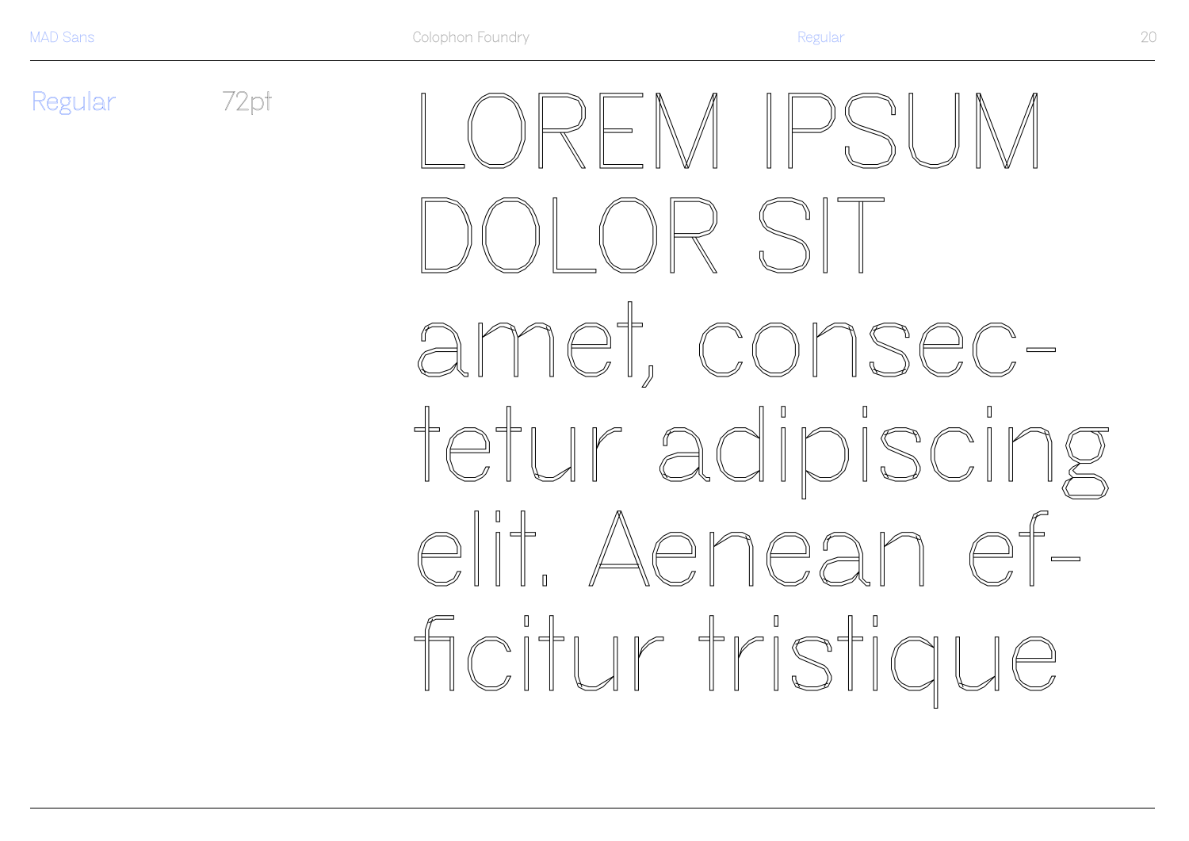Regular 72pt

LOREM IPSUM
DOLOR SIT
amet, consec-
tetur adipiscing
elit. Aenean ef-
ficitur tristique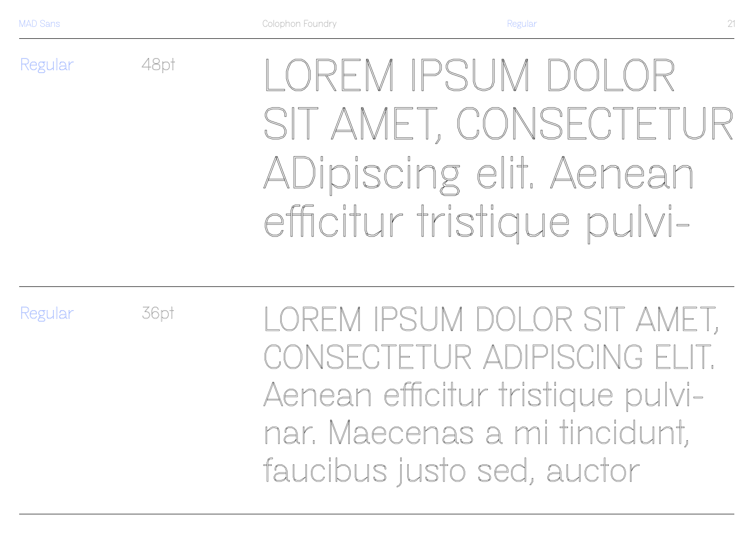Regular 48pt

LOREM IPSUM DOLOR SIT AMET, CONSECTETUR ADipiscing elit. Aenean efficitur tristique pulvi-

---

Regular 36pt

LOREM IPSUM DOLOR SIT AMET, CONSECTETUR ADIPISCING ELIT. Aenean efficitur tristique pulvi-nar. Maecenas a mi tincidunt, faucibus justo sed, auctor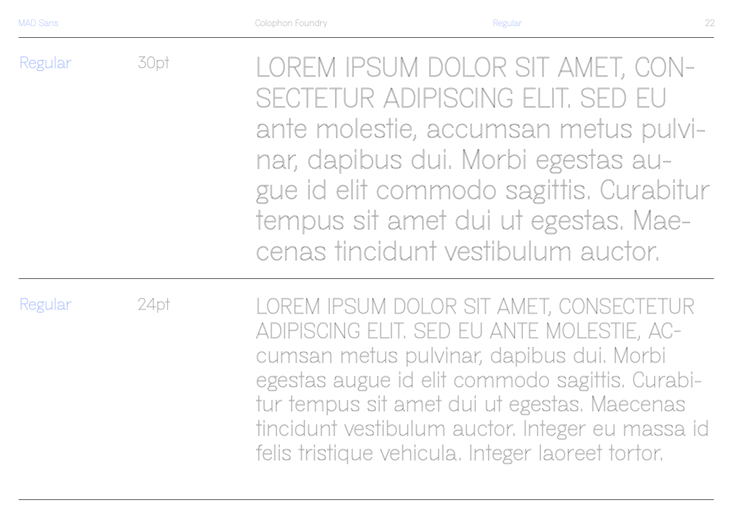Regular 30pt

LOREM IPSUM DOLOR SIT AMET, CON-
SECTETUR ADIPISCING ELIT. SED EU
ante molestie, accumsan metus pulvi-
nar, dapibus dui. Morbi egestas au-
gue id elit commodo sagittis. Curabitur
tempus sit amet dui ut egestas. Mae-
cenas tincidunt vestibulum auctor.

---

Regular 24pt

LOREM IPSUM DOLOR SIT AMET, CONSECTETUR
ADIPISCING ELIT. SED EU ANTE MOLESTIE, AC-
cumsan metus pulvinar, dapibus dui. Morbi
egestas augue id elit commodo sagittis. Curabi-
tur tempus sit amet dui ut egestas. Maecenas
tincidunt vestibulum auctor. Integer eu massa id
felis tristique vehicula. Integer laoreet tortor.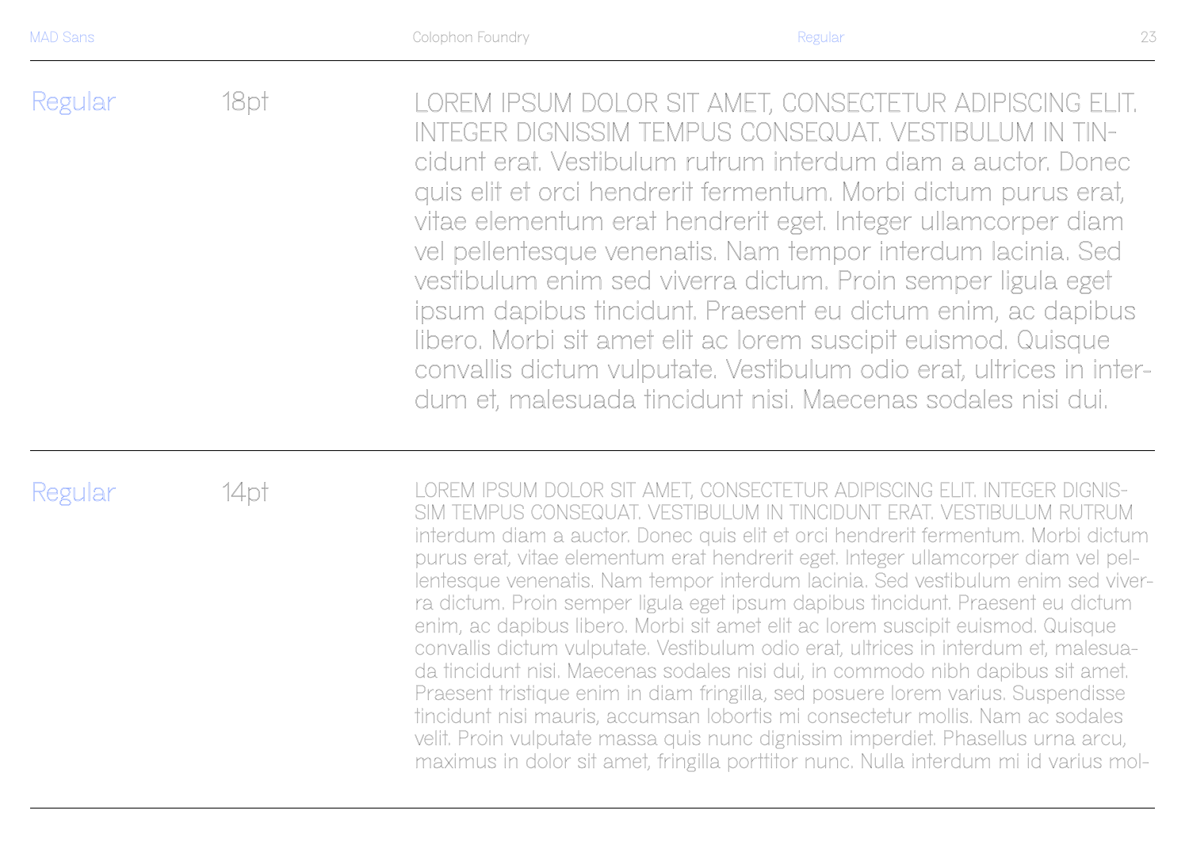Regular 18pt

LOREM IPSUM DOLOR SIT AMET, CONSECTETUR ADIPISCING ELIT. INTEGER DIGNISSIM TEMPUS CONSEQUAT. VESTIBULUM IN TIN-cidunt erat. Vestibulum rutrum interdum diam a auctor. Donec quis elit et orci hendrerit fermentum. Morbi dictum purus erat, vitae elementum erat hendrerit eget. Integer ullamcorper diam vel pellentesque venenatis. Nam tempor interdum lacinia. Sed vestibulum enim sed viverra dictum. Proin semper ligula eget ipsum dapibus tincidunt. Praesent eu dictum enim, ac dapibus libero. Morbi sit amet elit ac lorem suscipit euismod. Quisque convallis dictum vulputate. Vestibulum odio erat, ultrices in inter-dum et, malesuada tincidunt nisi. Maecenas sodales nisi dui.

---

Regular 14pt

LOREM IPSUM DOLOR SIT AMET, CONSECTETUR ADIPISCING ELIT. INTEGER DIGNIS-SIM TEMPUS CONSEQUAT. VESTIBULUM IN TINCIDUNT ERAT. VESTIBULUM RUTRUM interdum diam a auctor. Donec quis elit et orci hendrerit fermentum. Morbi dictum purus erat, vitae elementum erat hendrerit eget. Integer ullamcorper diam vel pel-lentesque venenatis. Nam tempor interdum lacinia. Sed vestibulum enim sed viver-ra dictum. Proin semper ligula eget ipsum dapibus tincidunt. Praesent eu dictum enim, ac dapibus libero. Morbi sit amet elit ac lorem suscipit euismod. Quisque convallis dictum vulputate. Vestibulum odio erat, ultrices in interdum et, malesua-da tincidunt nisi. Maecenas sodales nisi dui, in commodo nibh dapibus sit amet. Praesent tristique enim in diam fringilla, sed posuere lorem varius. Suspendisse tincidunt nisi mauris, accumsan lobortis mi consectetur mollis. Nam ac sodales velit. Proin vulputate massa quis nunc dignissim imperdiet. Phasellus urna arcu, maximus in dolor sit amet, fringilla porttitor nunc. Nulla interdum mi id varius mol-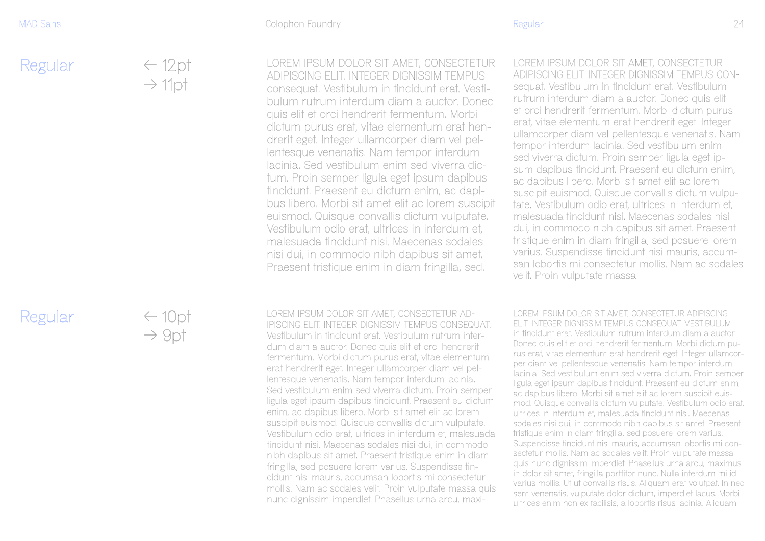## Regular

← 12pt
→ 11pt

LOREM IPSUM DOLOR SIT AMET, CONSECTETUR ADIPISCING ELIT. INTEGER DIGNISSIM TEMPUS consequat. Vestibulum in tincidunt erat. Vestibulum rutrum interdum diam a auctor. Donec quis elit et orci hendrerit fermentum. Morbi dictum purus erat, vitae elementum erat hendrerit eget. Integer ullamcorper diam vel pellentesque venenatis. Nam tempor interdum lacinia. Sed vestibulum enim sed viverra dictum. Proin semper ligula eget ipsum dapibus tincidunt. Praesent eu dictum enim, ac dapibus libero. Morbi sit amet elit ac lorem suscipit euismod. Quisque convallis dictum vulputate. Vestibulum odio erat, ultrices in interdum et, malesuada tincidunt nisi. Maecenas sodales nisi dui, in commodo nibh dapibus sit amet. Praesent tristique enim in diam fringilla, sed.

LOREM IPSUM DOLOR SIT AMET, CONSECTETUR ADIPISCING ELIT. INTEGER DIGNISSIM TEMPUS CONsequat. Vestibulum in tincidunt erat. Vestibulum rutrum interdum diam a auctor. Donec quis elit et orci hendrerit fermentum. Morbi dictum purus erat, vitae elementum erat hendrerit eget. Integer ullamcorper diam vel pellentesque venenatis. Nam tempor interdum lacinia. Sed vestibulum enim sed viverra dictum. Proin semper ligula eget ipsum dapibus tincidunt. Praesent eu dictum enim, ac dapibus libero. Morbi sit amet elit ac lorem suscipit euismod. Quisque convallis dictum vulputate. Vestibulum odio erat, ultrices in interdum et, malesuada tincidunt nisi. Maecenas sodales nisi dui, in commodo nibh dapibus sit amet. Praesent tristique enim in diam fringilla, sed posuere lorem varius. Suspendisse tincidunt nisi mauris, accumsan lobortis mi consectetur mollis. Nam ac sodales velit. Proin vulputate massa

## Regular

← 10pt
→ 9pt

LOREM IPSUM DOLOR SIT AMET, CONSECTETUR ADIPISCING ELIT. INTEGER DIGNISSIM TEMPUS CONSEQUAT. Vestibulum in tincidunt erat. Vestibulum rutrum interdum diam a auctor. Donec quis elit et orci hendrerit fermentum. Morbi dictum purus erat, vitae elementum erat hendrerit eget. Integer ullamcorper diam vel pellentesque venenatis. Nam tempor interdum lacinia. Sed vestibulum enim sed viverra dictum. Proin semper ligula eget ipsum dapibus tincidunt. Praesent eu dictum enim, ac dapibus libero. Morbi sit amet elit ac lorem suscipit euismod. Quisque convallis dictum vulputate. Vestibulum odio erat, ultrices in interdum et, malesuada tincidunt nisi. Maecenas sodales nisi dui, in commodo nibh dapibus sit amet. Praesent tristique enim in diam fringilla, sed posuere lorem varius. Suspendisse tincidunt nisi mauris, accumsan lobortis mi consectetur mollis. Nam ac sodales velit. Proin vulputate massa quis nunc dignissim imperdiet. Phasellus urna arcu, maxi-

LOREM IPSUM DOLOR SIT AMET, CONSECTETUR ADIPISCING ELIT. INTEGER DIGNISSIM TEMPUS CONSEQUAT. VESTIBULUM in tincidunt erat. Vestibulum rutrum interdum diam a auctor. Donec quis elit et orci hendrerit fermentum. Morbi dictum purus erat, vitae elementum erat hendrerit eget. Integer ullamcorper diam vel pellentesque venenatis. Nam tempor interdum lacinia. Sed vestibulum enim sed viverra dictum. Proin semper ligula eget ipsum dapibus tincidunt. Praesent eu dictum enim, ac dapibus libero. Morbi sit amet elit ac lorem suscipit euismod. Quisque convallis dictum vulputate. Vestibulum odio erat, ultrices in interdum et, malesuada tincidunt nisi. Maecenas sodales nisi dui, in commodo nibh dapibus sit amet. Praesent tristique enim in diam fringilla, sed posuere lorem varius. Suspendisse tincidunt nisi mauris, accumsan lobortis mi consectetur mollis. Nam ac sodales velit. Proin vulputate massa quis nunc dignissim imperdiet. Phasellus urna arcu, maximus in dolor sit amet, fringilla porttitor nunc. Nulla interdum mi id varius mollis. Ut ut convallis risus. Aliquam erat volutpat. In nec sem venenatis, vulputate dolor dictum, imperdiet lacus. Morbi ultrices enim non ex facilisis, a lobortis risus lacinia. Aliquam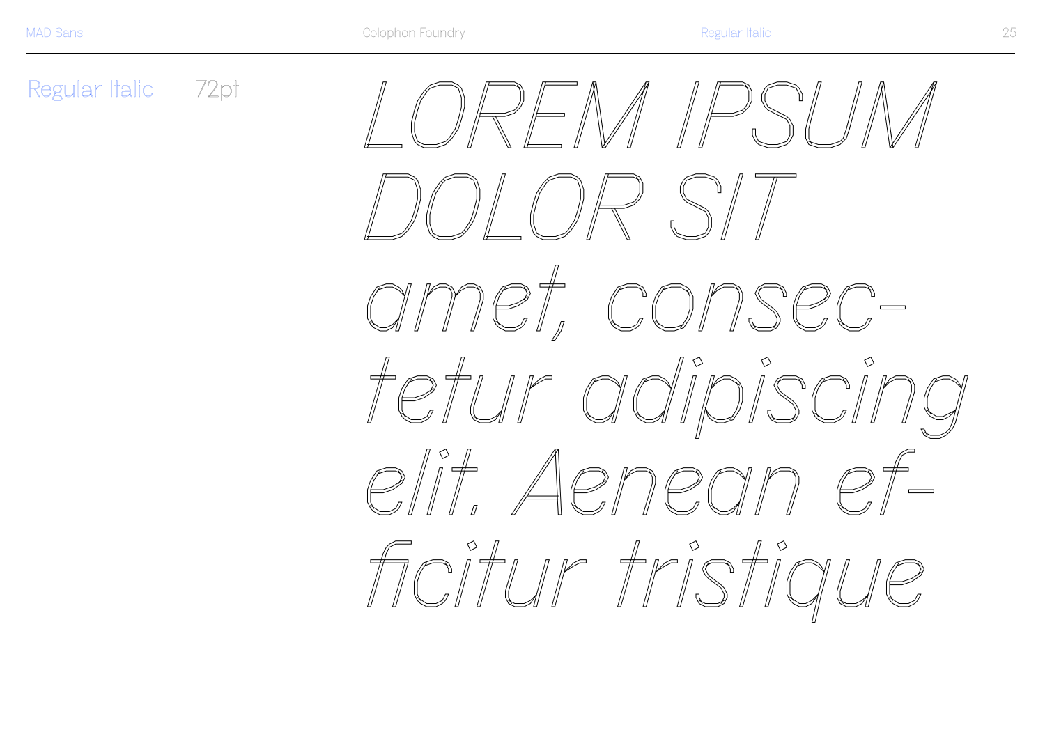Regular Italic 72pt

*LOREM IPSUM DOLOR SIT amet, consec-tetur adipiscing elit. Aenean ef-ficitur tristique*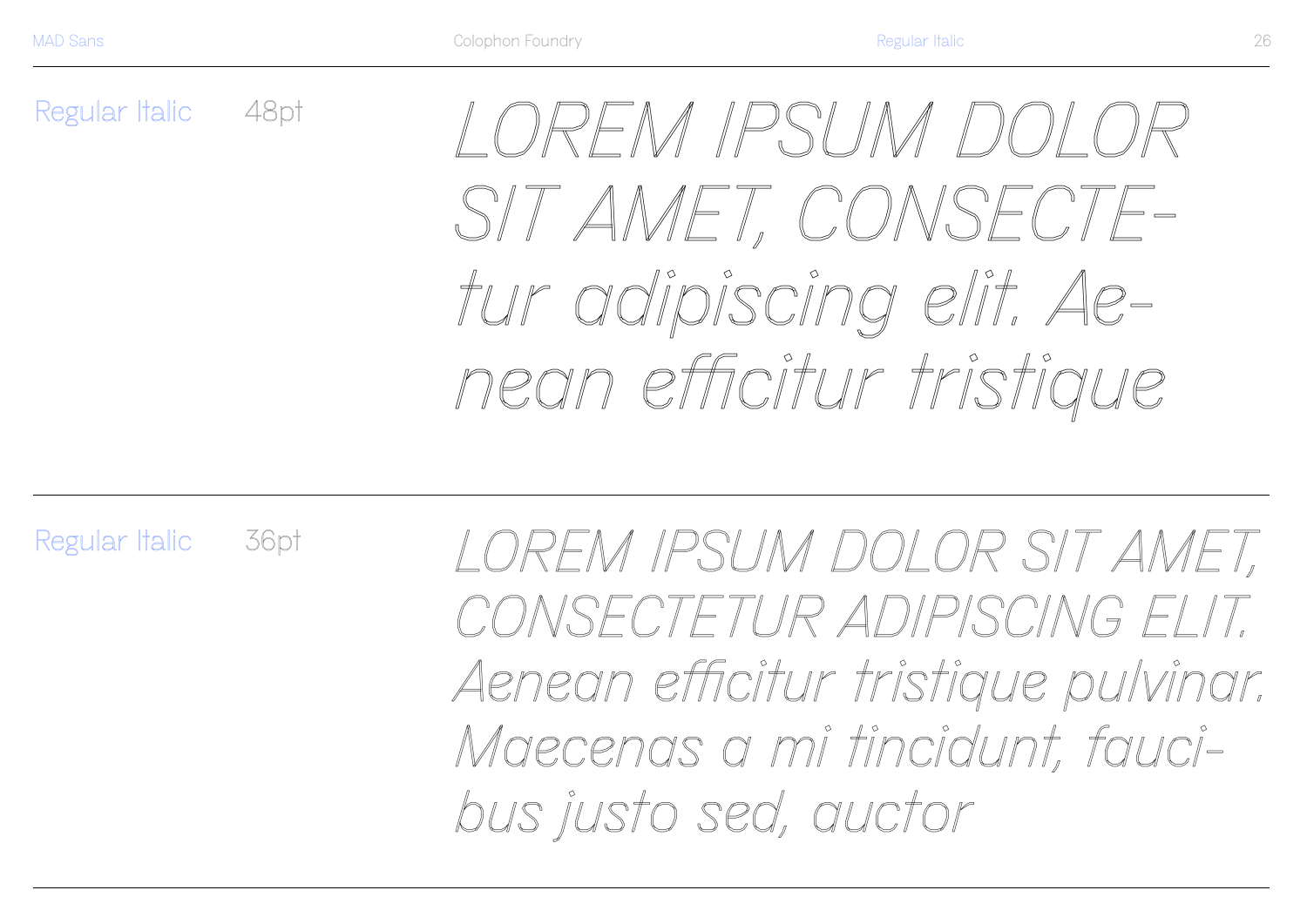Regular Italic 48pt

*LOREM IPSUM DOLOR SIT AMET, CONSECTE-tur adipiscing elit. Ae-nean efficitur tristique*

Regular Italic 36pt

*LOREM IPSUM DOLOR SIT AMET, CONSECTETUR ADIPISCING ELIT. Aenean efficitur tristique pulvinar. Maecenas a mi tincidunt, fauci-bus justo sed, auctor*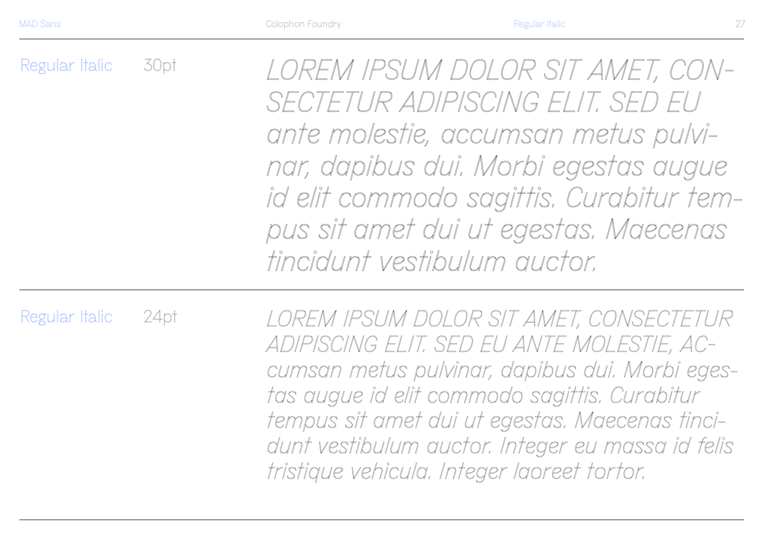Regular Italic 30pt

*LOREM IPSUM DOLOR SIT AMET, CON-SECTETUR ADIPISCING ELIT. SED EU ante molestie, accumsan metus pulvi-nar, dapibus dui. Morbi egestas augue id elit commodo sagittis. Curabitur tem-pus sit amet dui ut egestas. Maecenas tincidunt vestibulum auctor.*

Regular Italic 24pt

*LOREM IPSUM DOLOR SIT AMET, CONSECTETUR ADIPISCING ELIT. SED EU ANTE MOLESTIE, AC-cumsan metus pulvinar, dapibus dui. Morbi eges-tas augue id elit commodo sagittis. Curabitur tempus sit amet dui ut egestas. Maecenas tinci-dunt vestibulum auctor. Integer eu massa id felis tristique vehicula. Integer laoreet tortor.*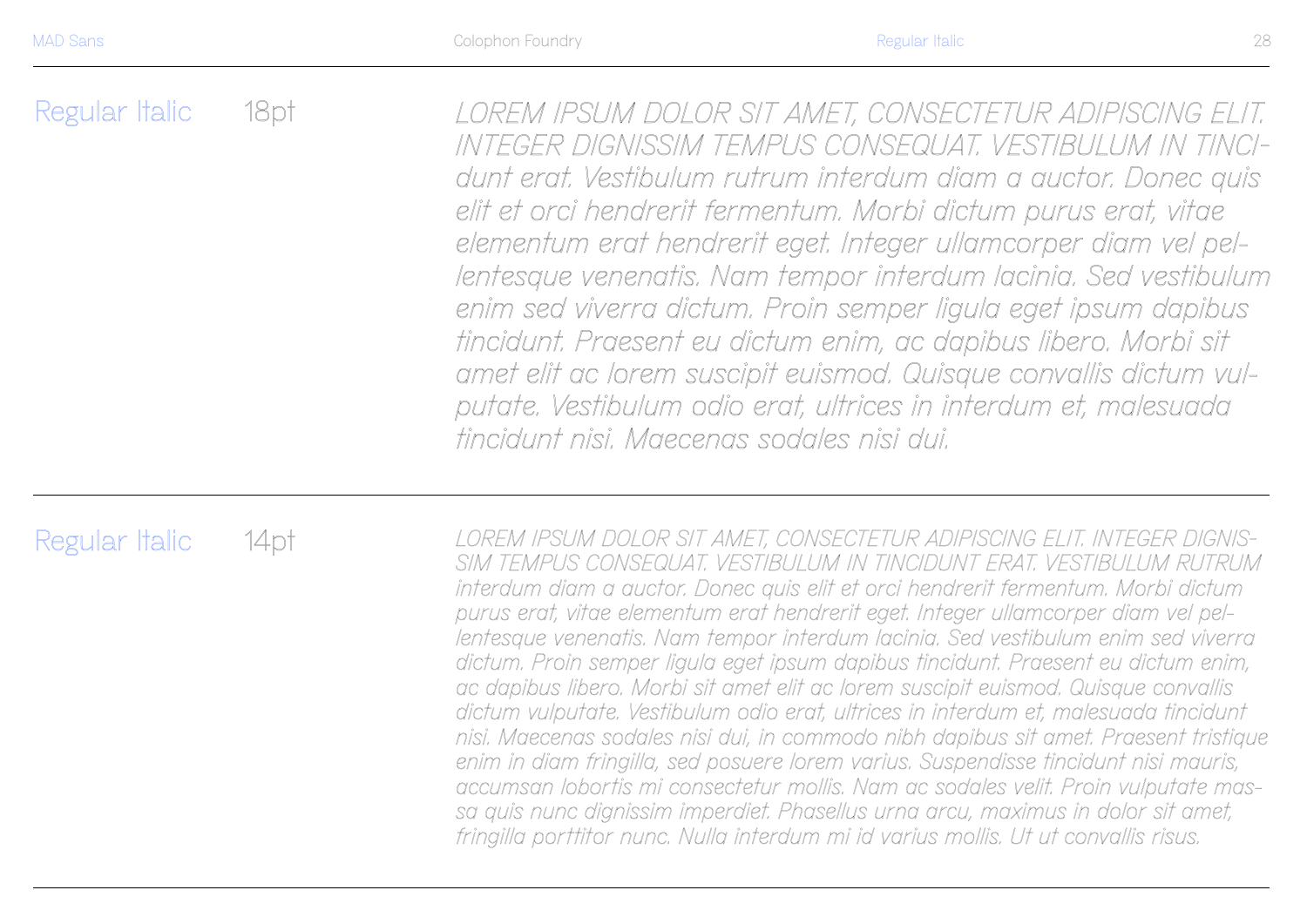Regular Italic 18pt

*LOREM IPSUM DOLOR SIT AMET, CONSECTETUR ADIPISCING ELIT. INTEGER DIGNISSIM TEMPUS CONSEQUAT. VESTIBULUM IN TINCI-dunt erat. Vestibulum rutrum interdum diam a auctor. Donec quis elit et orci hendrerit fermentum. Morbi dictum purus erat, vitae elementum erat hendrerit eget. Integer ullamcorper diam vel pel-lentesque venenatis. Nam tempor interdum lacinia. Sed vestibulum enim sed viverra dictum. Proin semper ligula eget ipsum dapibus tincidunt. Praesent eu dictum enim, ac dapibus libero. Morbi sit amet elit ac lorem suscipit euismod. Quisque convallis dictum vul-putate. Vestibulum odio erat, ultrices in interdum et, malesuada tincidunt nisi. Maecenas sodales nisi dui.*

Regular Italic 14pt

*LOREM IPSUM DOLOR SIT AMET, CONSECTETUR ADIPISCING ELIT. INTEGER DIGNIS-SIM TEMPUS CONSEQUAT. VESTIBULUM IN TINCIDUNT ERAT. VESTIBULUM RUTRUM interdum diam a auctor. Donec quis elit et orci hendrerit fermentum. Morbi dictum purus erat, vitae elementum erat hendrerit eget. Integer ullamcorper diam vel pel-lentesque venenatis. Nam tempor interdum lacinia. Sed vestibulum enim sed viverra dictum. Proin semper ligula eget ipsum dapibus tincidunt. Praesent eu dictum enim, ac dapibus libero. Morbi sit amet elit ac lorem suscipit euismod. Quisque convallis dictum vulputate. Vestibulum odio erat, ultrices in interdum et, malesuada tincidunt nisi. Maecenas sodales nisi dui, in commodo nibh dapibus sit amet. Praesent tristique enim in diam fringilla, sed posuere lorem varius. Suspendisse tincidunt nisi mauris, accumsan lobortis mi consectetur mollis. Nam ac sodales velit. Proin vulputate mas-sa quis nunc dignissim imperdiet. Phasellus urna arcu, maximus in dolor sit amet, fringilla porttitor nunc. Nulla interdum mi id varius mollis. Ut ut convallis risus.*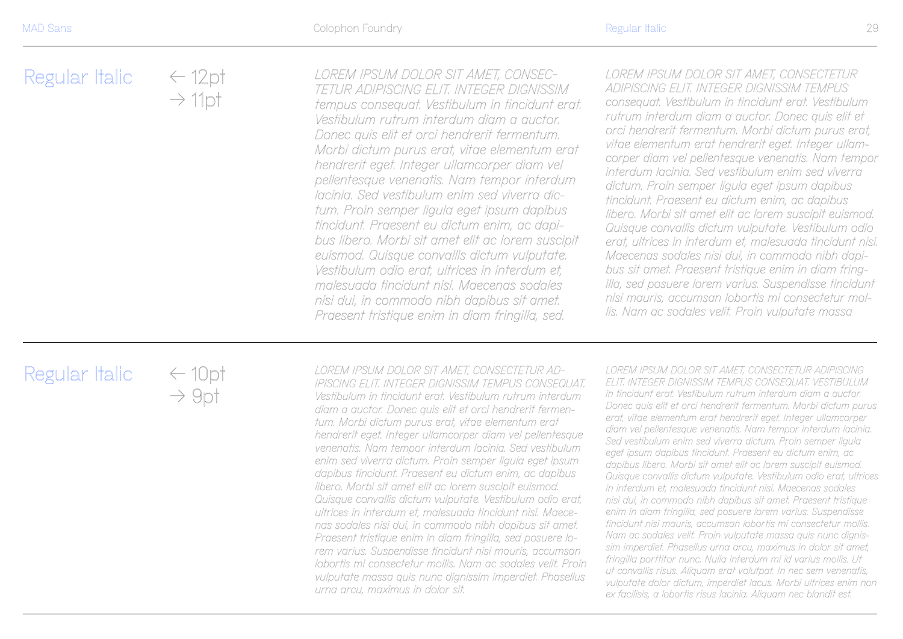## Regular Italic

← 12pt
→ 11pt

*LOREM IPSUM DOLOR SIT AMET, CONSEC-TETUR ADIPISCING ELIT. INTEGER DIGNISSIM tempus consequat. Vestibulum in tincidunt erat. Vestibulum rutrum interdum diam a auctor. Donec quis elit et orci hendrerit fermentum. Morbi dictum purus erat, vitae elementum erat hendrerit eget. Integer ullamcorper diam vel pellentesque venenatis. Nam tempor interdum lacinia. Sed vestibulum enim sed viverra dic-tum. Proin semper ligula eget ipsum dapibus tincidunt. Praesent eu dictum enim, ac dapi-bus libero. Morbi sit amet elit ac lorem suscipit euismod. Quisque convallis dictum vulputate. Vestibulum odio erat, ultrices in interdum et, malesuada tincidunt nisi. Maecenas sodales nisi dui, in commodo nibh dapibus sit amet. Praesent tristique enim in diam fringilla, sed.*

*LOREM IPSUM DOLOR SIT AMET, CONSECTETUR ADIPISCING ELIT. INTEGER DIGNISSIM TEMPUS consequat. Vestibulum in tincidunt erat. Vestibulum rutrum interdum diam a auctor. Donec quis elit et orci hendrerit fermentum. Morbi dictum purus erat, vitae elementum erat hendrerit eget. Integer ullam-corper diam vel pellentesque venenatis. Nam tempor interdum lacinia. Sed vestibulum enim sed viverra dictum. Proin semper ligula eget ipsum dapibus tincidunt. Praesent eu dictum enim, ac dapibus libero. Morbi sit amet elit ac lorem suscipit euismod. Quisque convallis dictum vulputate. Vestibulum odio erat, ultrices in interdum et, malesuada tincidunt nisi. Maecenas sodales nisi dui, in commodo nibh dapi-bus sit amet. Praesent tristique enim in diam fring-illa, sed posuere lorem varius. Suspendisse tincidunt nisi mauris, accumsan lobortis mi consectetur mol-lis. Nam ac sodales velit. Proin vulputate massa*

## Regular Italic

← 10pt
→ 9pt

*LOREM IPSUM DOLOR SIT AMET, CONSECTETUR AD-IPISCING ELIT. INTEGER DIGNISSIM TEMPUS CONSEQUAT. Vestibulum in tincidunt erat. Vestibulum rutrum interdum diam a auctor. Donec quis elit et orci hendrerit fermen-tum. Morbi dictum purus erat, vitae elementum erat hendrerit eget. Integer ullamcorper diam vel pellentesque venenatis. Nam tempor interdum lacinia. Sed vestibulum enim sed viverra dictum. Proin semper ligula eget ipsum dapibus tincidunt. Praesent eu dictum enim, ac dapibus libero. Morbi sit amet elit ac lorem suscipit euismod. Quisque convallis dictum vulputate. Vestibulum odio erat, ultrices in interdum et, malesuada tincidunt nisi. Maece-nas sodales nisi dui, in commodo nibh dapibus sit amet. Praesent tristique enim in diam fringilla, sed posuere lo-rem varius. Suspendisse tincidunt nisi mauris, accumsan lobortis mi consectetur mollis. Nam ac sodales velit. Proin vulputate massa quis nunc dignissim imperdiet. Phasellus urna arcu, maximus in dolor sit.*

*LOREM IPSUM DOLOR SIT AMET, CONSECTETUR ADIPISCING ELIT. INTEGER DIGNISSIM TEMPUS CONSEQUAT. VESTIBULUM in tincidunt erat. Vestibulum rutrum interdum diam a auctor. Donec quis elit et orci hendrerit fermentum. Morbi dictum purus erat, vitae elementum erat hendrerit eget. Integer ullamcorper diam vel pellentesque venenatis. Nam tempor interdum lacinia. Sed vestibulum enim sed viverra dictum. Proin semper ligula eget ipsum dapibus tincidunt. Praesent eu dictum enim, ac dapibus libero. Morbi sit amet elit ac lorem suscipit euismod. Quisque convallis dictum vulputate. Vestibulum odio erat, ultrices in interdum et, malesuada tincidunt nisi. Maecenas sodales nisi dui, in commodo nibh dapibus sit amet. Praesent tristique enim in diam fringilla, sed posuere lorem varius. Suspendisse tincidunt nisi mauris, accumsan lobortis mi consectetur mollis. Nam ac sodales velit. Proin vulputate massa quis nunc dignis-sim imperdiet. Phasellus urna arcu, maximus in dolor sit amet, fringilla porttitor nunc. Nulla interdum mi id varius mollis. Ut ut convallis risus. Aliquam erat volutpat. In nec sem venenatis, vulputate dolor dictum, imperdiet lacus. Morbi ultrices enim non ex facilisis, a lobortis risus lacinia. Aliquam nec blandit est.*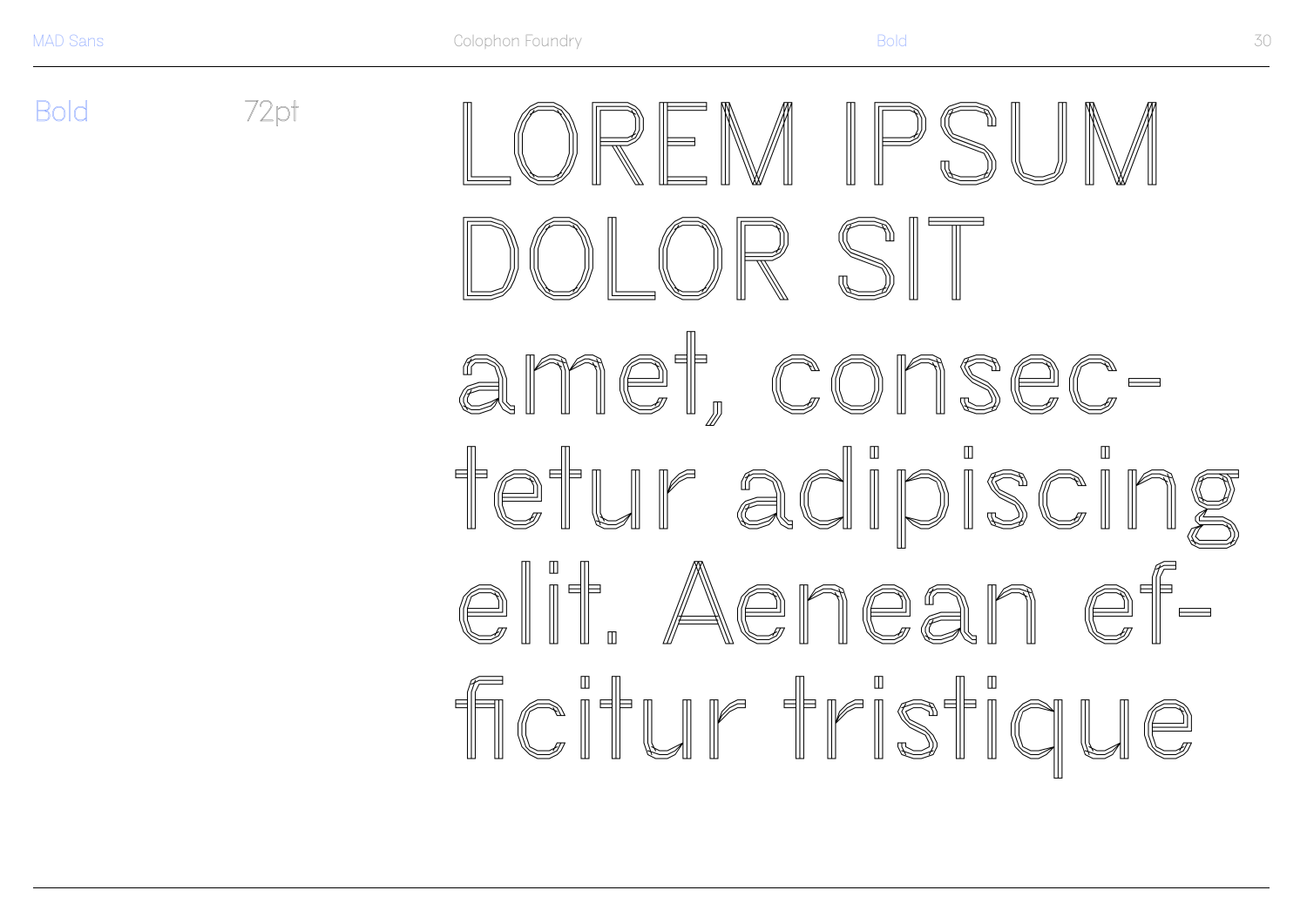Bold 72pt

LOREM IPSUM DOLOR SIT amet, consec-tetur adipiscing elit. Aenean ef-ficitur tristique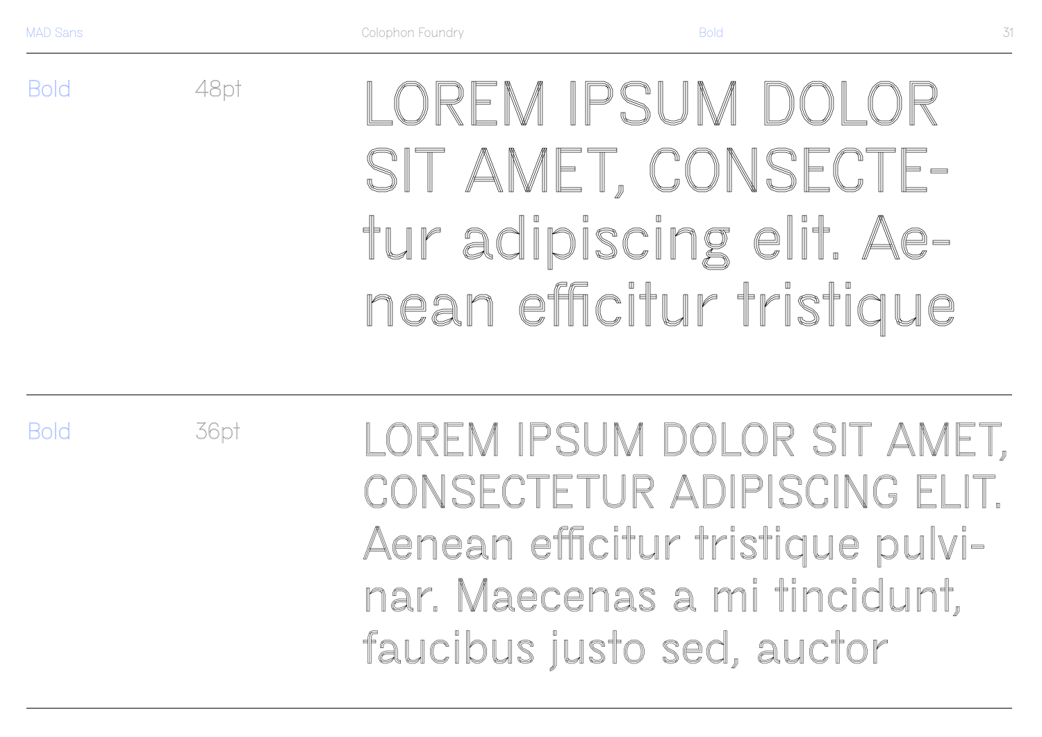Bold 48pt

LOREM IPSUM DOLOR SIT AMET, CONSECTE-tur adipiscing elit. Ae-nean efficitur tristique

Bold 36pt

LOREM IPSUM DOLOR SIT AMET, CONSECTETUR ADIPISCING ELIT. Aenean efficitur tristique pulvi-nar. Maecenas a mi tincidunt, faucibus justo sed, auctor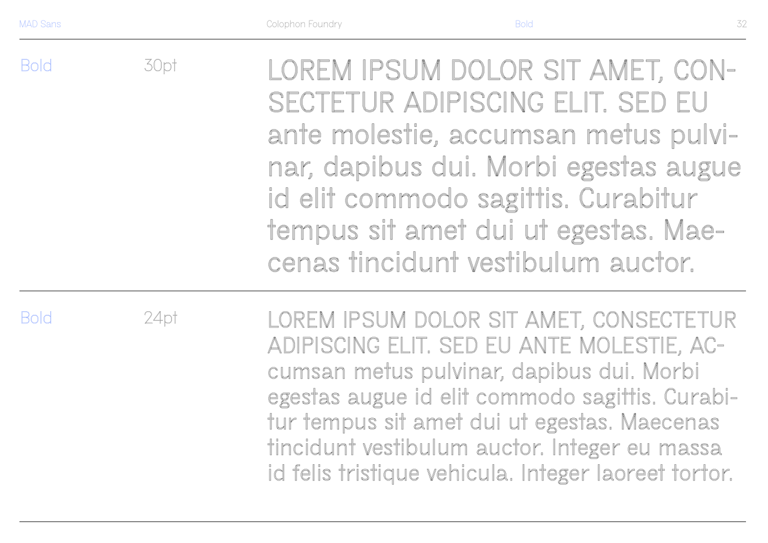Bold 30pt

LOREM IPSUM DOLOR SIT AMET, CON-SECTETUR ADIPISCING ELIT. SED EU ante molestie, accumsan metus pulvi-nar, dapibus dui. Morbi egestas augue id elit commodo sagittis. Curabitur tempus sit amet dui ut egestas. Mae-cenas tincidunt vestibulum auctor.

---

Bold 24pt

LOREM IPSUM DOLOR SIT AMET, CONSECTETUR ADIPISCING ELIT. SED EU ANTE MOLESTIE, AC-cumsan metus pulvinar, dapibus dui. Morbi egestas augue id elit commodo sagittis. Curabi-tur tempus sit amet dui ut egestas. Maecenas tincidunt vestibulum auctor. Integer eu massa id felis tristique vehicula. Integer laoreet tortor.

---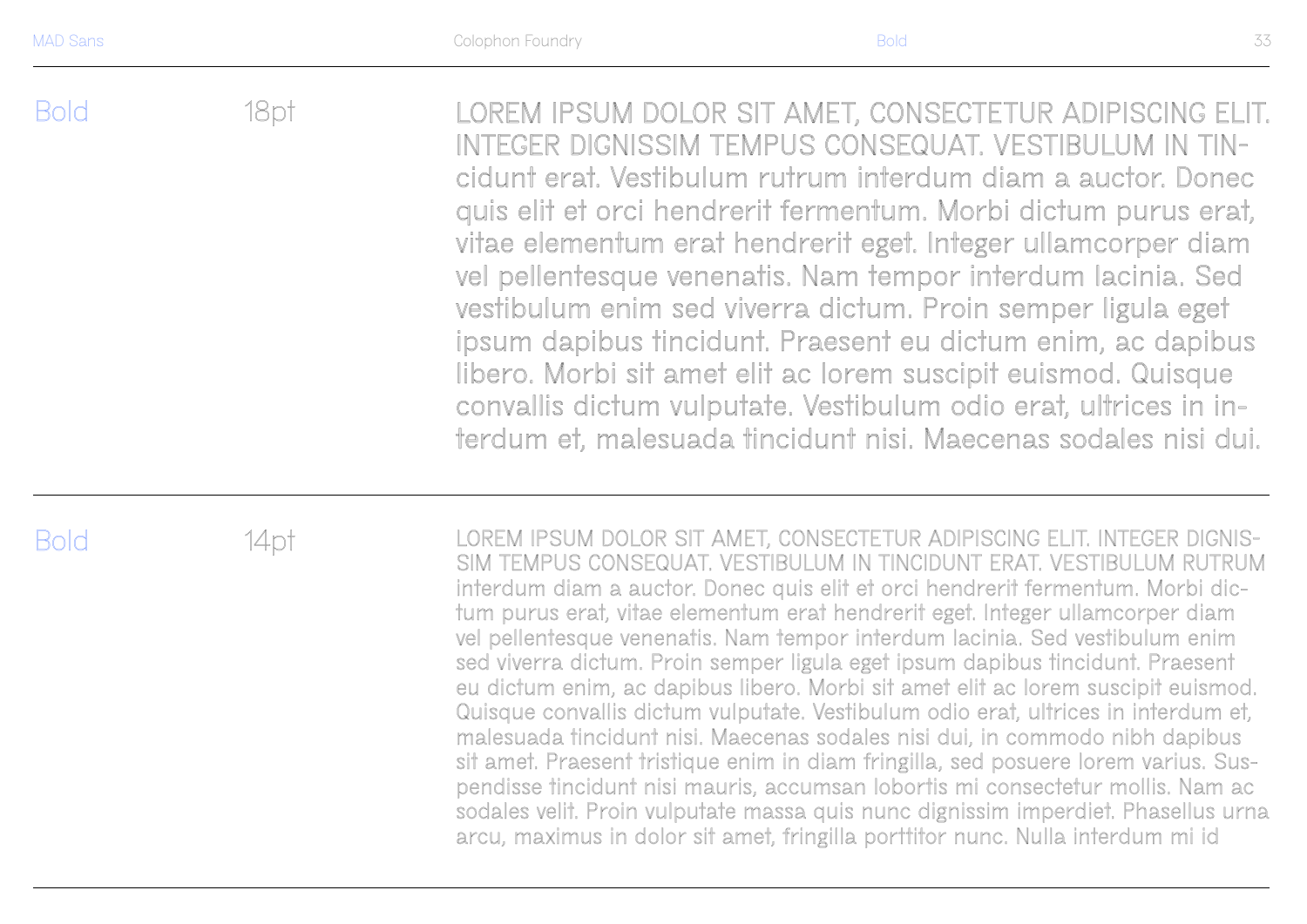Bold 18pt

LOREM IPSUM DOLOR SIT AMET, CONSECTETUR ADIPISCING ELIT. INTEGER DIGNISSIM TEMPUS CONSEQUAT. VESTIBULUM IN TIN-cidunt erat. Vestibulum rutrum interdum diam a auctor. Donec quis elit et orci hendrerit fermentum. Morbi dictum purus erat, vitae elementum erat hendrerit eget. Integer ullamcorper diam vel pellentesque venenatis. Nam tempor interdum lacinia. Sed vestibulum enim sed viverra dictum. Proin semper ligula eget ipsum dapibus tincidunt. Praesent eu dictum enim, ac dapibus libero. Morbi sit amet elit ac lorem suscipit euismod. Quisque convallis dictum vulputate. Vestibulum odio erat, ultrices in in-terdum et, malesuada tincidunt nisi. Maecenas sodales nisi dui.

---

Bold 14pt

LOREM IPSUM DOLOR SIT AMET, CONSECTETUR ADIPISCING ELIT. INTEGER DIGNIS-SIM TEMPUS CONSEQUAT. VESTIBULUM IN TINCIDUNT ERAT. VESTIBULUM RUTRUM interdum diam a auctor. Donec quis elit et orci hendrerit fermentum. Morbi dic-tum purus erat, vitae elementum erat hendrerit eget. Integer ullamcorper diam vel pellentesque venenatis. Nam tempor interdum lacinia. Sed vestibulum enim sed viverra dictum. Proin semper ligula eget ipsum dapibus tincidunt. Praesent eu dictum enim, ac dapibus libero. Morbi sit amet elit ac lorem suscipit euismod. Quisque convallis dictum vulputate. Vestibulum odio erat, ultrices in interdum et, malesuada tincidunt nisi. Maecenas sodales nisi dui, in commodo nibh dapibus sit amet. Praesent tristique enim in diam fringilla, sed posuere lorem varius. Sus-pendisse tincidunt nisi mauris, accumsan lobortis mi consectetur mollis. Nam ac sodales velit. Proin vulputate massa quis nunc dignissim imperdiet. Phasellus urna arcu, maximus in dolor sit amet, fringilla porttitor nunc. Nulla interdum mi id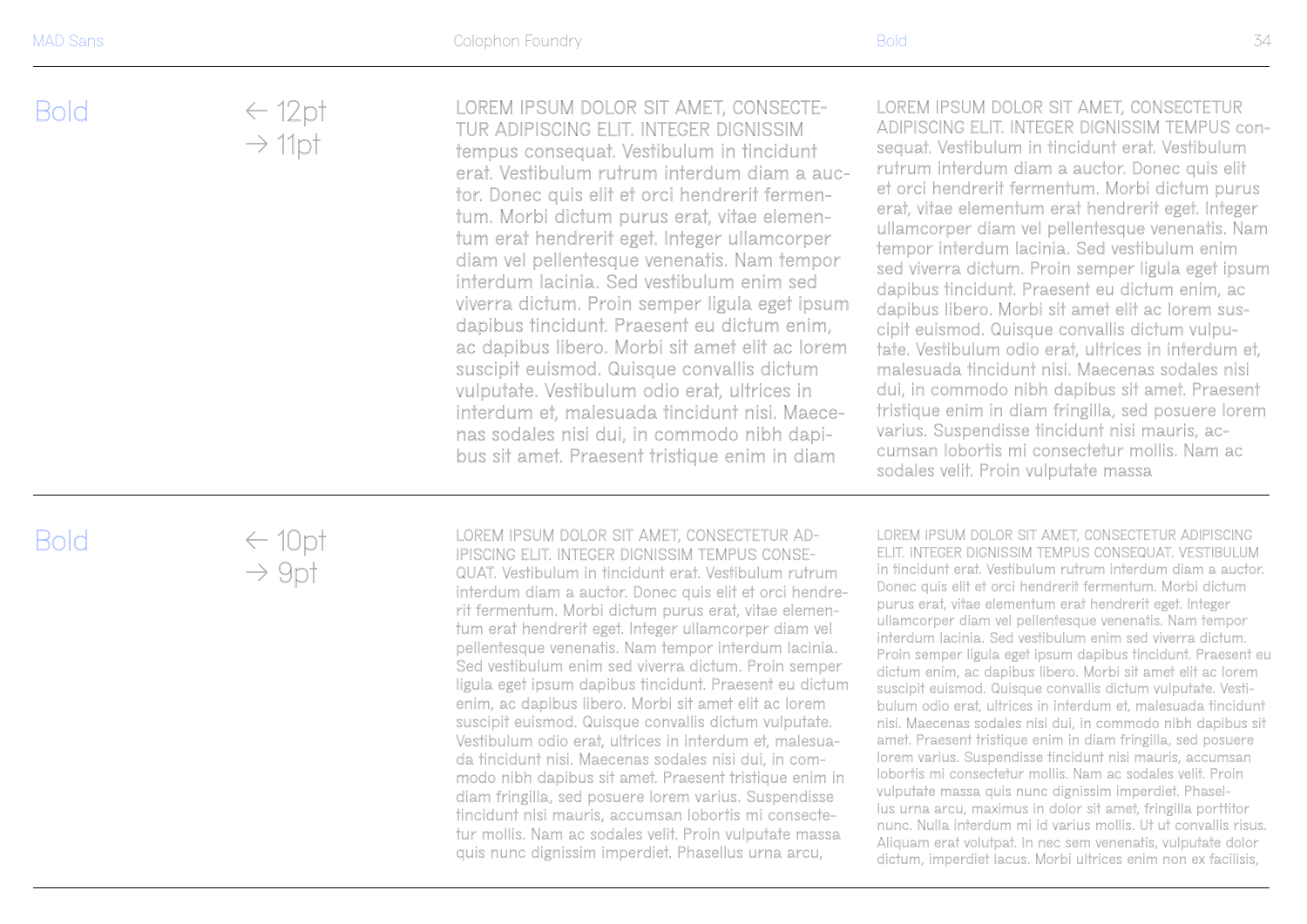## Bold

← 12pt
→ 11pt

LOREM IPSUM DOLOR SIT AMET, CONSECTETUR ADIPISCING ELIT. INTEGER DIGNISSIM tempus consequat. Vestibulum in tincidunt erat. Vestibulum rutrum interdum diam a auctor. Donec quis elit et orci hendrerit fermentum. Morbi dictum purus erat, vitae elementum erat hendrerit eget. Integer ullamcorper diam vel pellentesque venenatis. Nam tempor interdum lacinia. Sed vestibulum enim sed viverra dictum. Proin semper ligula eget ipsum dapibus tincidunt. Praesent eu dictum enim, ac dapibus libero. Morbi sit amet elit ac lorem suscipit euismod. Quisque convallis dictum vulputate. Vestibulum odio erat, ultrices in interdum et, malesuada tincidunt nisi. Maecenas sodales nisi dui, in commodo nibh dapibus sit amet. Praesent tristique enim in diam

LOREM IPSUM DOLOR SIT AMET, CONSECTETUR ADIPISCING ELIT. INTEGER DIGNISSIM TEMPUS consequat. Vestibulum in tincidunt erat. Vestibulum rutrum interdum diam a auctor. Donec quis elit et orci hendrerit fermentum. Morbi dictum purus erat, vitae elementum erat hendrerit eget. Integer ullamcorper diam vel pellentesque venenatis. Nam tempor interdum lacinia. Sed vestibulum enim sed viverra dictum. Proin semper ligula eget ipsum dapibus tincidunt. Praesent eu dictum enim, ac dapibus libero. Morbi sit amet elit ac lorem suscipit euismod. Quisque convallis dictum vulputate. Vestibulum odio erat, ultrices in interdum et, malesuada tincidunt nisi. Maecenas sodales nisi dui, in commodo nibh dapibus sit amet. Praesent tristique enim in diam fringilla, sed posuere lorem varius. Suspendisse tincidunt nisi mauris, accumsan lobortis mi consectetur mollis. Nam ac sodales velit. Proin vulputate massa

## Bold

← 10pt
→ 9pt

LOREM IPSUM DOLOR SIT AMET, CONSECTETUR ADIPISCING ELIT. INTEGER DIGNISSIM TEMPUS CONSEQUAT. Vestibulum in tincidunt erat. Vestibulum rutrum interdum diam a auctor. Donec quis elit et orci hendrerit fermentum. Morbi dictum purus erat, vitae elementum erat hendrerit eget. Integer ullamcorper diam vel pellentesque venenatis. Nam tempor interdum lacinia. Sed vestibulum enim sed viverra dictum. Proin semper ligula eget ipsum dapibus tincidunt. Praesent eu dictum enim, ac dapibus libero. Morbi sit amet elit ac lorem suscipit euismod. Quisque convallis dictum vulputate. Vestibulum odio erat, ultrices in interdum et, malesuada tincidunt nisi. Maecenas sodales nisi dui, in commodo nibh dapibus sit amet. Praesent tristique enim in diam fringilla, sed posuere lorem varius. Suspendisse tincidunt nisi mauris, accumsan lobortis mi consectetur mollis. Nam ac sodales velit. Proin vulputate massa quis nunc dignissim imperdiet. Phasellus urna arcu,

LOREM IPSUM DOLOR SIT AMET, CONSECTETUR ADIPISCING ELIT. INTEGER DIGNISSIM TEMPUS CONSEQUAT. VESTIBULUM in tincidunt erat. Vestibulum rutrum interdum diam a auctor. Donec quis elit et orci hendrerit fermentum. Morbi dictum purus erat, vitae elementum erat hendrerit eget. Integer ullamcorper diam vel pellentesque venenatis. Nam tempor interdum lacinia. Sed vestibulum enim sed viverra dictum. Proin semper ligula eget ipsum dapibus tincidunt. Praesent eu dictum enim, ac dapibus libero. Morbi sit amet elit ac lorem suscipit euismod. Quisque convallis dictum vulputate. Vestibulum odio erat, ultrices in interdum et, malesuada tincidunt nisi. Maecenas sodales nisi dui, in commodo nibh dapibus sit amet. Praesent tristique enim in diam fringilla, sed posuere lorem varius. Suspendisse tincidunt nisi mauris, accumsan lobortis mi consectetur mollis. Nam ac sodales velit. Proin vulputate massa quis nunc dignissim imperdiet. Phasellus urna arcu, maximus in dolor sit amet, fringilla porttitor nunc. Nulla interdum mi id varius mollis. Ut ut convallis risus. Aliquam erat volutpat. In nec sem venenatis, vulputate dolor dictum, imperdiet lacus. Morbi ultrices enim non ex facilisis,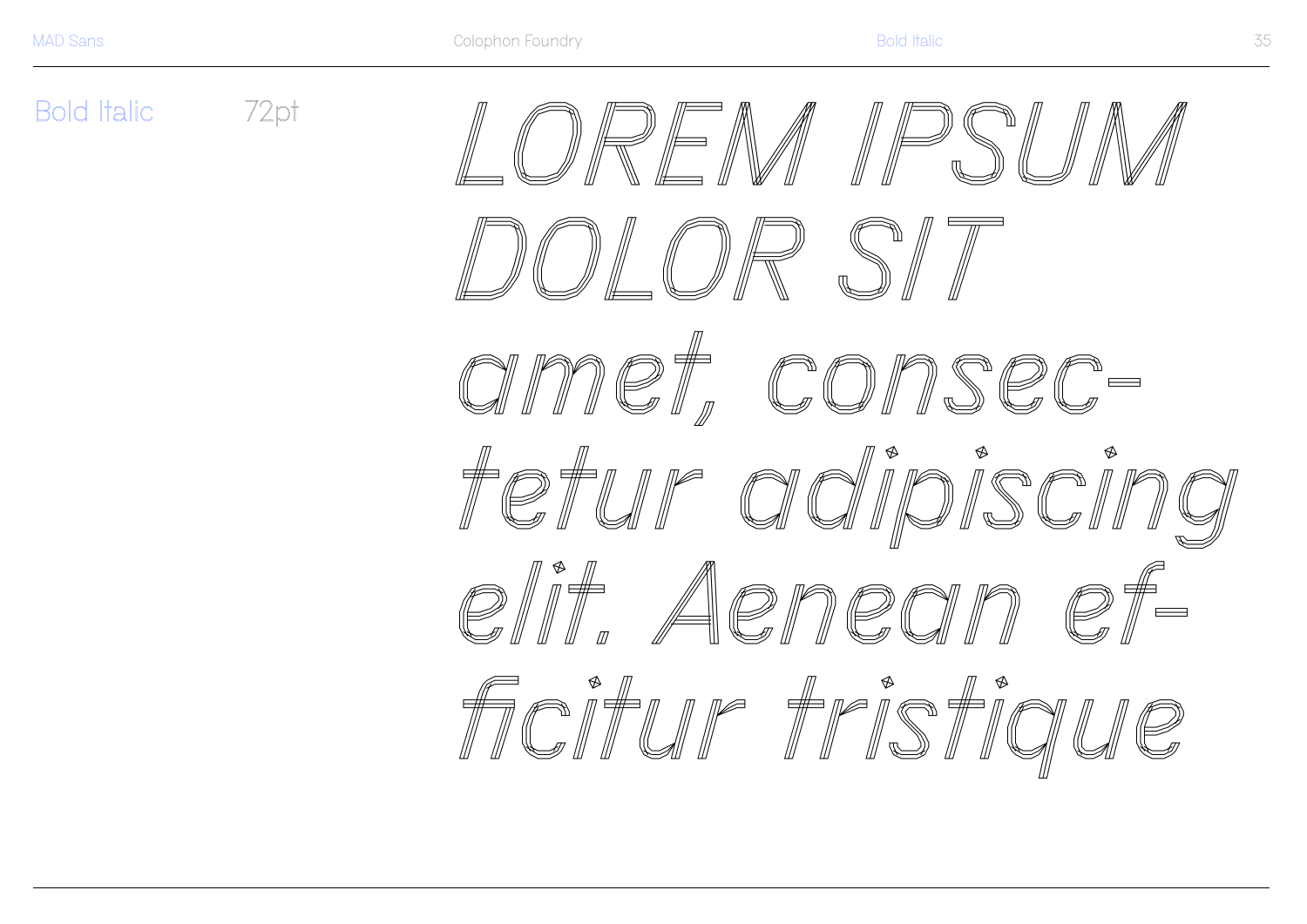Bold Italic 72pt

*LOREM IPSUM DOLOR SIT amet, consec-tetur adipiscing elit. Aenean ef-ficitur tristique*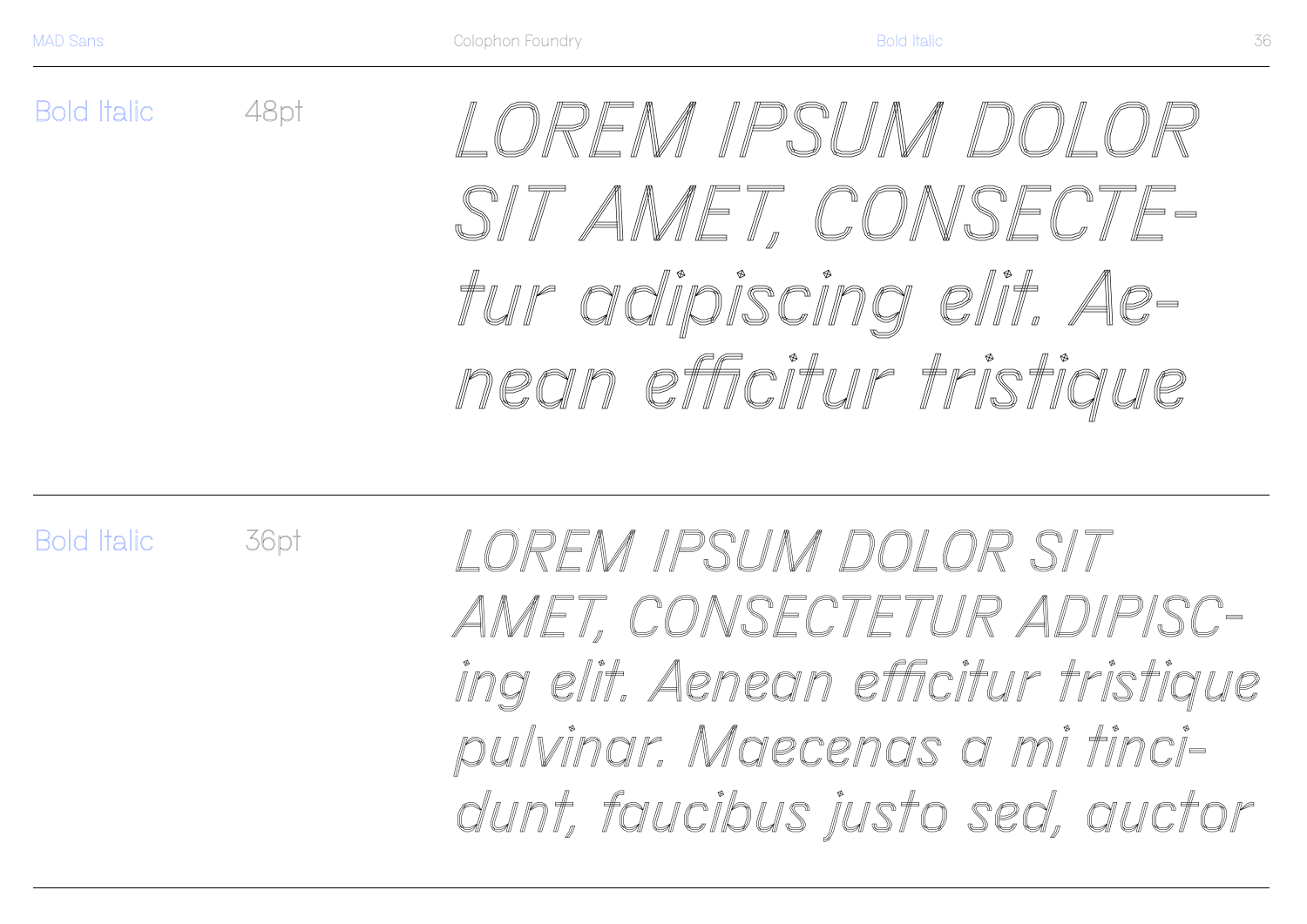Bold Italic 48pt

*LOREM IPSUM DOLOR SIT AMET, CONSECTE-tur adipiscing elit. Ae-nean efficitur tristique*

Bold Italic 36pt

*LOREM IPSUM DOLOR SIT AMET, CONSECTETUR ADIPISC-ing elit. Aenean efficitur tristique pulvinar. Maecenas a mi tinci-dunt, faucibus justo sed, auctor*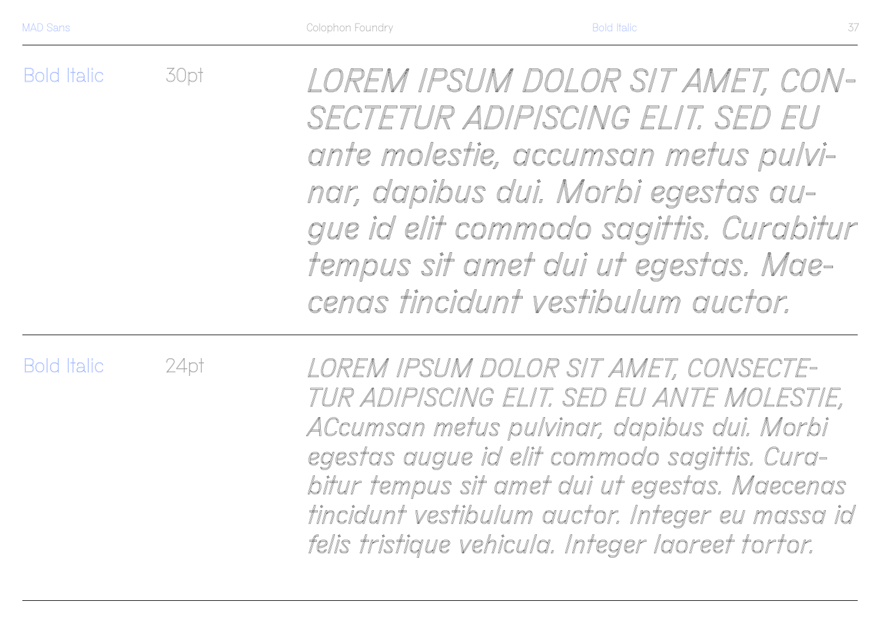Bold Italic 30pt

*LOREM IPSUM DOLOR SIT AMET, CON-SECTETUR ADIPISCING ELIT. SED EU ante molestie, accumsan metus pulvi-nar, dapibus dui. Morbi egestas au-gue id elit commodo sagittis. Curabitur tempus sit amet dui ut egestas. Mae-cenas tincidunt vestibulum auctor.*

---

Bold Italic 24pt

*LOREM IPSUM DOLOR SIT AMET, CONSECTE-TUR ADIPISCING ELIT. SED EU ANTE MOLESTIE, ACcumsan metus pulvinar, dapibus dui. Morbi egestas augue id elit commodo sagittis. Cura-bitur tempus sit amet dui ut egestas. Maecenas tincidunt vestibulum auctor. Integer eu massa id felis tristique vehicula. Integer laoreet tortor.*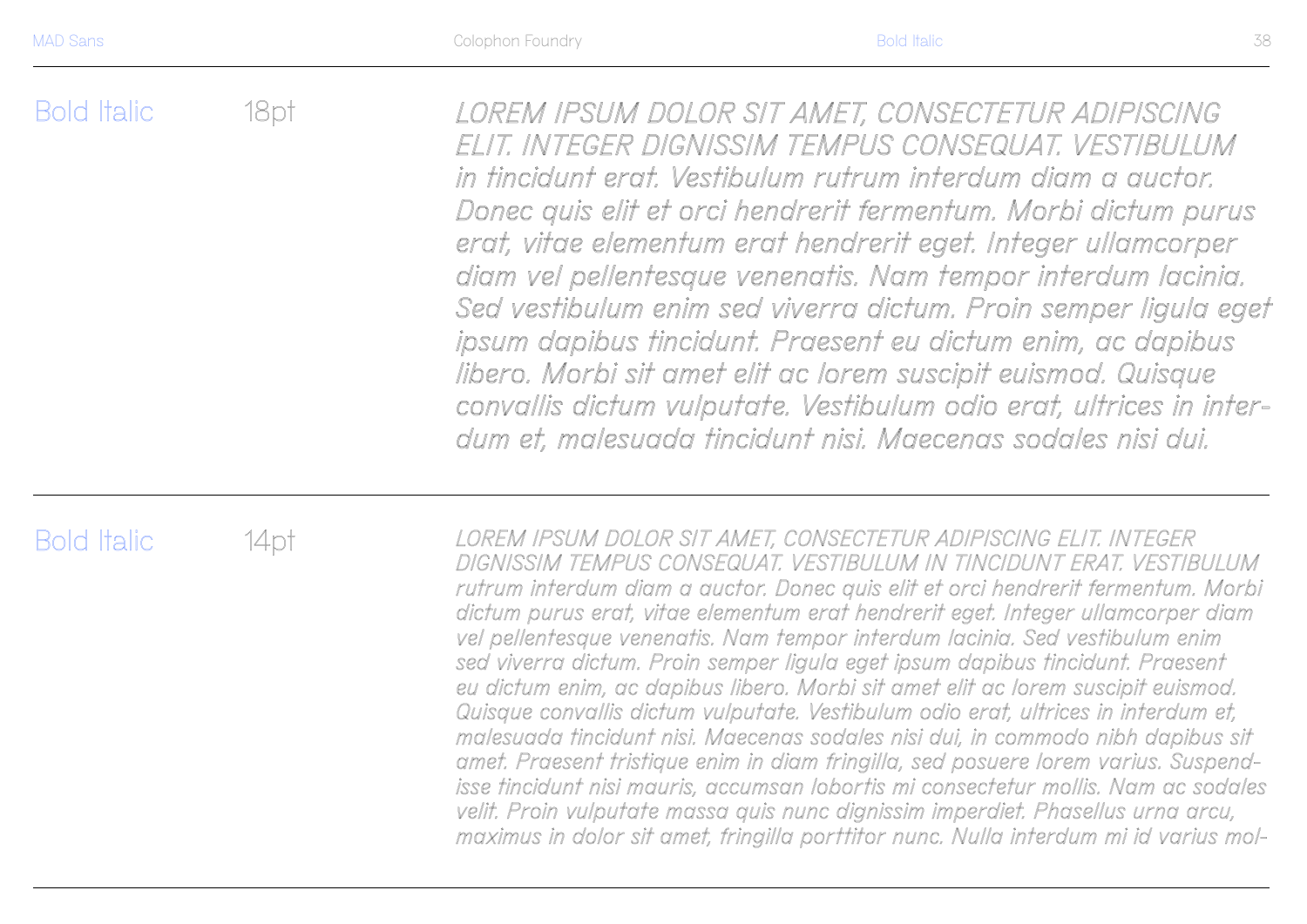Bold Italic 18pt

*LOREM IPSUM DOLOR SIT AMET, CONSECTETUR ADIPISCING ELIT. INTEGER DIGNISSIM TEMPUS CONSEQUAT. VESTIBULUM in tincidunt erat. Vestibulum rutrum interdum diam a auctor. Donec quis elit et orci hendrerit fermentum. Morbi dictum purus erat, vitae elementum erat hendrerit eget. Integer ullamcorper diam vel pellentesque venenatis. Nam tempor interdum lacinia. Sed vestibulum enim sed viverra dictum. Proin semper ligula eget ipsum dapibus tincidunt. Praesent eu dictum enim, ac dapibus libero. Morbi sit amet elit ac lorem suscipit euismod. Quisque convallis dictum vulputate. Vestibulum odio erat, ultrices in interdum et, malesuada tincidunt nisi. Maecenas sodales nisi dui.*

Bold Italic 14pt

*LOREM IPSUM DOLOR SIT AMET, CONSECTETUR ADIPISCING ELIT. INTEGER DIGNISSIM TEMPUS CONSEQUAT. VESTIBULUM IN TINCIDUNT ERAT. VESTIBULUM rutrum interdum diam a auctor. Donec quis elit et orci hendrerit fermentum. Morbi dictum purus erat, vitae elementum erat hendrerit eget. Integer ullamcorper diam vel pellentesque venenatis. Nam tempor interdum lacinia. Sed vestibulum enim sed viverra dictum. Proin semper ligula eget ipsum dapibus tincidunt. Praesent eu dictum enim, ac dapibus libero. Morbi sit amet elit ac lorem suscipit euismod. Quisque convallis dictum vulputate. Vestibulum odio erat, ultrices in interdum et, malesuada tincidunt nisi. Maecenas sodales nisi dui, in commodo nibh dapibus sit amet. Praesent tristique enim in diam fringilla, sed posuere lorem varius. Suspendisse tincidunt nisi mauris, accumsan lobortis mi consectetur mollis. Nam ac sodales velit. Proin vulputate massa quis nunc dignissim imperdiet. Phasellus urna arcu, maximus in dolor sit amet, fringilla porttitor nunc. Nulla interdum mi id varius mol-*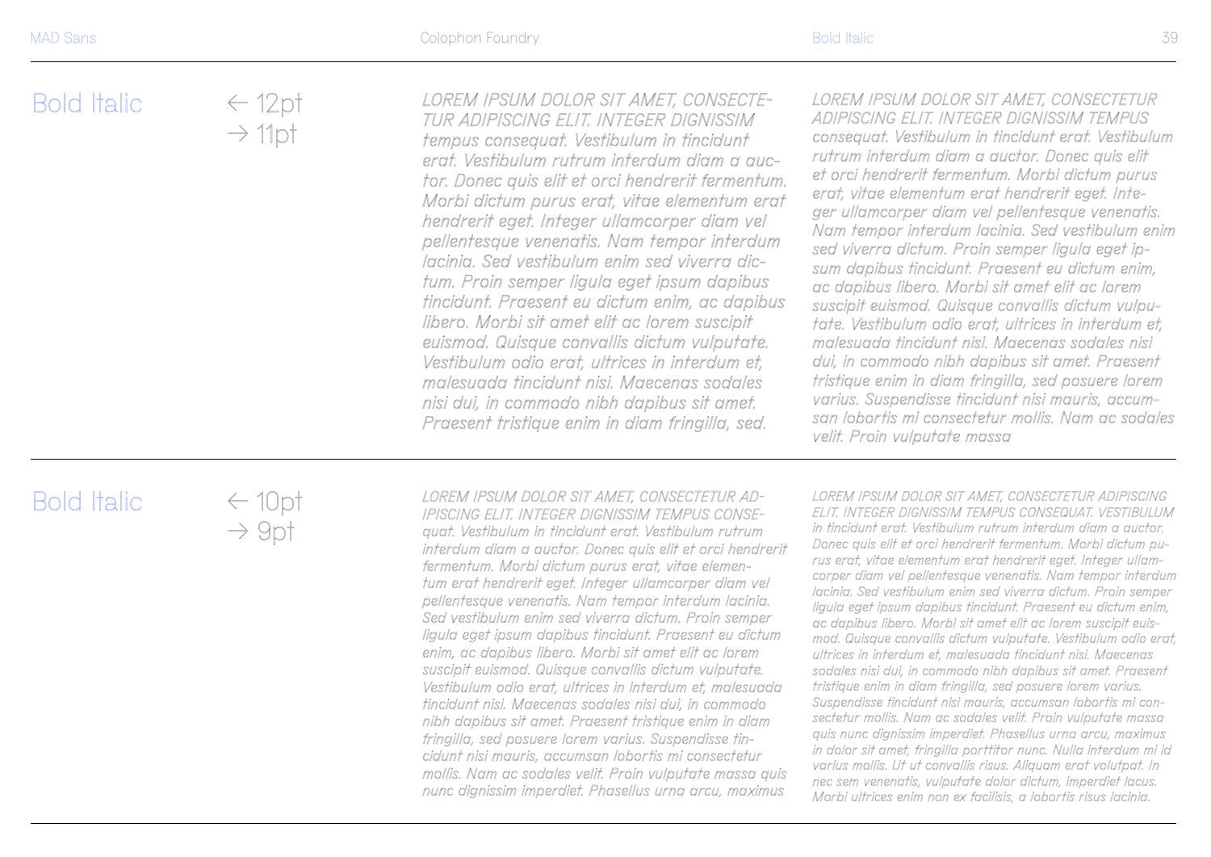## Bold Italic

← 12pt
→ 11pt

*LOREM IPSUM DOLOR SIT AMET, CONSECTETUR ADIPISCING ELIT. INTEGER DIGNISSIM tempus consequat. Vestibulum in tincidunt erat. Vestibulum rutrum interdum diam a auctor. Donec quis elit et orci hendrerit fermentum. Morbi dictum purus erat, vitae elementum erat hendrerit eget. Integer ullamcorper diam vel pellentesque venenatis. Nam tempor interdum lacinia. Sed vestibulum enim sed viverra dictum. Proin semper ligula eget ipsum dapibus tincidunt. Praesent eu dictum enim, ac dapibus libero. Morbi sit amet elit ac lorem suscipit euismod. Quisque convallis dictum vulputate. Vestibulum odio erat, ultrices in interdum et, malesuada tincidunt nisi. Maecenas sodales nisi dui, in commodo nibh dapibus sit amet. Praesent tristique enim in diam fringilla, sed.*

*LOREM IPSUM DOLOR SIT AMET, CONSECTETUR ADIPISCING ELIT. INTEGER DIGNISSIM TEMPUS consequat. Vestibulum in tincidunt erat. Vestibulum rutrum interdum diam a auctor. Donec quis elit et orci hendrerit fermentum. Morbi dictum purus erat, vitae elementum erat hendrerit eget. Integer ullamcorper diam vel pellentesque venenatis. Nam tempor interdum lacinia. Sed vestibulum enim sed viverra dictum. Proin semper ligula eget ipsum dapibus tincidunt. Praesent eu dictum enim, ac dapibus libero. Morbi sit amet elit ac lorem suscipit euismod. Quisque convallis dictum vulputate. Vestibulum odio erat, ultrices in interdum et, malesuada tincidunt nisi. Maecenas sodales nisi dui, in commodo nibh dapibus sit amet. Praesent tristique enim in diam fringilla, sed posuere lorem varius. Suspendisse tincidunt nisi mauris, accumsan lobortis mi consectetur mollis. Nam ac sodales velit. Proin vulputate massa*

## Bold Italic

← 10pt
→ 9pt

*LOREM IPSUM DOLOR SIT AMET, CONSECTETUR ADIPISCING ELIT. INTEGER DIGNISSIM TEMPUS CONSEquat. Vestibulum in tincidunt erat. Vestibulum rutrum interdum diam a auctor. Donec quis elit et orci hendrerit fermentum. Morbi dictum purus erat, vitae elementum erat hendrerit eget. Integer ullamcorper diam vel pellentesque venenatis. Nam tempor interdum lacinia. Sed vestibulum enim sed viverra dictum. Proin semper ligula eget ipsum dapibus tincidunt. Praesent eu dictum enim, ac dapibus libero. Morbi sit amet elit ac lorem suscipit euismod. Quisque convallis dictum vulputate. Vestibulum odio erat, ultrices in interdum et, malesuada tincidunt nisi. Maecenas sodales nisi dui, in commodo nibh dapibus sit amet. Praesent tristique enim in diam fringilla, sed posuere lorem varius. Suspendisse tincidunt nisi mauris, accumsan lobortis mi consectetur mollis. Nam ac sodales velit. Proin vulputate massa quis nunc dignissim imperdiet. Phasellus urna arcu, maximus*

*LOREM IPSUM DOLOR SIT AMET, CONSECTETUR ADIPISCING ELIT. INTEGER DIGNISSIM TEMPUS CONSEQUAT. VESTIBULUM in tincidunt erat. Vestibulum rutrum interdum diam a auctor. Donec quis elit et orci hendrerit fermentum. Morbi dictum purus erat, vitae elementum erat hendrerit eget. Integer ullamcorper diam vel pellentesque venenatis. Nam tempor interdum lacinia. Sed vestibulum enim sed viverra dictum. Proin semper ligula eget ipsum dapibus tincidunt. Praesent eu dictum enim, ac dapibus libero. Morbi sit amet elit ac lorem suscipit euismod. Quisque convallis dictum vulputate. Vestibulum odio erat, ultrices in interdum et, malesuada tincidunt nisi. Maecenas sodales nisi dui, in commodo nibh dapibus sit amet. Praesent tristique enim in diam fringilla, sed posuere lorem varius. Suspendisse tincidunt nisi mauris, accumsan lobortis mi consectetur mollis. Nam ac sodales velit. Proin vulputate massa quis nunc dignissim imperdiet. Phasellus urna arcu, maximus in dolor sit amet, fringilla porttitor nunc. Nulla interdum mi id varius mollis. Ut ut convallis risus. Aliquam erat volutpat. In nec sem venenatis, vulputate dolor dictum, imperdiet lacus. Morbi ultrices enim non ex facilisis, a lobortis risus lacinia.*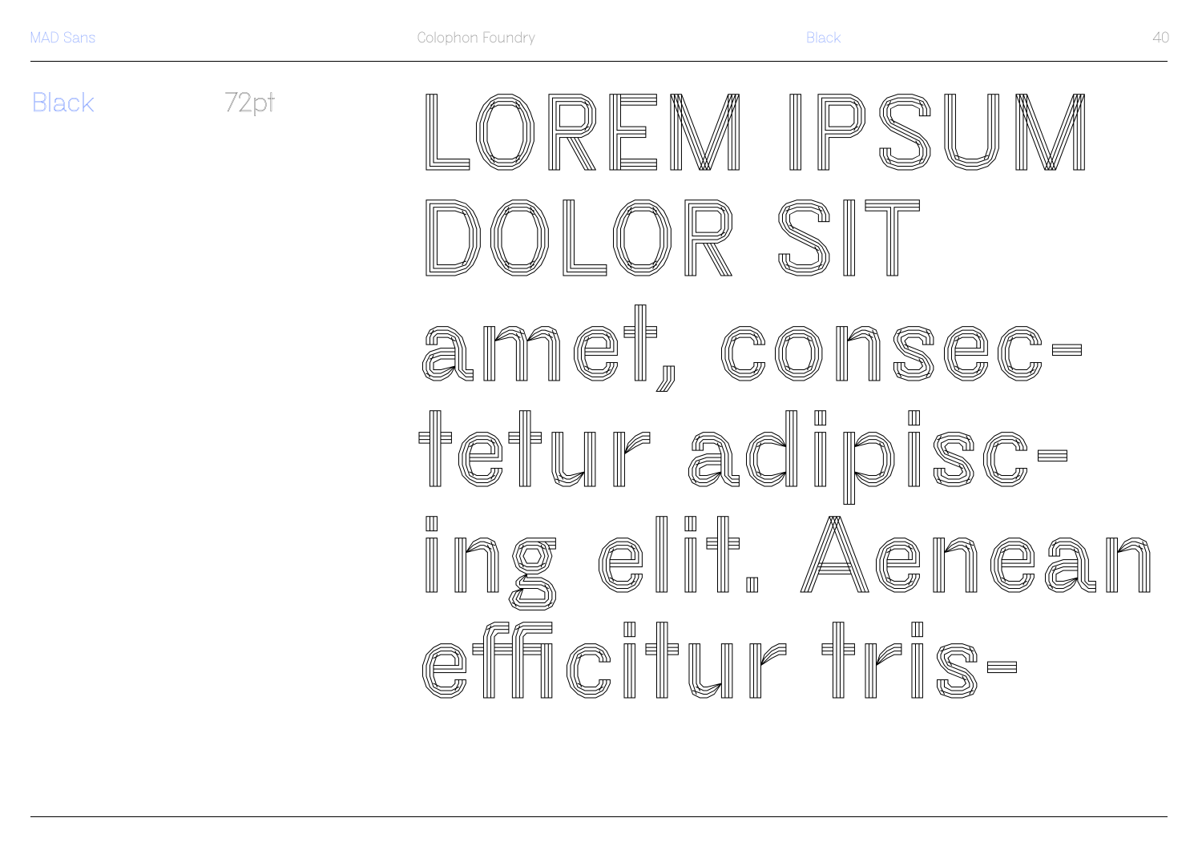Black 72pt

LOREM IPSUM DOLOR SIT amet, consec-tetur adipisc-ing elit. Aenean efficitur tris-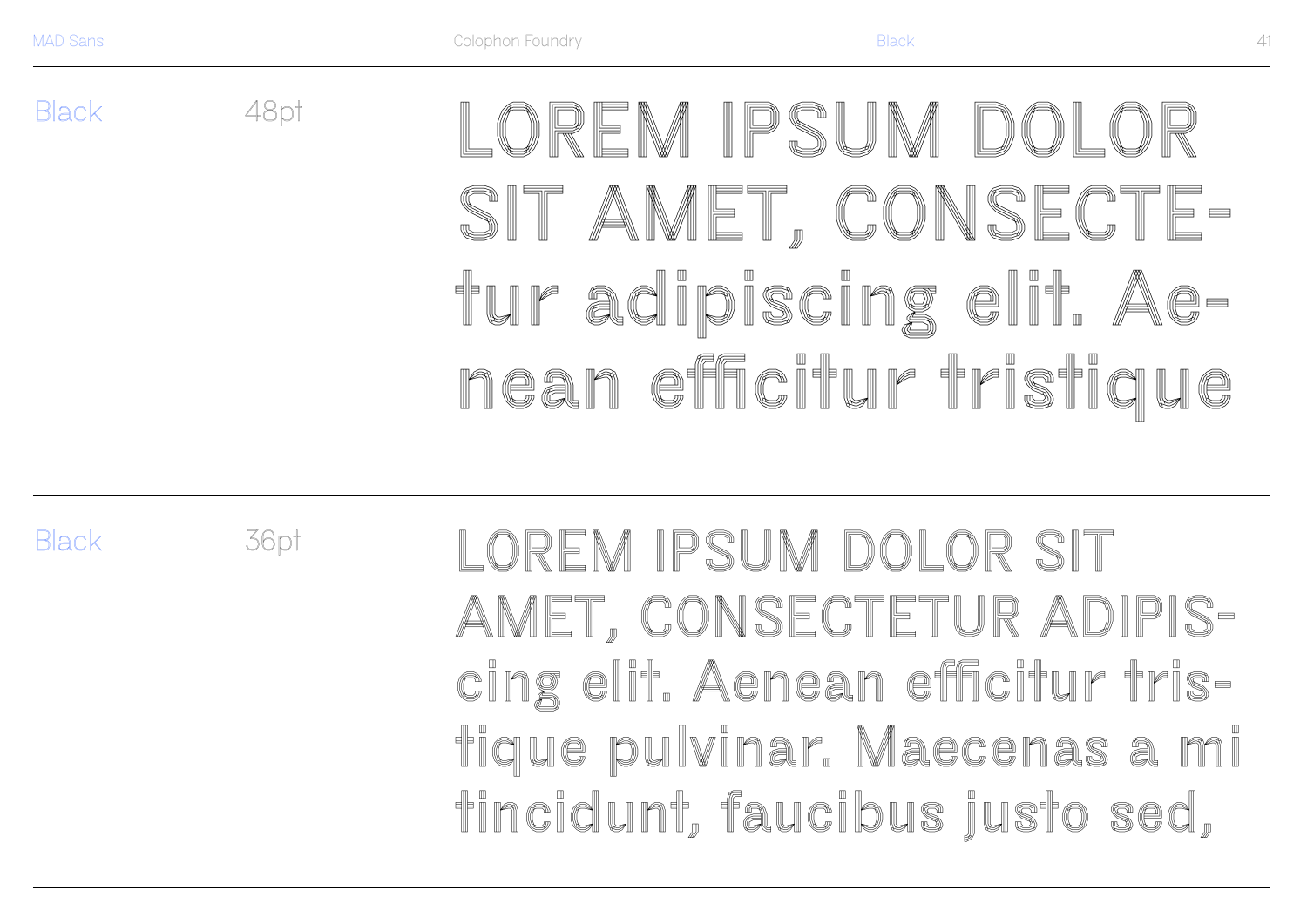Black 48pt

LOREM IPSUM DOLOR SIT AMET, CONSECTE-tur adipiscing elit. Ae-nean efficitur tristique

Black 36pt

LOREM IPSUM DOLOR SIT AMET, CONSECTETUR ADIPIS-cing elit. Aenean efficitur tris-tique pulvinar. Maecenas a mi tincidunt, faucibus justo sed,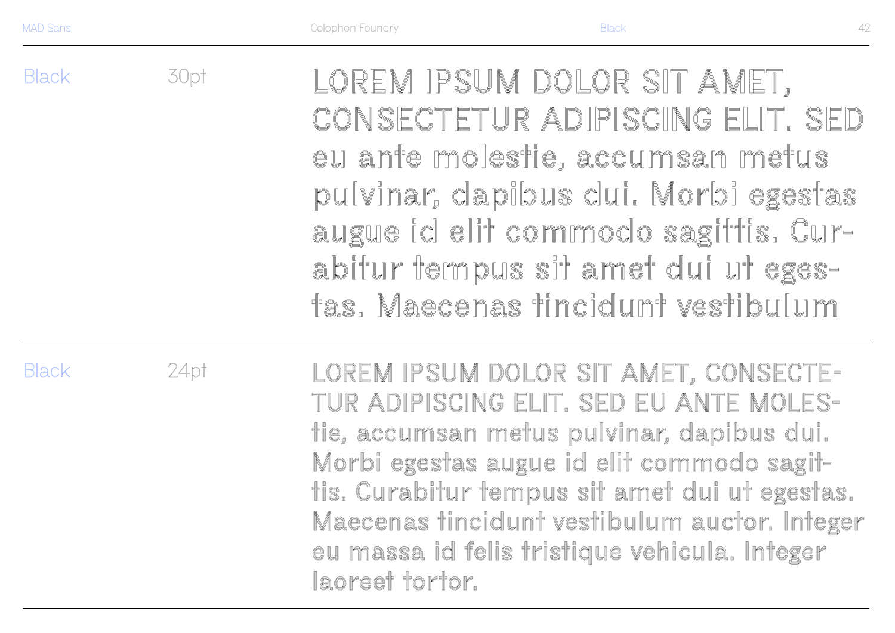Black 30pt

LOREM IPSUM DOLOR SIT AMET, CONSECTETUR ADIPISCING ELIT. SED eu ante molestie, accumsan metus pulvinar, dapibus dui. Morbi egestas augue id elit commodo sagittis. Cur-abitur tempus sit amet dui ut eges-tas. Maecenas tincidunt vestibulum

Black 24pt

LOREM IPSUM DOLOR SIT AMET, CONSECTE-TUR ADIPISCING ELIT. SED EU ANTE MOLES-tie, accumsan metus pulvinar, dapibus dui. Morbi egestas augue id elit commodo sagit-tis. Curabitur tempus sit amet dui ut egestas. Maecenas tincidunt vestibulum auctor. Integer eu massa id felis tristique vehicula. Integer laoreet tortor.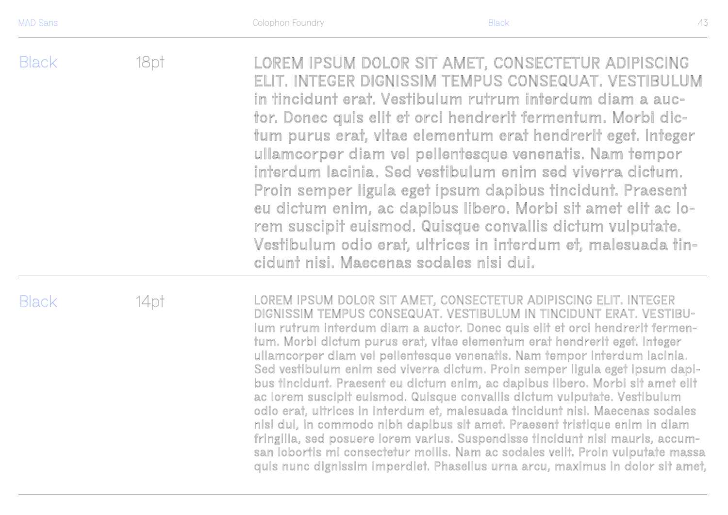Black 18pt

LOREM IPSUM DOLOR SIT AMET, CONSECTETUR ADIPISCING ELIT. INTEGER DIGNISSIM TEMPUS CONSEQUAT. VESTIBULUM in tincidunt erat. Vestibulum rutrum interdum diam a auctor. Donec quis elit et orci hendrerit fermentum. Morbi dictum purus erat, vitae elementum erat hendrerit eget. Integer ullamcorper diam vel pellentesque venenatis. Nam tempor interdum lacinia. Sed vestibulum enim sed viverra dictum. Proin semper ligula eget ipsum dapibus tincidunt. Praesent eu dictum enim, ac dapibus libero. Morbi sit amet elit ac lorem suscipit euismod. Quisque convallis dictum vulputate. Vestibulum odio erat, ultrices in interdum et, malesuada tincidunt nisi. Maecenas sodales nisi dui.

Black 14pt

LOREM IPSUM DOLOR SIT AMET, CONSECTETUR ADIPISCING ELIT. INTEGER DIGNISSIM TEMPUS CONSEQUAT. VESTIBULUM IN TINCIDUNT ERAT. VESTIBUlum rutrum interdum diam a auctor. Donec quis elit et orci hendrerit fermentum. Morbi dictum purus erat, vitae elementum erat hendrerit eget. Integer ullamcorper diam vel pellentesque venenatis. Nam tempor interdum lacinia. Sed vestibulum enim sed viverra dictum. Proin semper ligula eget ipsum dapibus tincidunt. Praesent eu dictum enim, ac dapibus libero. Morbi sit amet elit ac lorem suscipit euismod. Quisque convallis dictum vulputate. Vestibulum odio erat, ultrices in interdum et, malesuada tincidunt nisi. Maecenas sodales nisi dui, in commodo nibh dapibus sit amet. Praesent tristique enim in diam fringilla, sed posuere lorem varius. Suspendisse tincidunt nisi mauris, accumsan lobortis mi consectetur mollis. Nam ac sodales velit. Proin vulputate massa quis nunc dignissim imperdiet. Phasellus urna arcu, maximus in dolor sit amet,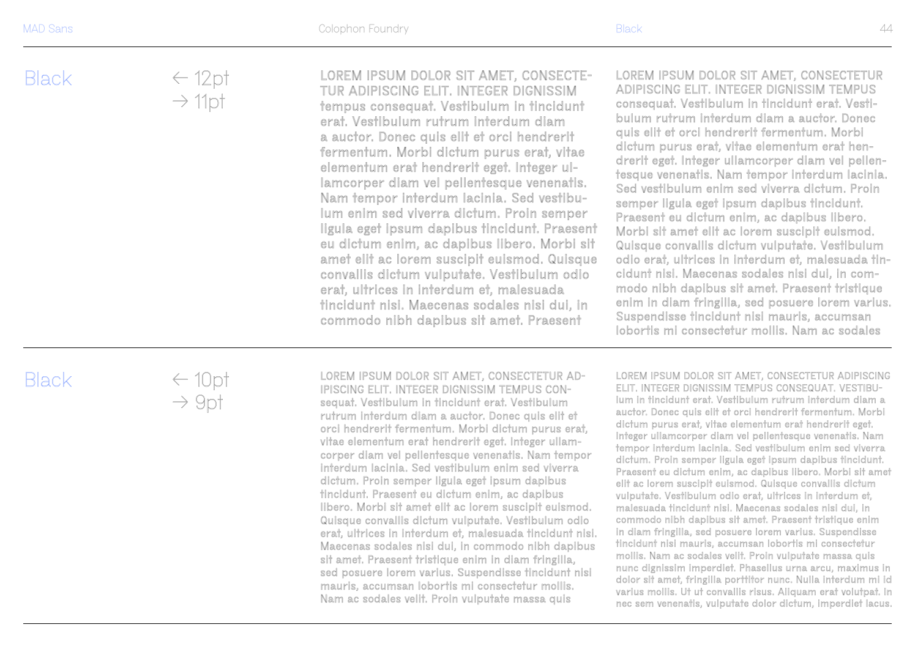## Black

← 12pt
→ 11pt

LOREM IPSUM DOLOR SIT AMET, CONSECTETUR ADIPISCING ELIT. INTEGER DIGNISSIM tempus consequat. Vestibulum in tincidunt erat. Vestibulum rutrum interdum diam a auctor. Donec quis elit et orci hendrerit fermentum. Morbi dictum purus erat, vitae elementum erat hendrerit eget. Integer ullamcorper diam vel pellentesque venenatis. Nam tempor interdum lacinia. Sed vestibulum enim sed viverra dictum. Proin semper ligula eget ipsum dapibus tincidunt. Praesent eu dictum enim, ac dapibus libero. Morbi sit amet elit ac lorem suscipit euismod. Quisque convallis dictum vulputate. Vestibulum odio erat, ultrices in interdum et, malesuada tincidunt nisi. Maecenas sodales nisi dui, in commodo nibh dapibus sit amet. Praesent

LOREM IPSUM DOLOR SIT AMET, CONSECTETUR ADIPISCING ELIT. INTEGER DIGNISSIM TEMPUS consequat. Vestibulum in tincidunt erat. Vestibulum rutrum interdum diam a auctor. Donec quis elit et orci hendrerit fermentum. Morbi dictum purus erat, vitae elementum erat hendrerit eget. Integer ullamcorper diam vel pellentesque venenatis. Nam tempor interdum lacinia. Sed vestibulum enim sed viverra dictum. Proin semper ligula eget ipsum dapibus tincidunt. Praesent eu dictum enim, ac dapibus libero. Morbi sit amet elit ac lorem suscipit euismod. Quisque convallis dictum vulputate. Vestibulum odio erat, ultrices in interdum et, malesuada tincidunt nisi. Maecenas sodales nisi dui, in commodo nibh dapibus sit amet. Praesent tristique enim in diam fringilla, sed posuere lorem varius. Suspendisse tincidunt nisi mauris, accumsan lobortis mi consectetur mollis. Nam ac sodales

## Black

← 10pt
→ 9pt

LOREM IPSUM DOLOR SIT AMET, CONSECTETUR ADIPISCING ELIT. INTEGER DIGNISSIM TEMPUS CONsequat. Vestibulum in tincidunt erat. Vestibulum rutrum interdum diam a auctor. Donec quis elit et orci hendrerit fermentum. Morbi dictum purus erat, vitae elementum erat hendrerit eget. Integer ullamcorper diam vel pellentesque venenatis. Nam tempor interdum lacinia. Sed vestibulum enim sed viverra dictum. Proin semper ligula eget ipsum dapibus tincidunt. Praesent eu dictum enim, ac dapibus libero. Morbi sit amet elit ac lorem suscipit euismod. Quisque convallis dictum vulputate. Vestibulum odio erat, ultrices in interdum et, malesuada tincidunt nisi. Maecenas sodales nisi dui, in commodo nibh dapibus sit amet. Praesent tristique enim in diam fringilla, sed posuere lorem varius. Suspendisse tincidunt nisi mauris, accumsan lobortis mi consectetur mollis. Nam ac sodales velit. Proin vulputate massa quis

LOREM IPSUM DOLOR SIT AMET, CONSECTETUR ADIPISCING ELIT. INTEGER DIGNISSIM TEMPUS CONSEQUAT. VESTIBULUM in tincidunt erat. Vestibulum rutrum interdum diam a auctor. Donec quis elit et orci hendrerit fermentum. Morbi dictum purus erat, vitae elementum erat hendrerit eget. Integer ullamcorper diam vel pellentesque venenatis. Nam tempor interdum lacinia. Sed vestibulum enim sed viverra dictum. Proin semper ligula eget ipsum dapibus tincidunt. Praesent eu dictum enim, ac dapibus libero. Morbi sit amet elit ac lorem suscipit euismod. Quisque convallis dictum vulputate. Vestibulum odio erat, ultrices in interdum et, malesuada tincidunt nisi. Maecenas sodales nisi dui, in commodo nibh dapibus sit amet. Praesent tristique enim in diam fringilla, sed posuere lorem varius. Suspendisse tincidunt nisi mauris, accumsan lobortis mi consectetur mollis. Nam ac sodales velit. Proin vulputate massa quis nunc dignissim imperdiet. Phasellus urna arcu, maximus in dolor sit amet, fringilla porttitor nunc. Nulla interdum mi id varius mollis. Ut ut convallis risus. Aliquam erat volutpat. In nec sem venenatis, vulputate dolor dictum, imperdiet lacus.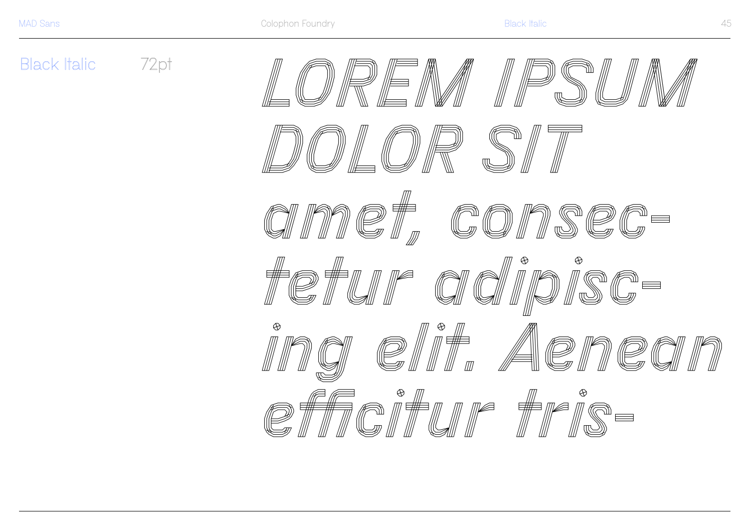Black Italic 72pt

LOREM IPSUM DOLOR SIT amet, consec-tetur adipisc-ing elit. Aenean efficitur tris-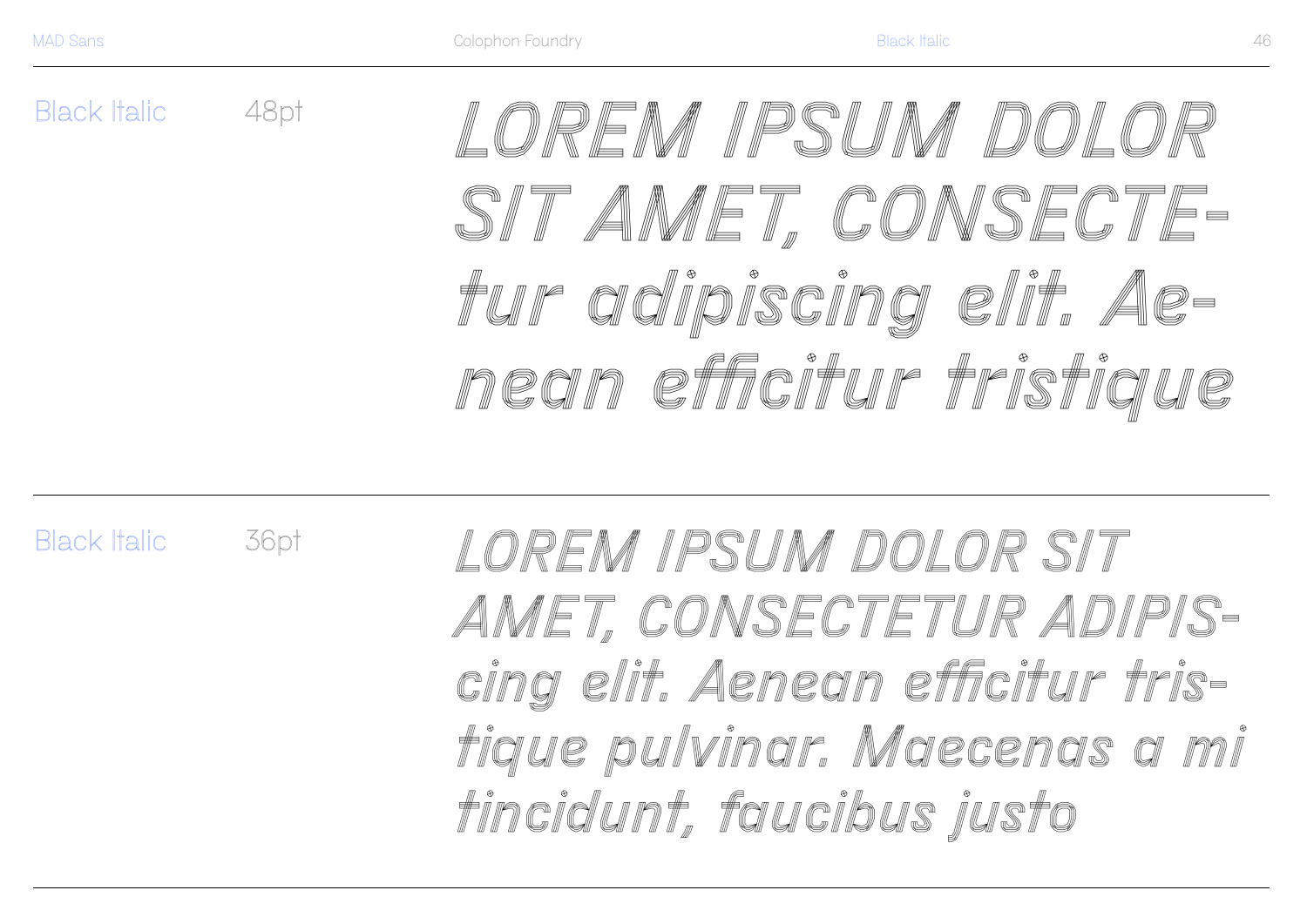Black Italic 48pt

*LOREM IPSUM DOLOR SIT AMET, CONSECTE-tur adipiscing elit. Ae-nean efficitur tristique*

Black Italic 36pt

*LOREM IPSUM DOLOR SIT AMET, CONSECTETUR ADIPIS-cing elit. Aenean efficitur tris-tique pulvinar. Maecenas a mi tincidunt, faucibus justo*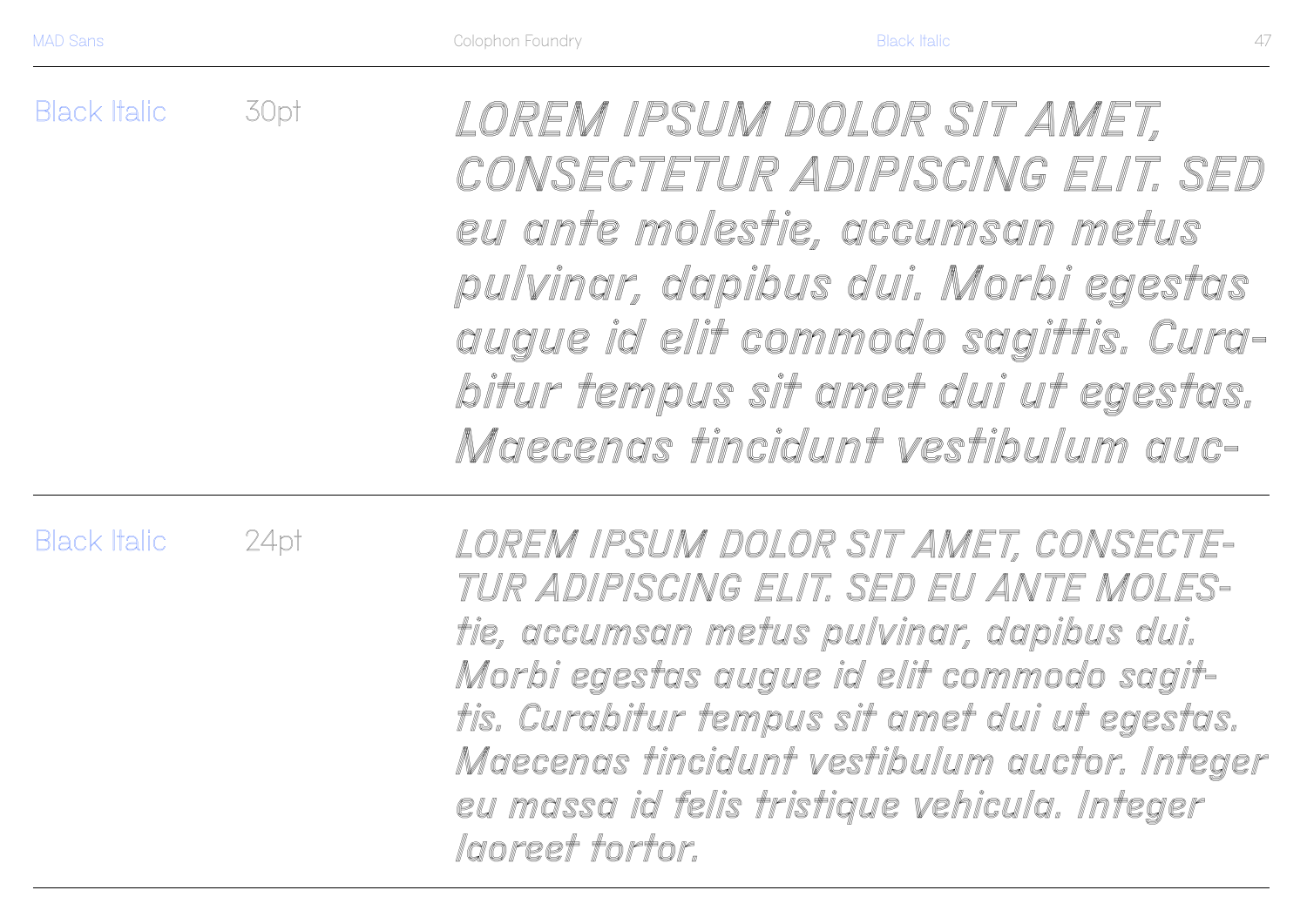Black Italic 30pt

*LOREM IPSUM DOLOR SIT AMET, CONSECTETUR ADIPISCING ELIT. SED eu ante molestie, accumsan metus pulvinar, dapibus dui. Morbi egestas augue id elit commodo sagittis. Curabitur tempus sit amet dui ut egestas. Maecenas tincidunt vestibulum auc-*

Black Italic 24pt

*LOREM IPSUM DOLOR SIT AMET, CONSECTETUR ADIPISCING ELIT. SED EU ANTE MOLEStie, accumsan metus pulvinar, dapibus dui. Morbi egestas augue id elit commodo sagittis. Curabitur tempus sit amet dui ut egestas. Maecenas tincidunt vestibulum auctor. Integer eu massa id felis tristique vehicula. Integer laoreet tortor.*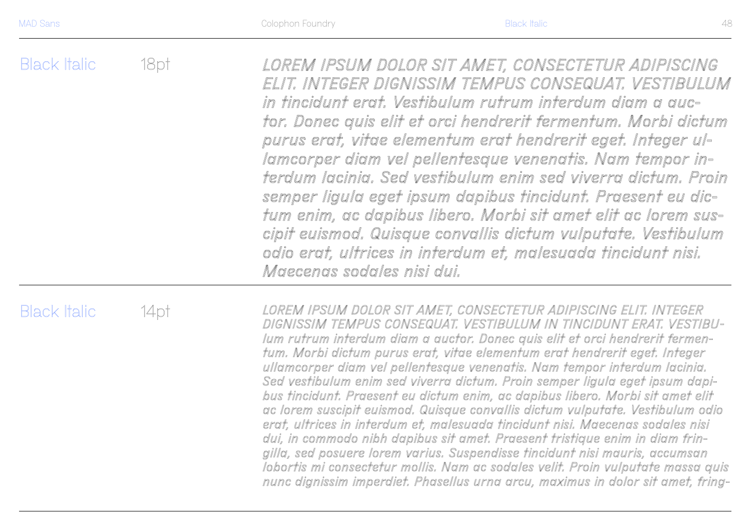Black Italic 18pt

*LOREM IPSUM DOLOR SIT AMET, CONSECTETUR ADIPISCING ELIT. INTEGER DIGNISSIM TEMPUS CONSEQUAT. VESTIBULUM in tincidunt erat. Vestibulum rutrum interdum diam a auctor. Donec quis elit et orci hendrerit fermentum. Morbi dictum purus erat, vitae elementum erat hendrerit eget. Integer ullamcorper diam vel pellentesque venenatis. Nam tempor interdum lacinia. Sed vestibulum enim sed viverra dictum. Proin semper ligula eget ipsum dapibus tincidunt. Praesent eu dictum enim, ac dapibus libero. Morbi sit amet elit ac lorem suscipit euismod. Quisque convallis dictum vulputate. Vestibulum odio erat, ultrices in interdum et, malesuada tincidunt nisi. Maecenas sodales nisi dui.*

Black Italic 14pt

*LOREM IPSUM DOLOR SIT AMET, CONSECTETUR ADIPISCING ELIT. INTEGER DIGNISSIM TEMPUS CONSEQUAT. VESTIBULUM IN TINCIDUNT ERAT. VESTIBUlum rutrum interdum diam a auctor. Donec quis elit et orci hendrerit fermentum. Morbi dictum purus erat, vitae elementum erat hendrerit eget. Integer ullamcorper diam vel pellentesque venenatis. Nam tempor interdum lacinia. Sed vestibulum enim sed viverra dictum. Proin semper ligula eget ipsum dapibus tincidunt. Praesent eu dictum enim, ac dapibus libero. Morbi sit amet elit ac lorem suscipit euismod. Quisque convallis dictum vulputate. Vestibulum odio erat, ultrices in interdum et, malesuada tincidunt nisi. Maecenas sodales nisi dui, in commodo nibh dapibus sit amet. Praesent tristique enim in diam fringilla, sed posuere lorem varius. Suspendisse tincidunt nisi mauris, accumsan lobortis mi consectetur mollis. Nam ac sodales velit. Proin vulputate massa quis nunc dignissim imperdiet. Phasellus urna arcu, maximus in dolor sit amet, fring-*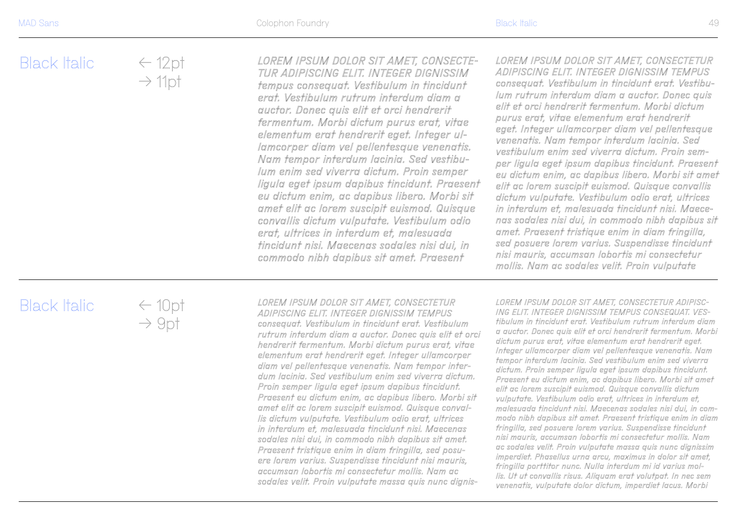## Black Italic

← 12pt
→ 11pt

*LOREM IPSUM DOLOR SIT AMET, CONSECTE-TUR ADIPISCING ELIT. INTEGER DIGNISSIM tempus consequat. Vestibulum in tincidunt erat. Vestibulum rutrum interdum diam a auctor. Donec quis elit et orci hendrerit fermentum. Morbi dictum purus erat, vitae elementum erat hendrerit eget. Integer ul-lamcorper diam vel pellentesque venenatis. Nam tempor interdum lacinia. Sed vestibu-lum enim sed viverra dictum. Proin semper ligula eget ipsum dapibus tincidunt. Praesent eu dictum enim, ac dapibus libero. Morbi sit amet elit ac lorem suscipit euismod. Quisque convallis dictum vulputate. Vestibulum odio erat, ultrices in interdum et, malesuada tincidunt nisi. Maecenas sodales nisi dui, in commodo nibh dapibus sit amet. Praesent*

*LOREM IPSUM DOLOR SIT AMET, CONSECTETUR ADIPISCING ELIT. INTEGER DIGNISSIM TEMPUS consequat. Vestibulum in tincidunt erat. Vestibu-lum rutrum interdum diam a auctor. Donec quis elit et orci hendrerit fermentum. Morbi dictum purus erat, vitae elementum erat hendrerit eget. Integer ullamcorper diam vel pellentesque venenatis. Nam tempor interdum lacinia. Sed vestibulum enim sed viverra dictum. Proin sem-per ligula eget ipsum dapibus tincidunt. Praesent eu dictum enim, ac dapibus libero. Morbi sit amet elit ac lorem suscipit euismod. Quisque convallis dictum vulputate. Vestibulum odio erat, ultrices in interdum et, malesuada tincidunt nisi. Maece-nas sodales nisi dui, in commodo nibh dapibus sit amet. Praesent tristique enim in diam fringilla, sed posuere lorem varius. Suspendisse tincidunt nisi mauris, accumsan lobortis mi consectetur mollis. Nam ac sodales velit. Proin vulputate*

## Black Italic

← 10pt
→ 9pt

*LOREM IPSUM DOLOR SIT AMET, CONSECTETUR ADIPISCING ELIT. INTEGER DIGNISSIM TEMPUS consequat. Vestibulum in tincidunt erat. Vestibulum rutrum interdum diam a auctor. Donec quis elit et orci hendrerit fermentum. Morbi dictum purus erat, vitae elementum erat hendrerit eget. Integer ullamcorper diam vel pellentesque venenatis. Nam tempor inter-dum lacinia. Sed vestibulum enim sed viverra dictum. Proin semper ligula eget ipsum dapibus tincidunt. Praesent eu dictum enim, ac dapibus libero. Morbi sit amet elit ac lorem suscipit euismod. Quisque conval-lis dictum vulputate. Vestibulum odio erat, ultrices in interdum et, malesuada tincidunt nisi. Maecenas sodales nisi dui, in commodo nibh dapibus sit amet. Praesent tristique enim in diam fringilla, sed posu-ere lorem varius. Suspendisse tincidunt nisi mauris, accumsan lobortis mi consectetur mollis. Nam ac sodales velit. Proin vulputate massa quis nunc dignis-*

*LOREM IPSUM DOLOR SIT AMET, CONSECTETUR ADIPISC-ING ELIT. INTEGER DIGNISSIM TEMPUS CONSEQUAT. VES-tibulum in tincidunt erat. Vestibulum rutrum interdum diam a auctor. Donec quis elit et orci hendrerit fermentum. Morbi dictum purus erat, vitae elementum erat hendrerit eget. Integer ullamcorper diam vel pellentesque venenatis. Nam tempor interdum lacinia. Sed vestibulum enim sed viverra dictum. Proin semper ligula eget ipsum dapibus tincidunt. Praesent eu dictum enim, ac dapibus libero. Morbi sit amet elit ac lorem suscipit euismod. Quisque convallis dictum vulputate. Vestibulum odio erat, ultrices in interdum et, malesuada tincidunt nisi. Maecenas sodales nisi dui, in com-modo nibh dapibus sit amet. Praesent tristique enim in diam fringilla, sed posuere lorem varius. Suspendisse tincidunt nisi mauris, accumsan lobortis mi consectetur mollis. Nam ac sodales velit. Proin vulputate massa quis nunc dignissim imperdiet. Phasellus urna arcu, maximus in dolor sit amet, fringilla porttitor nunc. Nulla interdum mi id varius mol-lis. Ut ut convallis risus. Aliquam erat volutpat. In nec sem venenatis, vulputate dolor dictum, imperdiet lacus. Morbi*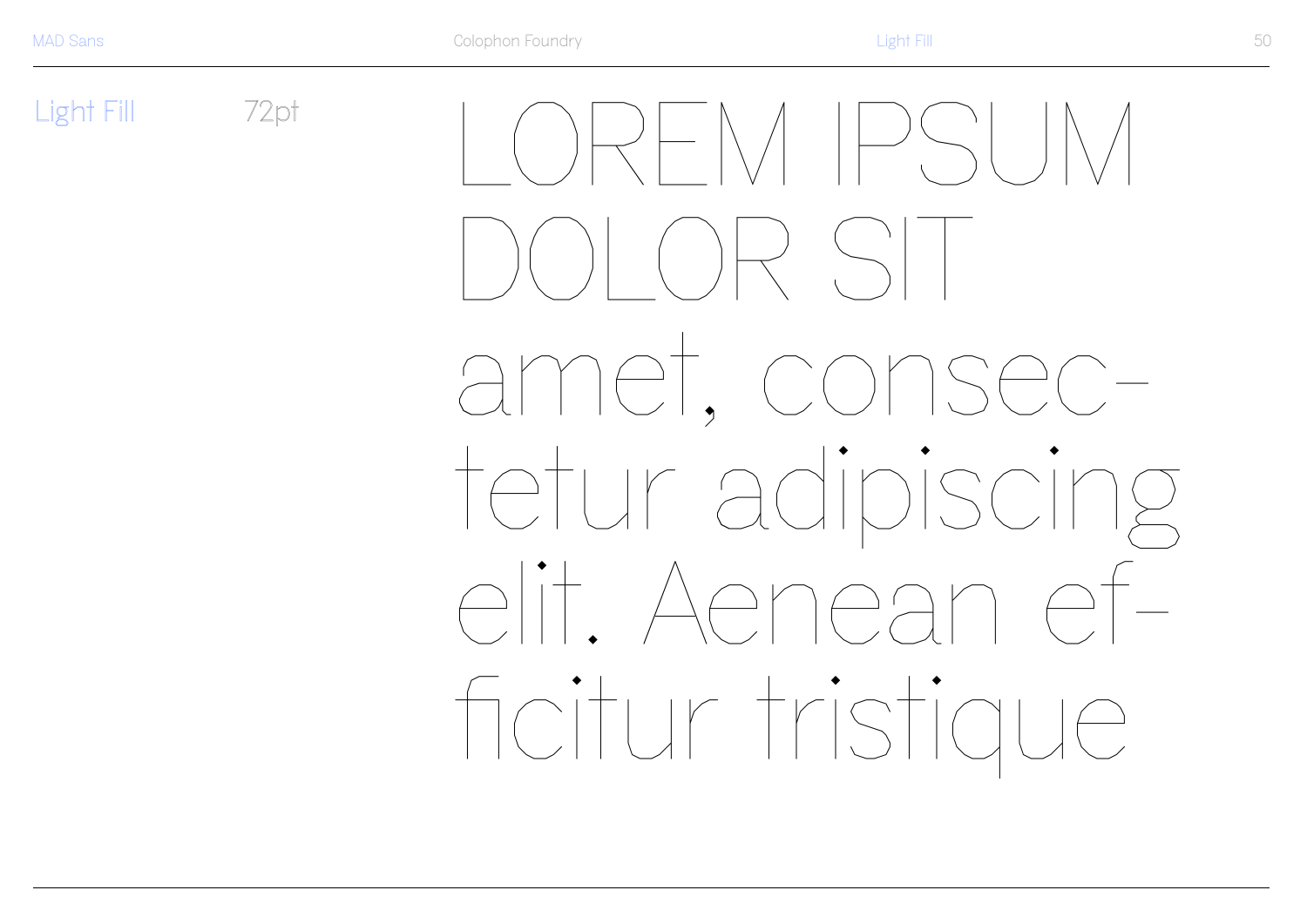Light Fill 72pt

LOREM IPSUM DOLOR SIT amet, consec-tetur adipiscing elit. Aenean ef-ficitur tristique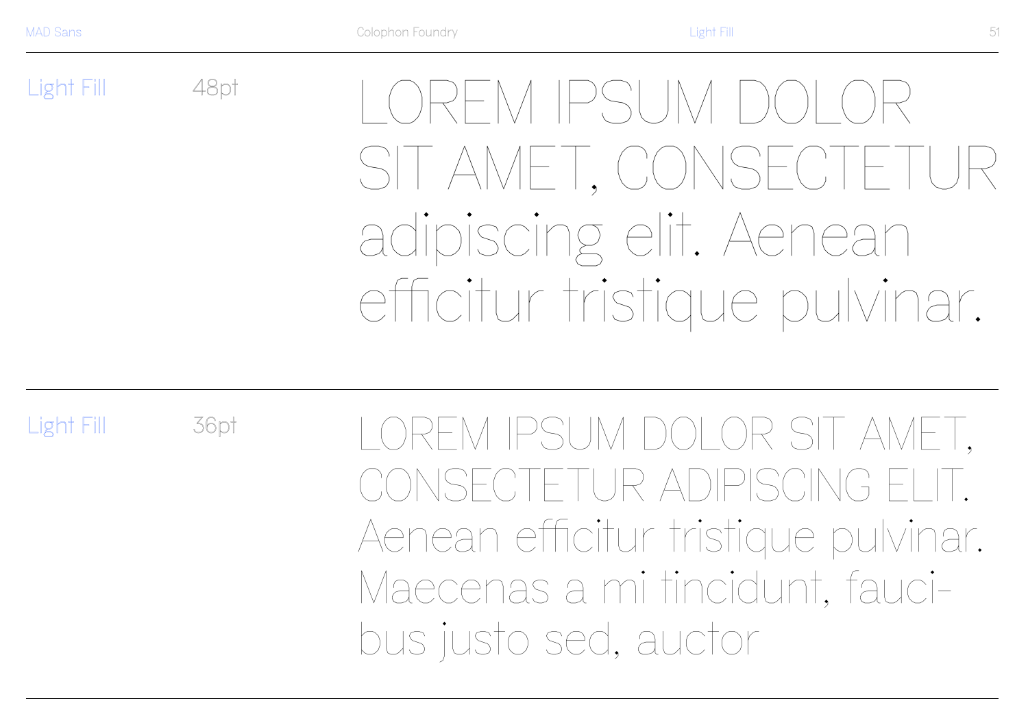Light Fill 48pt

LOREM IPSUM DOLOR SIT AMET, CONSECTETUR adipiscing elit. Aenean efficitur tristique pulvinar.

Light Fill 36pt

LOREM IPSUM DOLOR SIT AMET, CONSECTETUR ADIPISCING ELIT. Aenean efficitur tristique pulvinar. Maecenas a mi tincidunt, fauci-bus justo sed, auctor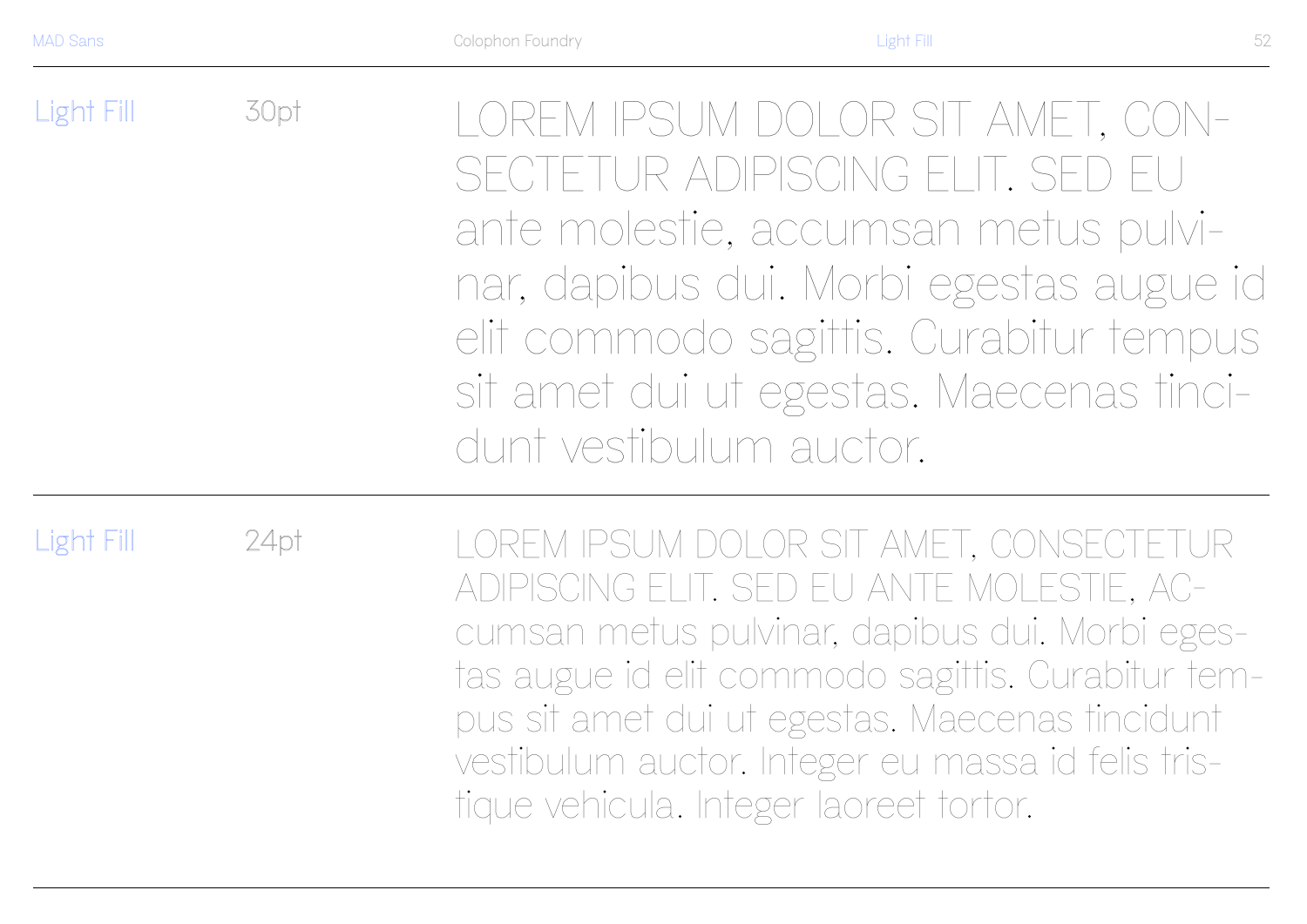| Light Fill | 30pt | LOREM IPSUM DOLOR SIT AMET, CON-SECTETUR ADIPISCING ELIT. SED EU ante molestie, accumsan metus pulvi-nar, dapibus dui. Morbi egestas augue id elit commodo sagittis. Curabitur tempus sit amet dui ut egestas. Maecenas tinci-dunt vestibulum auctor. |
|---|---|---|
| Light Fill | 24pt | LOREM IPSUM DOLOR SIT AMET, CONSECTETUR ADIPISCING ELIT. SED EU ANTE MOLESTIE, AC-cumsan metus pulvinar, dapibus dui. Morbi eges-tas augue id elit commodo sagittis. Curabitur tem-pus sit amet dui ut egestas. Maecenas tincidunt vestibulum auctor. Integer eu massa id felis tris-tique vehicula. Integer laoreet tortor. |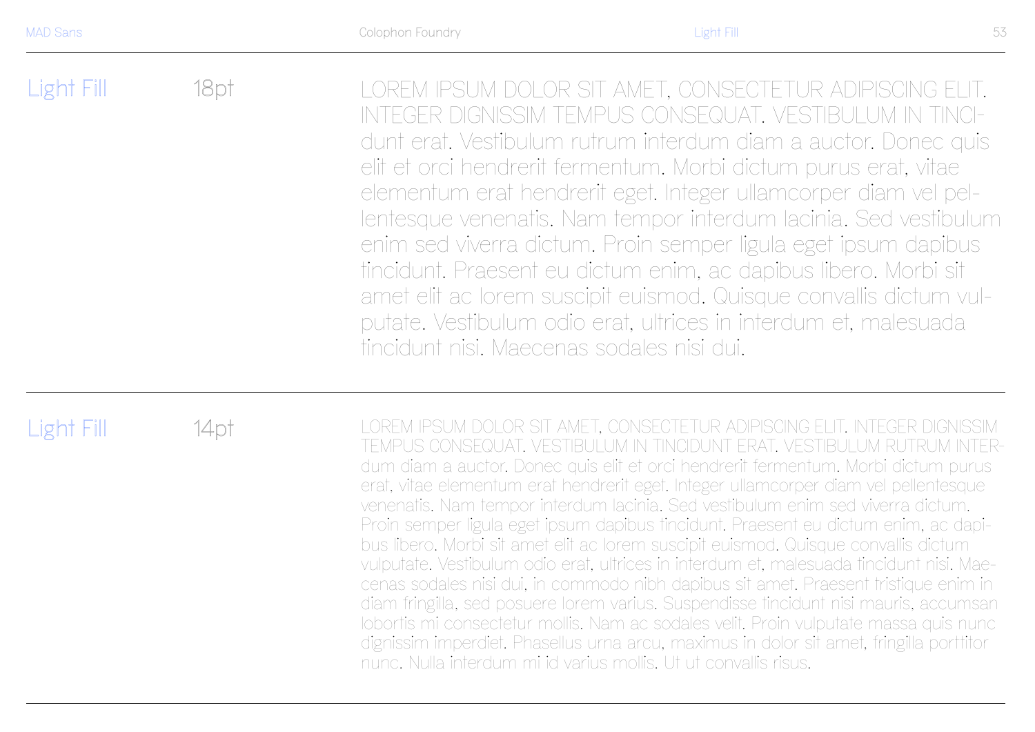Light Fill 18pt

LOREM IPSUM DOLOR SIT AMET, CONSECTETUR ADIPISCING ELIT. INTEGER DIGNISSIM TEMPUS CONSEQUAT. VESTIBULUM IN TINCIdunt erat. Vestibulum rutrum interdum diam a auctor. Donec quis elit et orci hendrerit fermentum. Morbi dictum purus erat, vitae elementum erat hendrerit eget. Integer ullamcorper diam vel pellentesque venenatis. Nam tempor interdum lacinia. Sed vestibulum enim sed viverra dictum. Proin semper ligula eget ipsum dapibus tincidunt. Praesent eu dictum enim, ac dapibus libero. Morbi sit amet elit ac lorem suscipit euismod. Quisque convallis dictum vulputate. Vestibulum odio erat, ultrices in interdum et, malesuada tincidunt nisi. Maecenas sodales nisi dui.

---

Light Fill 14pt

LOREM IPSUM DOLOR SIT AMET, CONSECTETUR ADIPISCING ELIT. INTEGER DIGNISSIM TEMPUS CONSEQUAT. VESTIBULUM IN TINCIDUNT ERAT. VESTIBULUM RUTRUM INTERdum diam a auctor. Donec quis elit et orci hendrerit fermentum. Morbi dictum purus erat, vitae elementum erat hendrerit eget. Integer ullamcorper diam vel pellentesque venenatis. Nam tempor interdum lacinia. Sed vestibulum enim sed viverra dictum. Proin semper ligula eget ipsum dapibus tincidunt. Praesent eu dictum enim, ac dapibus libero. Morbi sit amet elit ac lorem suscipit euismod. Quisque convallis dictum vulputate. Vestibulum odio erat, ultrices in interdum et, malesuada tincidunt nisi. Maecenas sodales nisi dui, in commodo nibh dapibus sit amet. Praesent tristique enim in diam fringilla, sed posuere lorem varius. Suspendisse tincidunt nisi mauris, accumsan lobortis mi consectetur mollis. Nam ac sodales velit. Proin vulputate massa quis nunc dignissim imperdiet. Phasellus urna arcu, maximus in dolor sit amet, fringilla porttitor nunc. Nulla interdum mi id varius mollis. Ut ut convallis risus.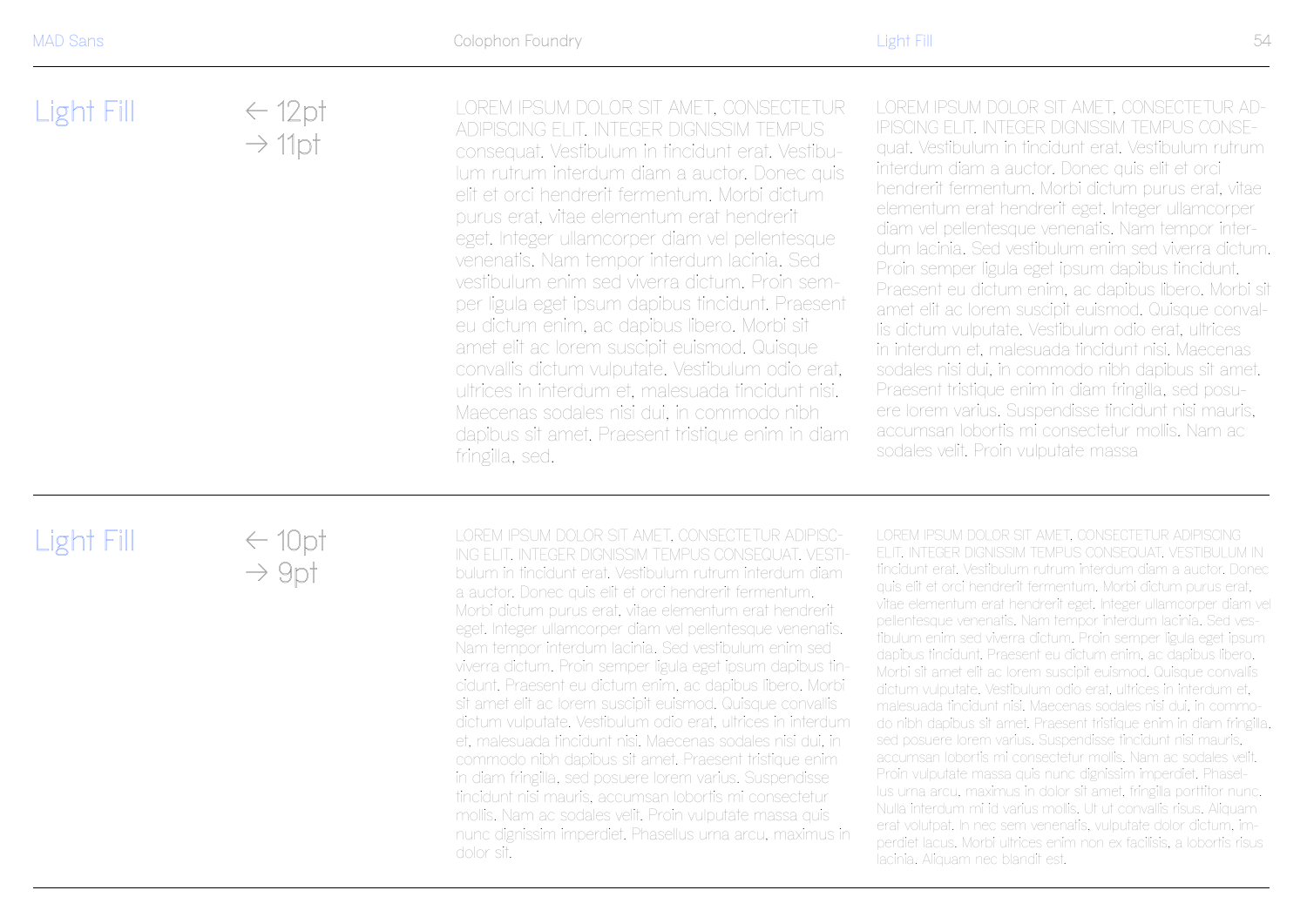## Light Fill

← 12pt
→ 11pt

LOREM IPSUM DOLOR SIT AMET, CONSECTETUR ADIPISCING ELIT. INTEGER DIGNISSIM TEMPUS consequat. Vestibulum in tincidunt erat. Vestibulum rutrum interdum diam a auctor. Donec quis elit et orci hendrerit fermentum. Morbi dictum purus erat, vitae elementum erat hendrerit eget. Integer ullamcorper diam vel pellentesque venenatis. Nam tempor interdum lacinia. Sed vestibulum enim sed viverra dictum. Proin semper ligula eget ipsum dapibus tincidunt. Praesent eu dictum enim, ac dapibus libero. Morbi sit amet elit ac lorem suscipit euismod. Quisque convallis dictum vulputate. Vestibulum odio erat, ultrices in interdum et, malesuada tincidunt nisi. Maecenas sodales nisi dui, in commodo nibh dapibus sit amet. Praesent tristique enim in diam fringilla, sed.

LOREM IPSUM DOLOR SIT AMET, CONSECTETUR ADIPISCING ELIT. INTEGER DIGNISSIM TEMPUS CONSEquat. Vestibulum in tincidunt erat. Vestibulum rutrum interdum diam a auctor. Donec quis elit et orci hendrerit fermentum. Morbi dictum purus erat, vitae elementum erat hendrerit eget. Integer ullamcorper diam vel pellentesque venenatis. Nam tempor interdum lacinia. Sed vestibulum enim sed viverra dictum. Proin semper ligula eget ipsum dapibus tincidunt. Praesent eu dictum enim, ac dapibus libero. Morbi sit amet elit ac lorem suscipit euismod. Quisque convallis dictum vulputate. Vestibulum odio erat, ultrices in interdum et, malesuada tincidunt nisi. Maecenas sodales nisi dui, in commodo nibh dapibus sit amet. Praesent tristique enim in diam fringilla, sed posuere lorem varius. Suspendisse tincidunt nisi mauris, accumsan lobortis mi consectetur mollis. Nam ac sodales velit. Proin vulputate massa

## Light Fill

← 10pt
→ 9pt

LOREM IPSUM DOLOR SIT AMET, CONSECTETUR ADIPISCING ELIT. INTEGER DIGNISSIM TEMPUS CONSEQUAT. VESTIbulum in tincidunt erat. Vestibulum rutrum interdum diam a auctor. Donec quis elit et orci hendrerit fermentum. Morbi dictum purus erat, vitae elementum erat hendrerit eget. Integer ullamcorper diam vel pellentesque venenatis. Nam tempor interdum lacinia. Sed vestibulum enim sed viverra dictum. Proin semper ligula eget ipsum dapibus tincidunt. Praesent eu dictum enim, ac dapibus libero. Morbi sit amet elit ac lorem suscipit euismod. Quisque convallis dictum vulputate. Vestibulum odio erat, ultrices in interdum et, malesuada tincidunt nisi. Maecenas sodales nisi dui, in commodo nibh dapibus sit amet. Praesent tristique enim in diam fringilla, sed posuere lorem varius. Suspendisse tincidunt nisi mauris, accumsan lobortis mi consectetur mollis. Nam ac sodales velit. Proin vulputate massa quis nunc dignissim imperdiet. Phasellus urna arcu, maximus in dolor sit.

LOREM IPSUM DOLOR SIT AMET, CONSECTETUR ADIPISCING ELIT. INTEGER DIGNISSIM TEMPUS CONSEQUAT. VESTIBULUM IN tincidunt erat. Vestibulum rutrum interdum diam a auctor. Donec quis elit et orci hendrerit fermentum. Morbi dictum purus erat, vitae elementum erat hendrerit eget. Integer ullamcorper diam vel pellentesque venenatis. Nam tempor interdum lacinia. Sed vestibulum enim sed viverra dictum. Proin semper ligula eget ipsum dapibus tincidunt. Praesent eu dictum enim, ac dapibus libero. Morbi sit amet elit ac lorem suscipit euismod. Quisque convallis dictum vulputate. Vestibulum odio erat, ultrices in interdum et, malesuada tincidunt nisi. Maecenas sodales nisi dui, in commodo nibh dapibus sit amet. Praesent tristique enim in diam fringilla, sed posuere lorem varius. Suspendisse tincidunt nisi mauris, accumsan lobortis mi consectetur mollis. Nam ac sodales velit. Proin vulputate massa quis nunc dignissim imperdiet. Phasellus urna arcu, maximus in dolor sit amet, fringilla porttitor nunc. Nulla interdum mi id varius mollis. Ut ut convallis risus. Aliquam erat volutpat. In nec sem venenatis, vulputate dolor dictum, imperdiet lacus. Morbi ultrices enim non ex facilisis, a lobortis risus lacinia. Aliquam nec blandit est.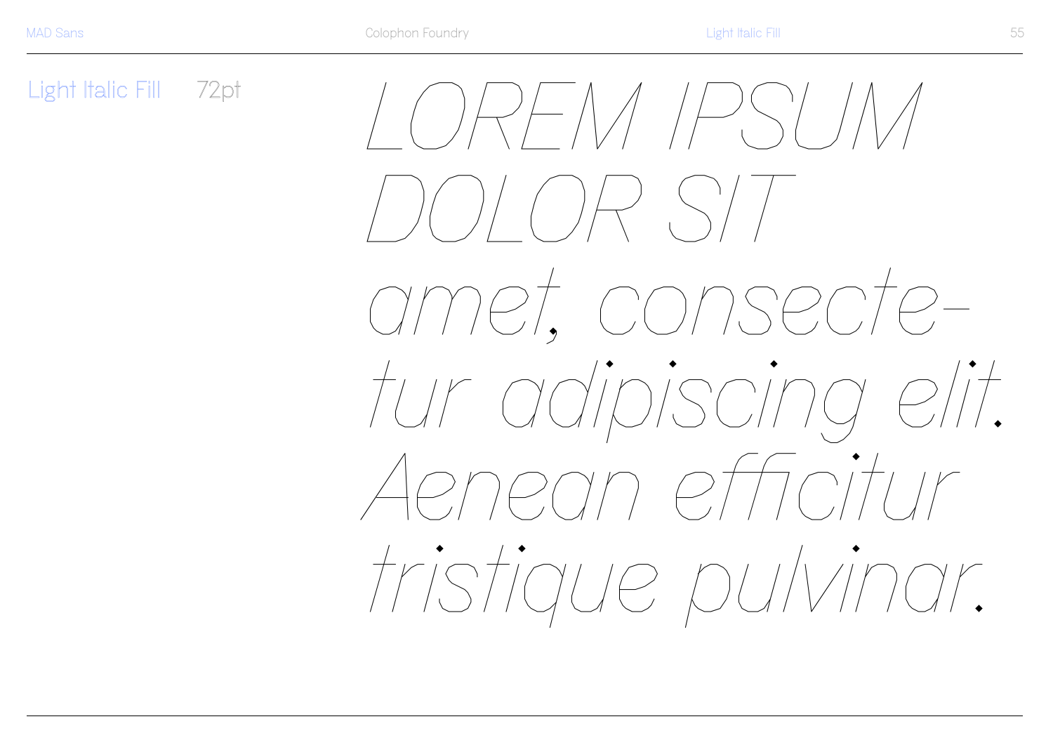Light Italic Fill 72pt

*LOREM IPSUM DOLOR SIT amet, consecte­tur adipiscing elit. Aenean efficitur tristique pulvinar.*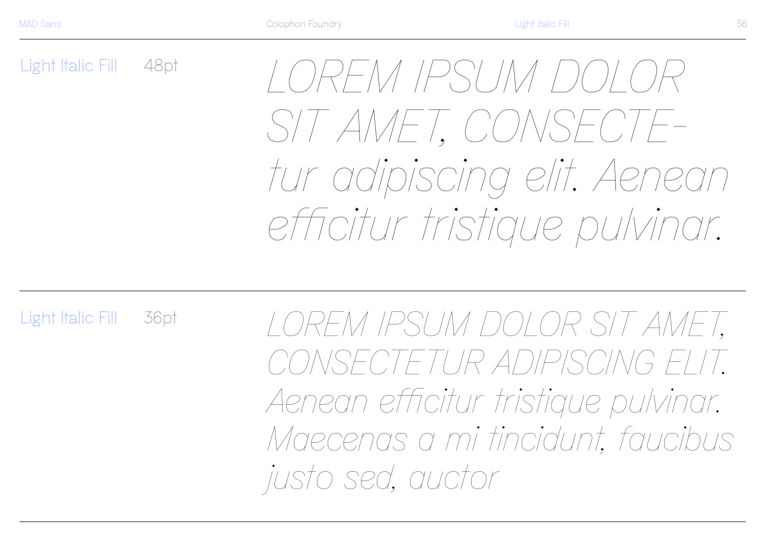Light Italic Fill 48pt

*LOREM IPSUM DOLOR SIT AMET, CONSECTE-tur adipiscing elit. Aenean efficitur tristique pulvinar.*

---

Light Italic Fill 36pt

*LOREM IPSUM DOLOR SIT AMET, CONSECTETUR ADIPISCING ELIT. Aenean efficitur tristique pulvinar. Maecenas a mi tincidunt, faucibus justo sed, auctor*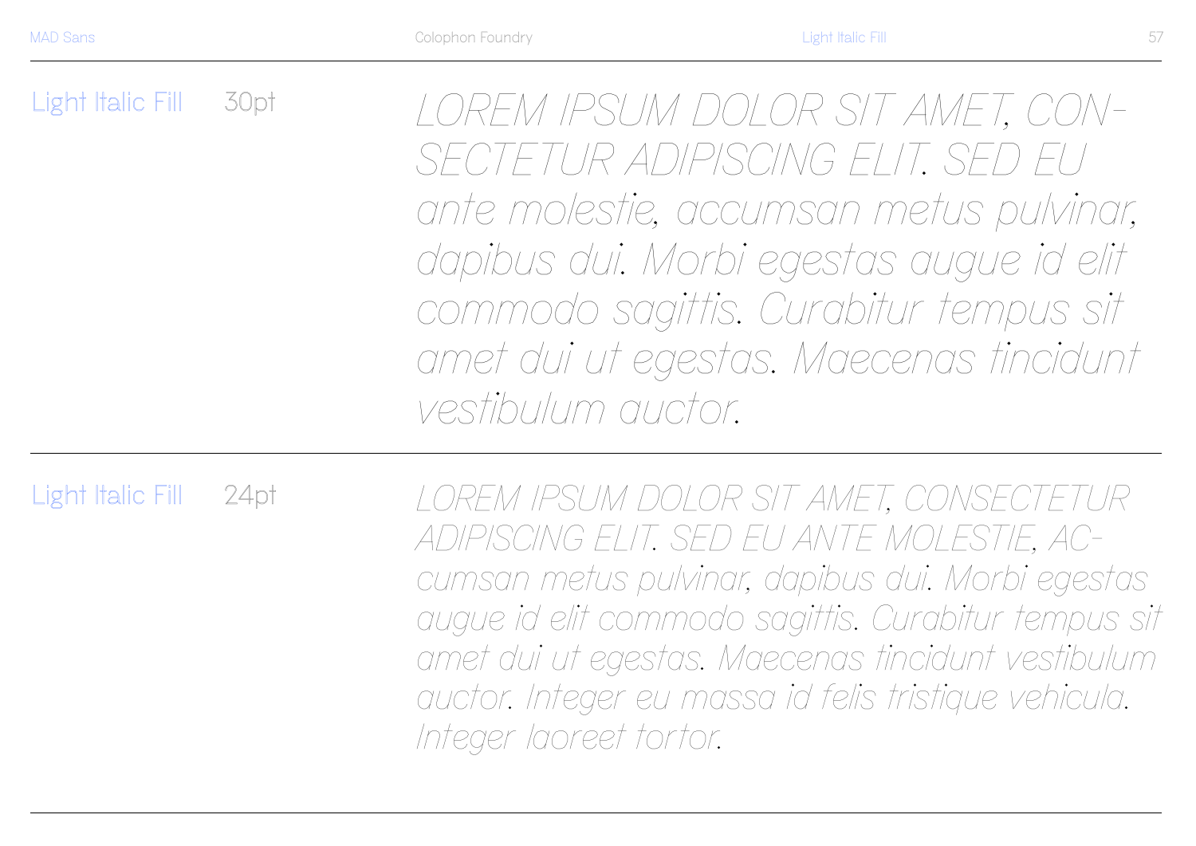Light Italic Fill 30pt

*LOREM IPSUM DOLOR SIT AMET, CON-SECTETUR ADIPISCING ELIT. SED EU ante molestie, accumsan metus pulvinar, dapibus dui. Morbi egestas augue id elit commodo sagittis. Curabitur tempus sit amet dui ut egestas. Maecenas tincidunt vestibulum auctor.*

---

Light Italic Fill 24pt

*LOREM IPSUM DOLOR SIT AMET, CONSECTETUR ADIPISCING ELIT. SED EU ANTE MOLESTIE, AC-cumsan metus pulvinar, dapibus dui. Morbi egestas augue id elit commodo sagittis. Curabitur tempus sit amet dui ut egestas. Maecenas tincidunt vestibulum auctor. Integer eu massa id felis tristique vehicula. Integer laoreet tortor.*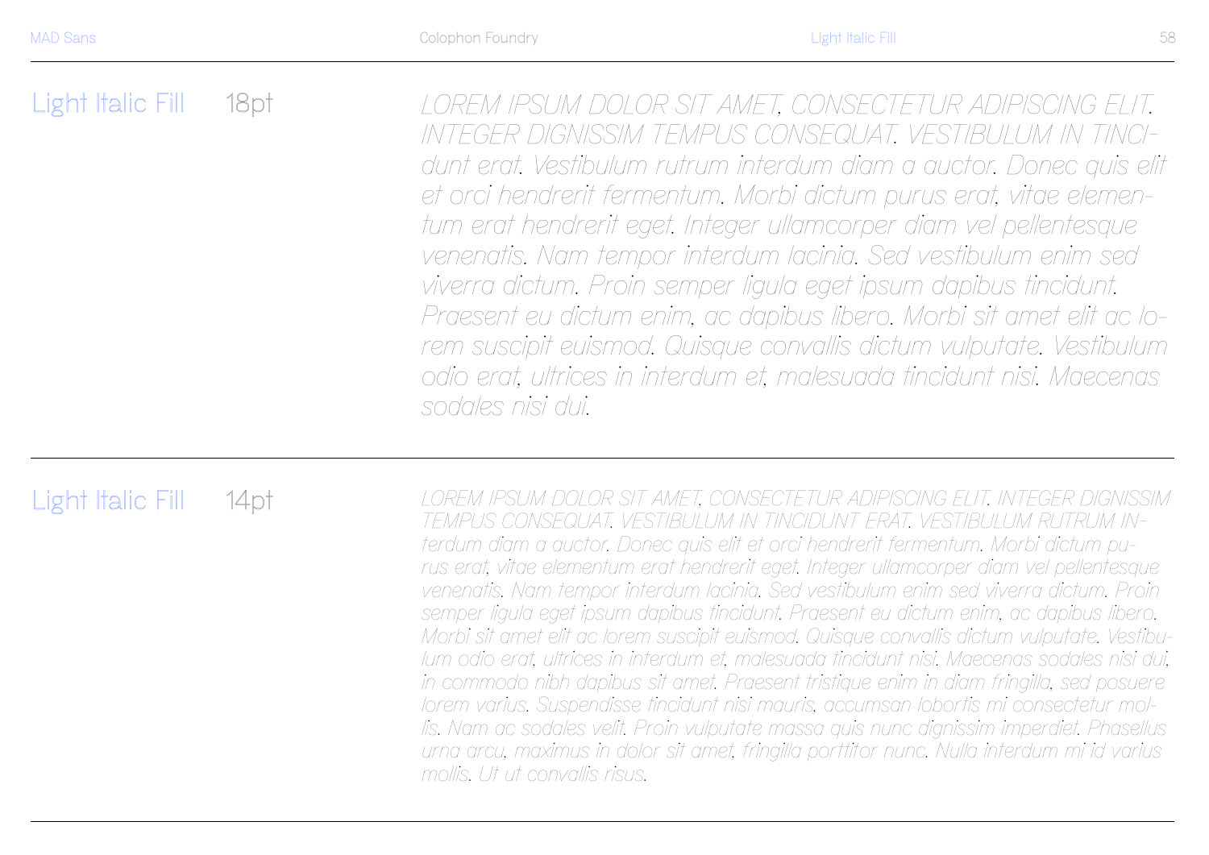## Light Italic Fill 18pt

*LOREM IPSUM DOLOR SIT AMET, CONSECTETUR ADIPISCING ELIT. INTEGER DIGNISSIM TEMPUS CONSEQUAT. VESTIBULUM IN TINCI-dunt erat. Vestibulum rutrum interdum diam a auctor. Donec quis elit et orci hendrerit fermentum. Morbi dictum purus erat, vitae elemen-tum erat hendrerit eget. Integer ullamcorper diam vel pellentesque venenatis. Nam tempor interdum lacinia. Sed vestibulum enim sed viverra dictum. Proin semper ligula eget ipsum dapibus tincidunt. Praesent eu dictum enim, ac dapibus libero. Morbi sit amet elit ac lo-rem suscipit euismod. Quisque convallis dictum vulputate. Vestibulum odio erat, ultrices in interdum et, malesuada tincidunt nisi. Maecenas sodales nisi dui.*

## Light Italic Fill 14pt

*LOREM IPSUM DOLOR SIT AMET, CONSECTETUR ADIPISCING ELIT. INTEGER DIGNISSIM TEMPUS CONSEQUAT. VESTIBULUM IN TINCIDUNT ERAT. VESTIBULUM RUTRUM IN-terdum diam a auctor. Donec quis elit et orci hendrerit fermentum. Morbi dictum pu-rus erat, vitae elementum erat hendrerit eget. Integer ullamcorper diam vel pellentesque venenatis. Nam tempor interdum lacinia. Sed vestibulum enim sed viverra dictum. Proin semper ligula eget ipsum dapibus tincidunt. Praesent eu dictum enim, ac dapibus libero. Morbi sit amet elit ac lorem suscipit euismod. Quisque convallis dictum vulputate. Vestibu-lum odio erat, ultrices in interdum et, malesuada tincidunt nisi. Maecenas sodales nisi dui, in commodo nibh dapibus sit amet. Praesent tristique enim in diam fringilla, sed posuere lorem varius. Suspendisse tincidunt nisi mauris, accumsan lobortis mi consectetur mol-lis. Nam ac sodales velit. Proin vulputate massa quis nunc dignissim imperdiet. Phasellus urna arcu, maximus in dolor sit amet, fringilla porttitor nunc. Nulla interdum mi id varius mollis. Ut ut convallis risus.*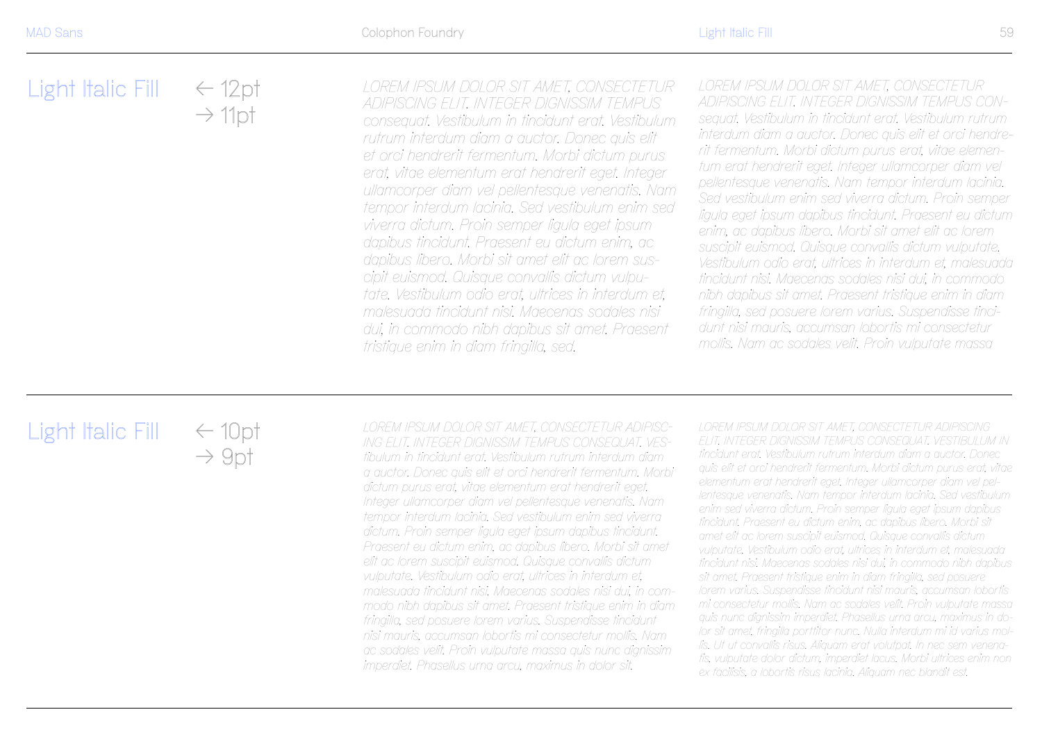## Light Italic Fill

← 12pt
→ 11pt

*LOREM IPSUM DOLOR SIT AMET, CONSECTETUR ADIPISCING ELIT. INTEGER DIGNISSIM TEMPUS consequat. Vestibulum in tincidunt erat. Vestibulum rutrum interdum diam a auctor. Donec quis elit et orci hendrerit fermentum. Morbi dictum purus erat, vitae elementum erat hendrerit eget. Integer ullamcorper diam vel pellentesque venenatis. Nam tempor interdum lacinia. Sed vestibulum enim sed viverra dictum. Proin semper ligula eget ipsum dapibus tincidunt. Praesent eu dictum enim, ac dapibus libero. Morbi sit amet elit ac lorem suscipit euismod. Quisque convallis dictum vulputate. Vestibulum odio erat, ultrices in interdum et, malesuada tincidunt nisi. Maecenas sodales nisi dui, in commodo nibh dapibus sit amet. Praesent tristique enim in diam fringilla, sed.*

*LOREM IPSUM DOLOR SIT AMET, CONSECTETUR ADIPISCING ELIT. INTEGER DIGNISSIM TEMPUS CONsequat. Vestibulum in tincidunt erat. Vestibulum rutrum interdum diam a auctor. Donec quis elit et orci hendrerit fermentum. Morbi dictum purus erat, vitae elementum erat hendrerit eget. Integer ullamcorper diam vel pellentesque venenatis. Nam tempor interdum lacinia. Sed vestibulum enim sed viverra dictum. Proin semper ligula eget ipsum dapibus tincidunt. Praesent eu dictum enim, ac dapibus libero. Morbi sit amet elit ac lorem suscipit euismod. Quisque convallis dictum vulputate. Vestibulum odio erat, ultrices in interdum et, malesuada tincidunt nisi. Maecenas sodales nisi dui, in commodo nibh dapibus sit amet. Praesent tristique enim in diam fringilla, sed posuere lorem varius. Suspendisse tincidunt nisi mauris, accumsan lobortis mi consectetur mollis. Nam ac sodales velit. Proin vulputate massa*

## Light Italic Fill

← 10pt
→ 9pt

*LOREM IPSUM DOLOR SIT AMET, CONSECTETUR ADIPISCING ELIT. INTEGER DIGNISSIM TEMPUS CONSEQUAT. VEStibulum in tincidunt erat. Vestibulum rutrum interdum diam a auctor. Donec quis elit et orci hendrerit fermentum. Morbi dictum purus erat, vitae elementum erat hendrerit eget. Integer ullamcorper diam vel pellentesque venenatis. Nam tempor interdum lacinia. Sed vestibulum enim sed viverra dictum. Proin semper ligula eget ipsum dapibus tincidunt. Praesent eu dictum enim, ac dapibus libero. Morbi sit amet elit ac lorem suscipit euismod. Quisque convallis dictum vulputate. Vestibulum odio erat, ultrices in interdum et, malesuada tincidunt nisi. Maecenas sodales nisi dui, in commodo nibh dapibus sit amet. Praesent tristique enim in diam fringilla, sed posuere lorem varius. Suspendisse tincidunt nisi mauris, accumsan lobortis mi consectetur mollis. Nam ac sodales velit. Proin vulputate massa quis nunc dignissim imperdiet. Phasellus urna arcu, maximus in dolor sit.*

*LOREM IPSUM DOLOR SIT AMET, CONSECTETUR ADIPISCING ELIT. INTEGER DIGNISSIM TEMPUS CONSEQUAT. VESTIBULUM IN tincidunt erat. Vestibulum rutrum interdum diam a auctor. Donec quis elit et orci hendrerit fermentum. Morbi dictum purus erat, vitae elementum erat hendrerit eget. Integer ullamcorper diam vel pellentesque venenatis. Nam tempor interdum lacinia. Sed vestibulum enim sed viverra dictum. Proin semper ligula eget ipsum dapibus tincidunt. Praesent eu dictum enim, ac dapibus libero. Morbi sit amet elit ac lorem suscipit euismod. Quisque convallis dictum vulputate. Vestibulum odio erat, ultrices in interdum et, malesuada tincidunt nisi. Maecenas sodales nisi dui, in commodo nibh dapibus sit amet. Praesent tristique enim in diam fringilla, sed posuere lorem varius. Suspendisse tincidunt nisi mauris, accumsan lobortis mi consectetur mollis. Nam ac sodales velit. Proin vulputate massa quis nunc dignissim imperdiet. Phasellus urna arcu, maximus in dolor sit amet, fringilla porttitor nunc. Nulla interdum mi id varius mollis. Ut ut convallis risus. Aliquam erat volutpat. In nec sem venenatis, vulputate dolor dictum, imperdiet lacus. Morbi ultrices enim non ex facilisis, a lobortis risus lacinia. Aliquam nec blandit est.*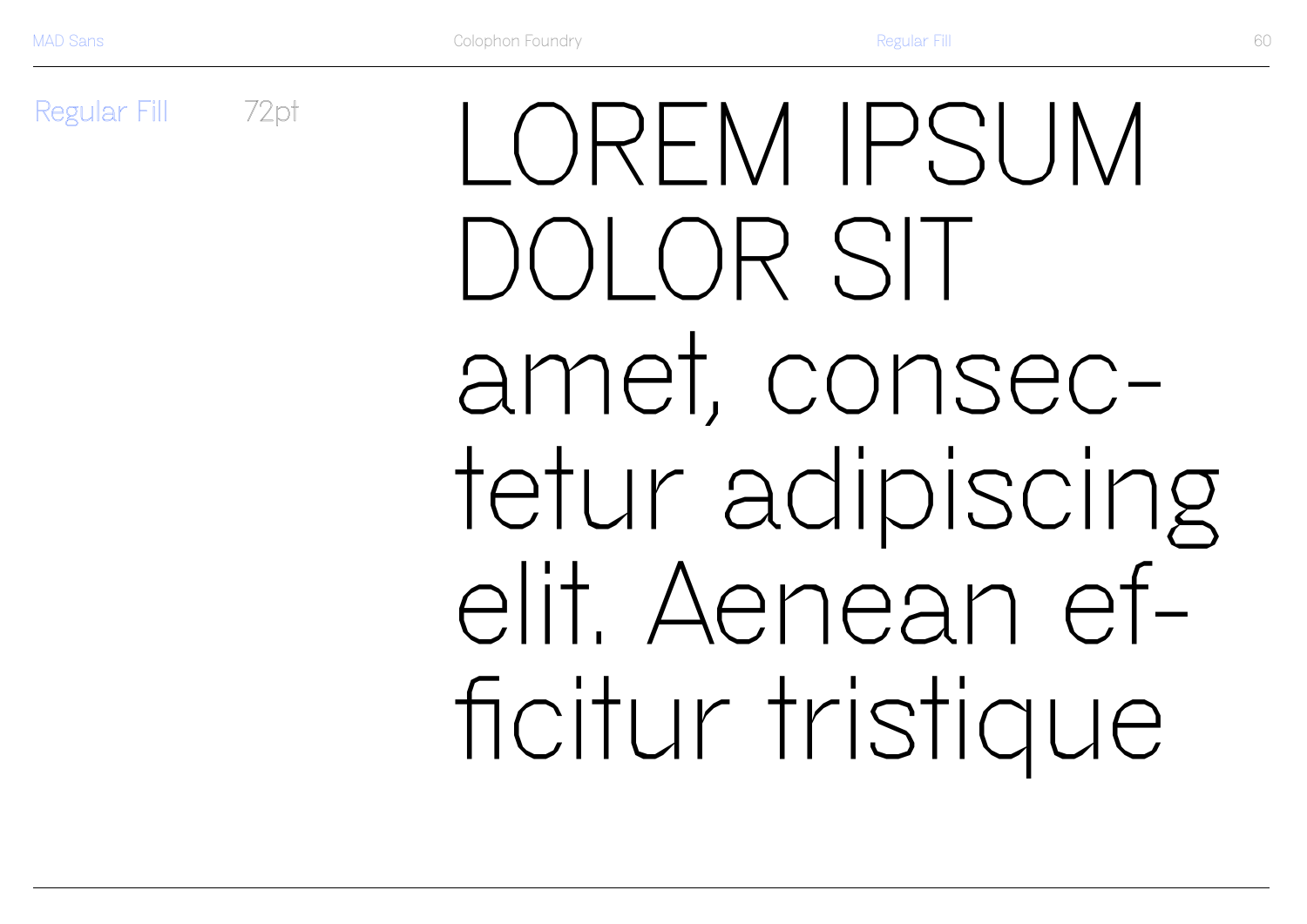Regular Fill 72pt

LOREM IPSUM DOLOR SIT amet, consec-tetur adipiscing elit. Aenean ef-ficitur tristique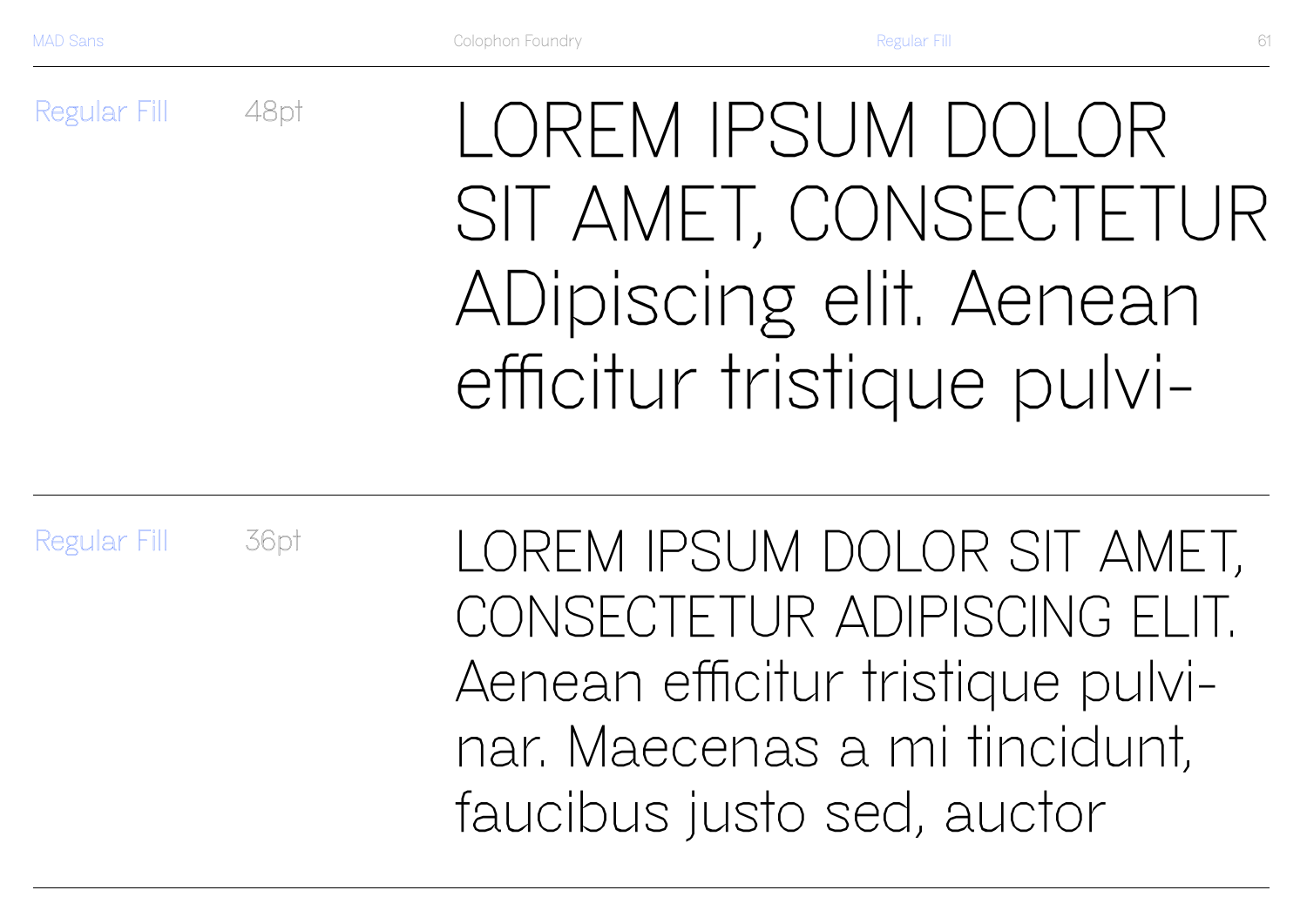Regular Fill 48pt

LOREM IPSUM DOLOR SIT AMET, CONSECTETUR ADipiscing elit. Aenean efficitur tristique pulvi-

Regular Fill 36pt

LOREM IPSUM DOLOR SIT AMET, CONSECTETUR ADIPISCING ELIT. Aenean efficitur tristique pulvi-nar. Maecenas a mi tincidunt, faucibus justo sed, auctor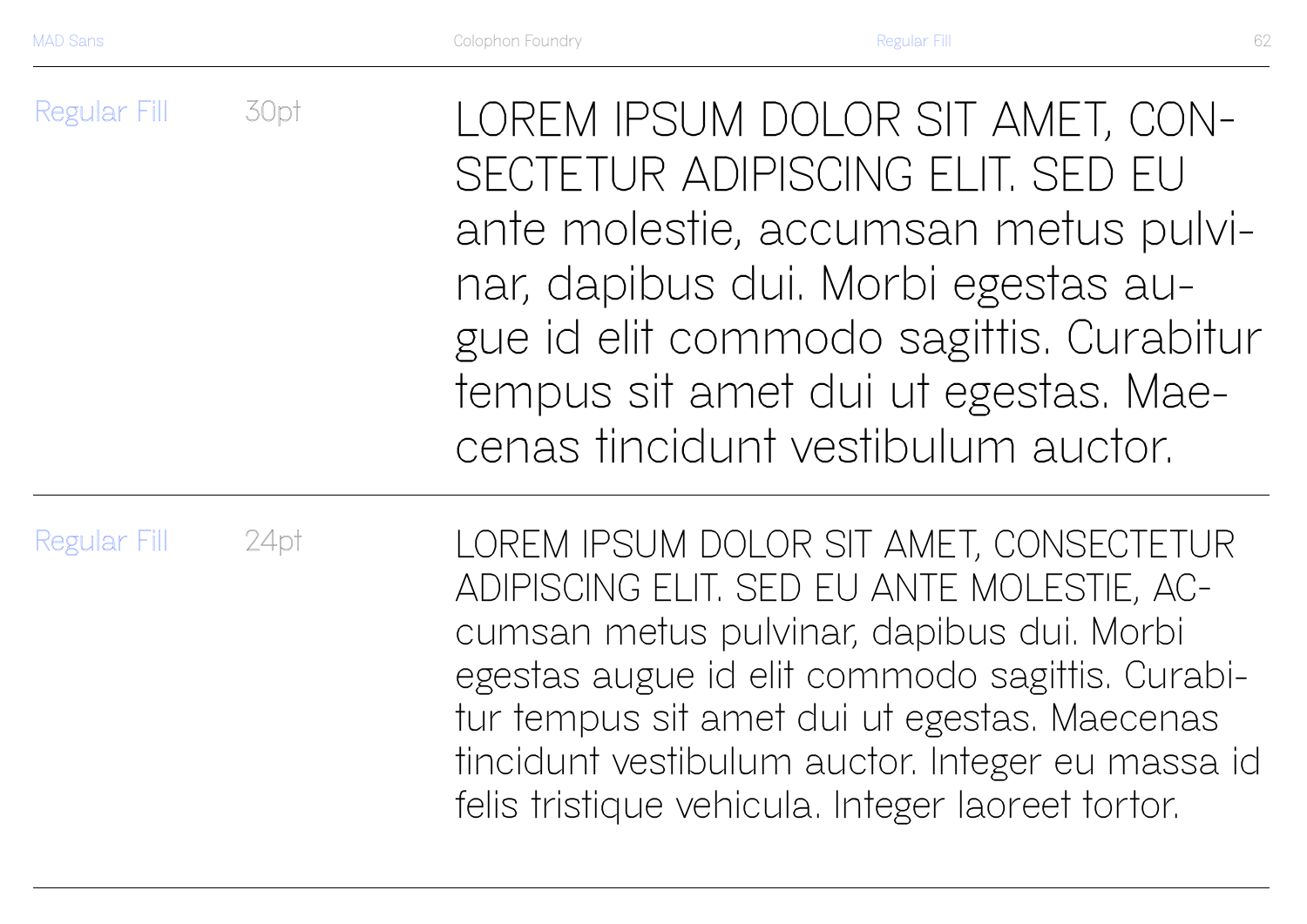Regular Fill 30pt

LOREM IPSUM DOLOR SIT AMET, CON-SECTETUR ADIPISCING ELIT. SED EU ante molestie, accumsan metus pulvi-nar, dapibus dui. Morbi egestas au-gue id elit commodo sagittis. Curabitur tempus sit amet dui ut egestas. Mae-cenas tincidunt vestibulum auctor.

Regular Fill 24pt

LOREM IPSUM DOLOR SIT AMET, CONSECTETUR ADIPISCING ELIT. SED EU ANTE MOLESTIE, AC-cumsan metus pulvinar, dapibus dui. Morbi egestas augue id elit commodo sagittis. Curabi-tur tempus sit amet dui ut egestas. Maecenas tincidunt vestibulum auctor. Integer eu massa id felis tristique vehicula. Integer laoreet tortor.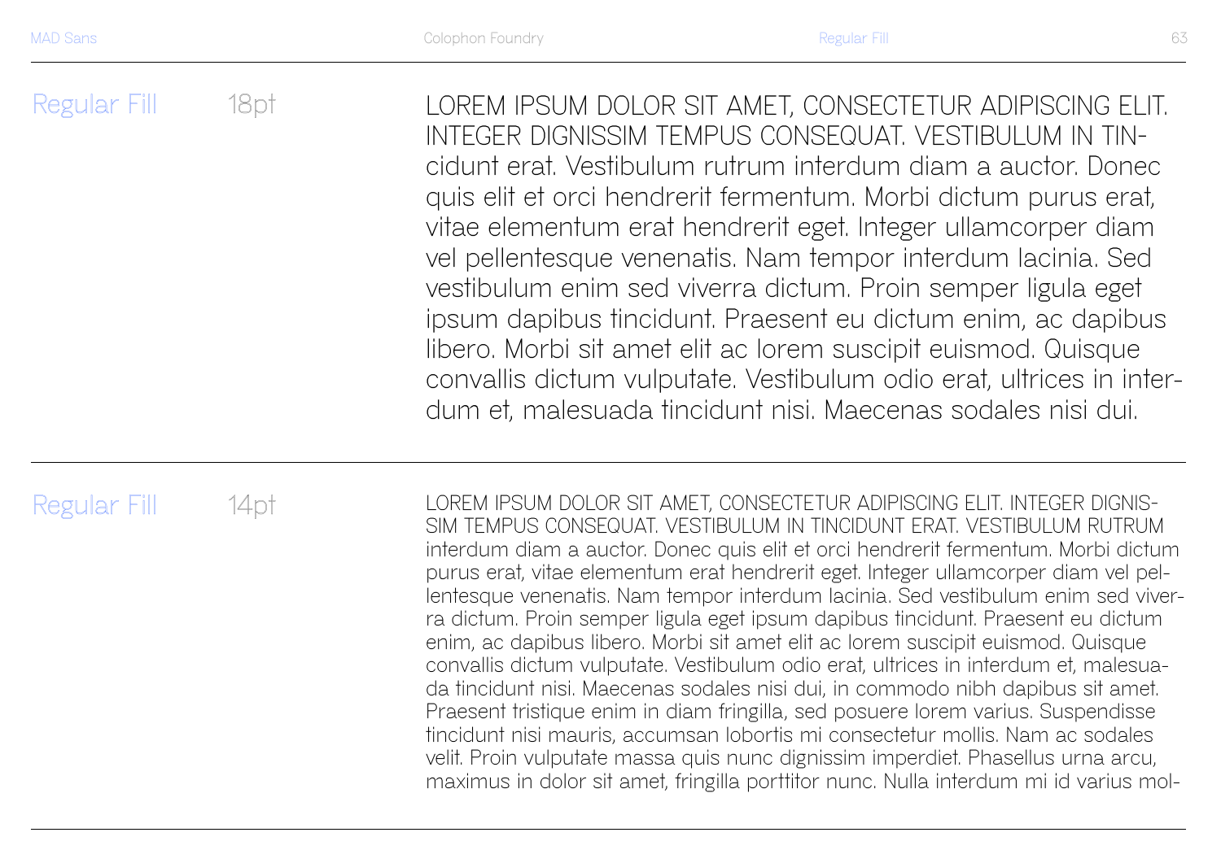## Regular Fill 18pt

LOREM IPSUM DOLOR SIT AMET, CONSECTETUR ADIPISCING ELIT. INTEGER DIGNISSIM TEMPUS CONSEQUAT. VESTIBULUM IN TIN-cidunt erat. Vestibulum rutrum interdum diam a auctor. Donec quis elit et orci hendrerit fermentum. Morbi dictum purus erat, vitae elementum erat hendrerit eget. Integer ullamcorper diam vel pellentesque venenatis. Nam tempor interdum lacinia. Sed vestibulum enim sed viverra dictum. Proin semper ligula eget ipsum dapibus tincidunt. Praesent eu dictum enim, ac dapibus libero. Morbi sit amet elit ac lorem suscipit euismod. Quisque convallis dictum vulputate. Vestibulum odio erat, ultrices in inter-dum et, malesuada tincidunt nisi. Maecenas sodales nisi dui.

## Regular Fill 14pt

LOREM IPSUM DOLOR SIT AMET, CONSECTETUR ADIPISCING ELIT. INTEGER DIGNIS-SIM TEMPUS CONSEQUAT. VESTIBULUM IN TINCIDUNT ERAT. VESTIBULUM RUTRUM interdum diam a auctor. Donec quis elit et orci hendrerit fermentum. Morbi dictum purus erat, vitae elementum erat hendrerit eget. Integer ullamcorper diam vel pel-lentesque venenatis. Nam tempor interdum lacinia. Sed vestibulum enim sed viver-ra dictum. Proin semper ligula eget ipsum dapibus tincidunt. Praesent eu dictum enim, ac dapibus libero. Morbi sit amet elit ac lorem suscipit euismod. Quisque convallis dictum vulputate. Vestibulum odio erat, ultrices in interdum et, malesua-da tincidunt nisi. Maecenas sodales nisi dui, in commodo nibh dapibus sit amet. Praesent tristique enim in diam fringilla, sed posuere lorem varius. Suspendisse tincidunt nisi mauris, accumsan lobortis mi consectetur mollis. Nam ac sodales velit. Proin vulputate massa quis nunc dignissim imperdiet. Phasellus urna arcu, maximus in dolor sit amet, fringilla porttitor nunc. Nulla interdum mi id varius mol-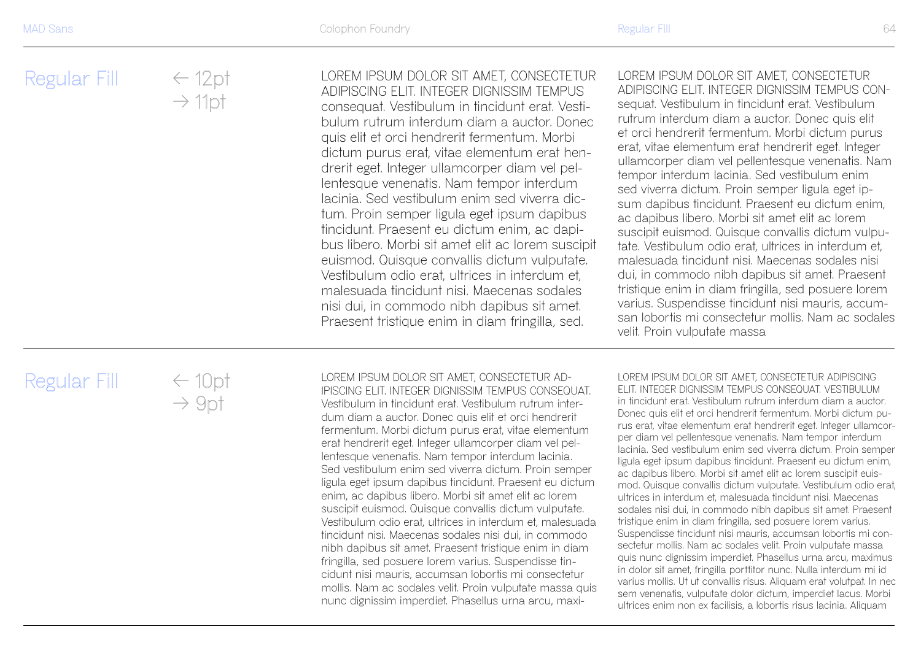## Regular Fill

← 12pt
→ 11pt

LOREM IPSUM DOLOR SIT AMET, CONSECTETUR ADIPISCING ELIT. INTEGER DIGNISSIM TEMPUS consequat. Vestibulum in tincidunt erat. Vestibulum rutrum interdum diam a auctor. Donec quis elit et orci hendrerit fermentum. Morbi dictum purus erat, vitae elementum erat hendrerit eget. Integer ullamcorper diam vel pellentesque venenatis. Nam tempor interdum lacinia. Sed vestibulum enim sed viverra dictum. Proin semper ligula eget ipsum dapibus tincidunt. Praesent eu dictum enim, ac dapibus libero. Morbi sit amet elit ac lorem suscipit euismod. Quisque convallis dictum vulputate. Vestibulum odio erat, ultrices in interdum et, malesuada tincidunt nisi. Maecenas sodales nisi dui, in commodo nibh dapibus sit amet. Praesent tristique enim in diam fringilla, sed.

LOREM IPSUM DOLOR SIT AMET, CONSECTETUR ADIPISCING ELIT. INTEGER DIGNISSIM TEMPUS CONsequat. Vestibulum in tincidunt erat. Vestibulum rutrum interdum diam a auctor. Donec quis elit et orci hendrerit fermentum. Morbi dictum purus erat, vitae elementum erat hendrerit eget. Integer ullamcorper diam vel pellentesque venenatis. Nam tempor interdum lacinia. Sed vestibulum enim sed viverra dictum. Proin semper ligula eget ipsum dapibus tincidunt. Praesent eu dictum enim, ac dapibus libero. Morbi sit amet elit ac lorem suscipit euismod. Quisque convallis dictum vulputate. Vestibulum odio erat, ultrices in interdum et, malesuada tincidunt nisi. Maecenas sodales nisi dui, in commodo nibh dapibus sit amet. Praesent tristique enim in diam fringilla, sed posuere lorem varius. Suspendisse tincidunt nisi mauris, accumsan lobortis mi consectetur mollis. Nam ac sodales velit. Proin vulputate massa

## Regular Fill

← 10pt
→ 9pt

LOREM IPSUM DOLOR SIT AMET, CONSECTETUR ADIPISCING ELIT. INTEGER DIGNISSIM TEMPUS CONSEQUAT. Vestibulum in tincidunt erat. Vestibulum rutrum interdum diam a auctor. Donec quis elit et orci hendrerit fermentum. Morbi dictum purus erat, vitae elementum erat hendrerit eget. Integer ullamcorper diam vel pellentesque venenatis. Nam tempor interdum lacinia. Sed vestibulum enim sed viverra dictum. Proin semper ligula eget ipsum dapibus tincidunt. Praesent eu dictum enim, ac dapibus libero. Morbi sit amet elit ac lorem suscipit euismod. Quisque convallis dictum vulputate. Vestibulum odio erat, ultrices in interdum et, malesuada tincidunt nisi. Maecenas sodales nisi dui, in commodo nibh dapibus sit amet. Praesent tristique enim in diam fringilla, sed posuere lorem varius. Suspendisse tincidunt nisi mauris, accumsan lobortis mi consectetur mollis. Nam ac sodales velit. Proin vulputate massa quis nunc dignissim imperdiet. Phasellus urna arcu, maxi-

LOREM IPSUM DOLOR SIT AMET, CONSECTETUR ADIPISCING ELIT. INTEGER DIGNISSIM TEMPUS CONSEQUAT. VESTIBULUM in tincidunt erat. Vestibulum rutrum interdum diam a auctor. Donec quis elit et orci hendrerit fermentum. Morbi dictum purus erat, vitae elementum erat hendrerit eget. Integer ullamcorper diam vel pellentesque venenatis. Nam tempor interdum lacinia. Sed vestibulum enim sed viverra dictum. Proin semper ligula eget ipsum dapibus tincidunt. Praesent eu dictum enim, ac dapibus libero. Morbi sit amet elit ac lorem suscipit euismod. Quisque convallis dictum vulputate. Vestibulum odio erat, ultrices in interdum et, malesuada tincidunt nisi. Maecenas sodales nisi dui, in commodo nibh dapibus sit amet. Praesent tristique enim in diam fringilla, sed posuere lorem varius. Suspendisse tincidunt nisi mauris, accumsan lobortis mi consectetur mollis. Nam ac sodales velit. Proin vulputate massa quis nunc dignissim imperdiet. Phasellus urna arcu, maximus in dolor sit amet, fringilla porttitor nunc. Nulla interdum mi id varius mollis. Ut ut convallis risus. Aliquam erat volutpat. In nec sem venenatis, vulputate dolor dictum, imperdiet lacus. Morbi ultrices enim non ex facilisis, a lobortis risus lacinia. Aliquam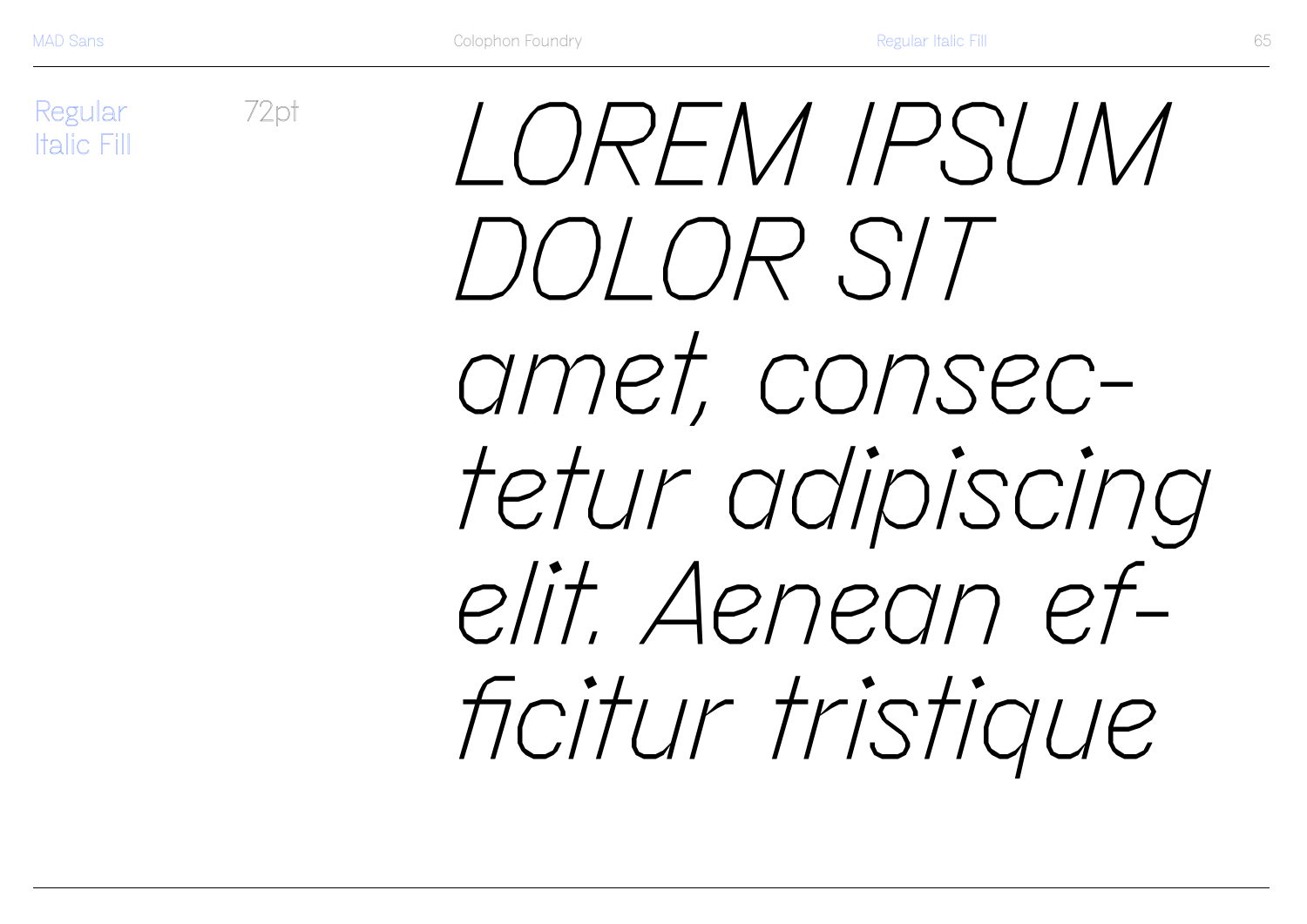Regular Italic Fill

72pt

*LOREM IPSUM DOLOR SIT amet, consec-tetur adipiscing elit. Aenean ef-ficitur tristique*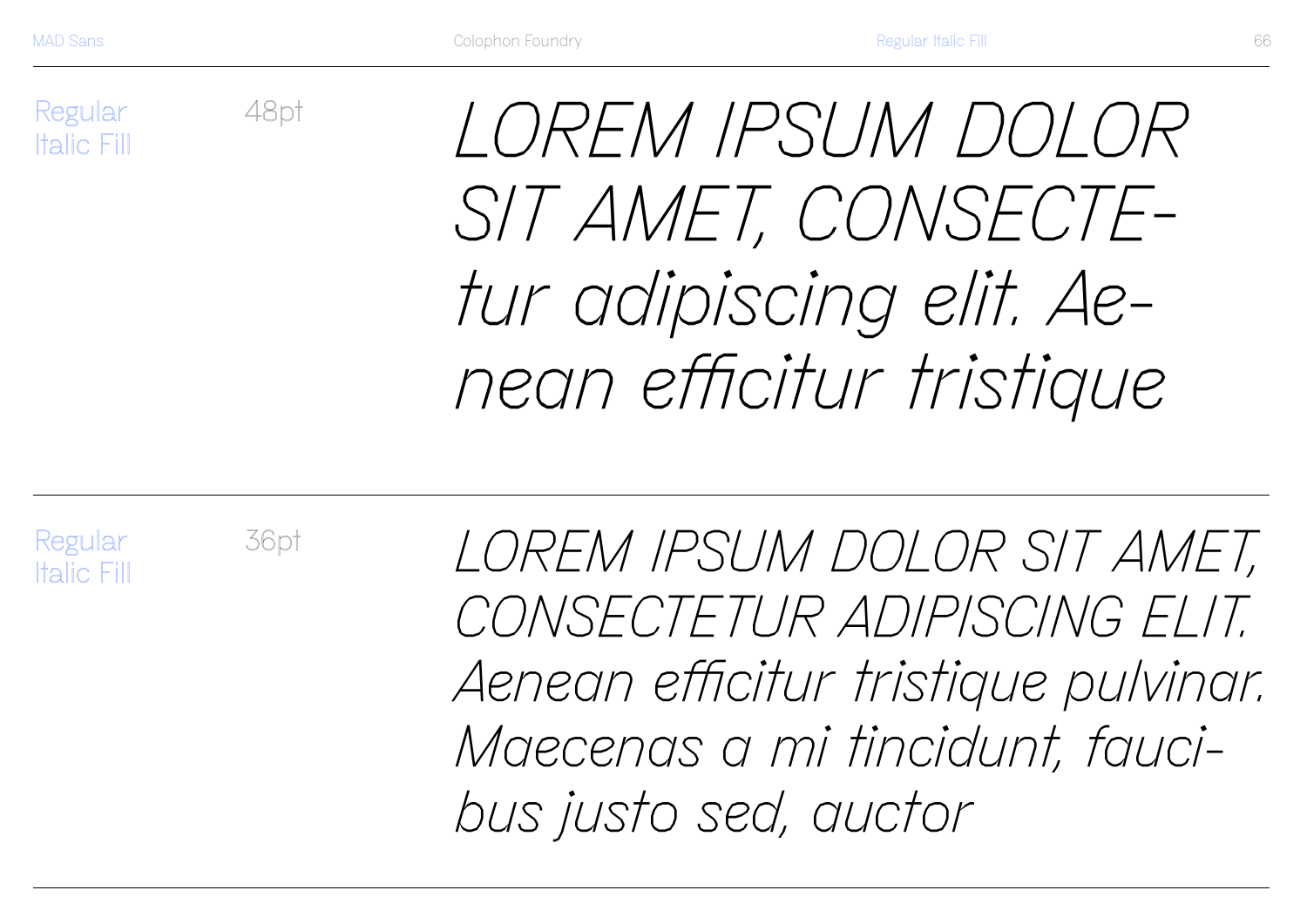Regular Italic Fill

48pt

*LOREM IPSUM DOLOR SIT AMET, CONSECTE-tur adipiscing elit. Ae-nean efficitur tristique*

Regular Italic Fill

36pt

*LOREM IPSUM DOLOR SIT AMET, CONSECTETUR ADIPISCING ELIT. Aenean efficitur tristique pulvinar. Maecenas a mi tincidunt, fauci-bus justo sed, auctor*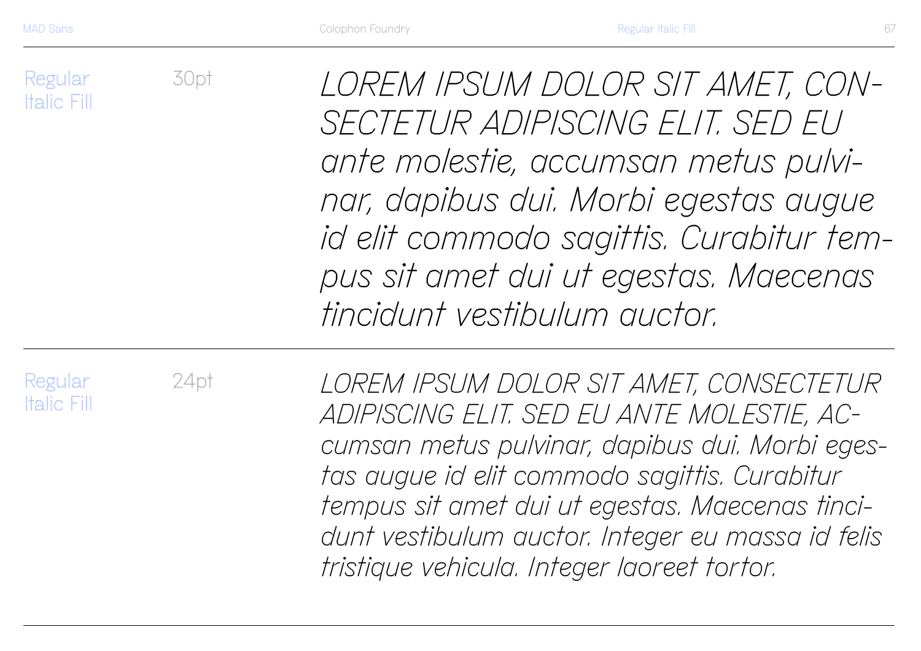Regular Italic Fill

30pt

*LOREM IPSUM DOLOR SIT AMET, CON-SECTETUR ADIPISCING ELIT. SED EU ante molestie, accumsan metus pulvi-nar, dapibus dui. Morbi egestas augue id elit commodo sagittis. Curabitur tem-pus sit amet dui ut egestas. Maecenas tincidunt vestibulum auctor.*

---

Regular Italic Fill

24pt

*LOREM IPSUM DOLOR SIT AMET, CONSECTETUR ADIPISCING ELIT. SED EU ANTE MOLESTIE, AC-cumsan metus pulvinar, dapibus dui. Morbi eges-tas augue id elit commodo sagittis. Curabitur tempus sit amet dui ut egestas. Maecenas tinci-dunt vestibulum auctor. Integer eu massa id felis tristique vehicula. Integer laoreet tortor.*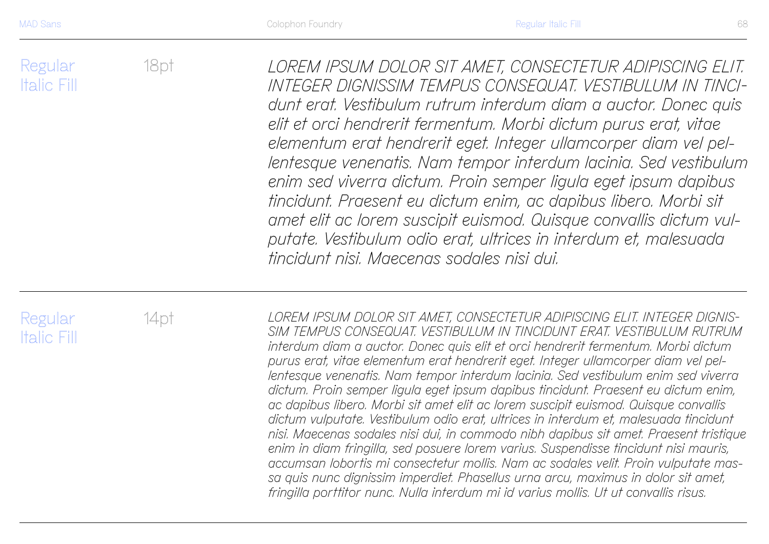## Regular Italic Fill

18pt

*LOREM IPSUM DOLOR SIT AMET, CONSECTETUR ADIPISCING ELIT. INTEGER DIGNISSIM TEMPUS CONSEQUAT. VESTIBULUM IN TINCI-dunt erat. Vestibulum rutrum interdum diam a auctor. Donec quis elit et orci hendrerit fermentum. Morbi dictum purus erat, vitae elementum erat hendrerit eget. Integer ullamcorper diam vel pel-lentesque venenatis. Nam tempor interdum lacinia. Sed vestibulum enim sed viverra dictum. Proin semper ligula eget ipsum dapibus tincidunt. Praesent eu dictum enim, ac dapibus libero. Morbi sit amet elit ac lorem suscipit euismod. Quisque convallis dictum vul-putate. Vestibulum odio erat, ultrices in interdum et, malesuada tincidunt nisi. Maecenas sodales nisi dui.*

---

## Regular Italic Fill

14pt

*LOREM IPSUM DOLOR SIT AMET, CONSECTETUR ADIPISCING ELIT. INTEGER DIGNIS-SIM TEMPUS CONSEQUAT. VESTIBULUM IN TINCIDUNT ERAT. VESTIBULUM RUTRUM interdum diam a auctor. Donec quis elit et orci hendrerit fermentum. Morbi dictum purus erat, vitae elementum erat hendrerit eget. Integer ullamcorper diam vel pel-lentesque venenatis. Nam tempor interdum lacinia. Sed vestibulum enim sed viverra dictum. Proin semper ligula eget ipsum dapibus tincidunt. Praesent eu dictum enim, ac dapibus libero. Morbi sit amet elit ac lorem suscipit euismod. Quisque convallis dictum vulputate. Vestibulum odio erat, ultrices in interdum et, malesuada tincidunt nisi. Maecenas sodales nisi dui, in commodo nibh dapibus sit amet. Praesent tristique enim in diam fringilla, sed posuere lorem varius. Suspendisse tincidunt nisi mauris, accumsan lobortis mi consectetur mollis. Nam ac sodales velit. Proin vulputate mas-sa quis nunc dignissim imperdiet. Phasellus urna arcu, maximus in dolor sit amet, fringilla porttitor nunc. Nulla interdum mi id varius mollis. Ut ut convallis risus.*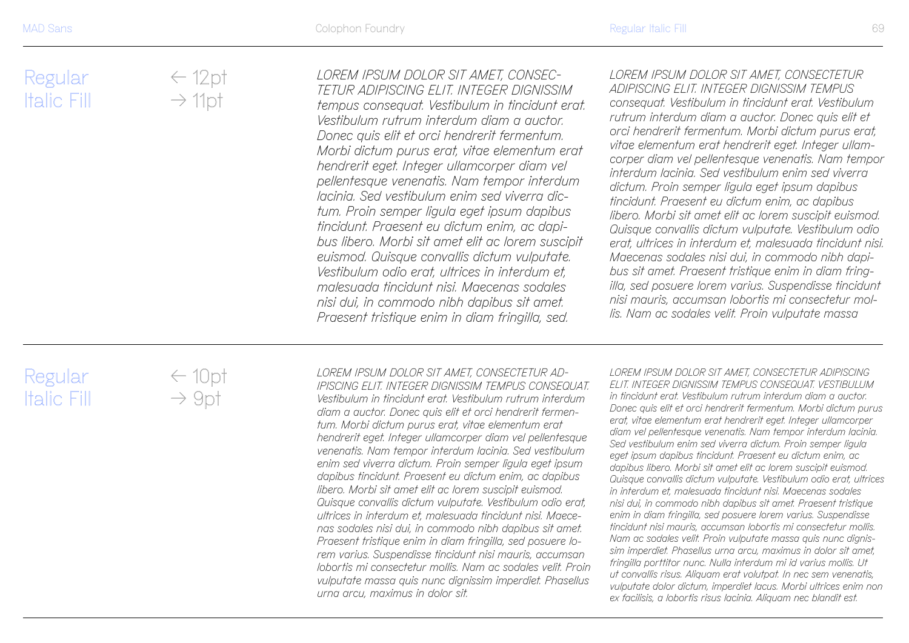## Regular Italic Fill

← 12pt
→ 11pt

*LOREM IPSUM DOLOR SIT AMET, CONSEC-TETUR ADIPISCING ELIT. INTEGER DIGNISSIM tempus consequat. Vestibulum in tincidunt erat. Vestibulum rutrum interdum diam a auctor. Donec quis elit et orci hendrerit fermentum. Morbi dictum purus erat, vitae elementum erat hendrerit eget. Integer ullamcorper diam vel pellentesque venenatis. Nam tempor interdum lacinia. Sed vestibulum enim sed viverra dic-tum. Proin semper ligula eget ipsum dapibus tincidunt. Praesent eu dictum enim, ac dapi-bus libero. Morbi sit amet elit ac lorem suscipit euismod. Quisque convallis dictum vulputate. Vestibulum odio erat, ultrices in interdum et, malesuada tincidunt nisi. Maecenas sodales nisi dui, in commodo nibh dapibus sit amet. Praesent tristique enim in diam fringilla, sed.*

*LOREM IPSUM DOLOR SIT AMET, CONSECTETUR ADIPISCING ELIT. INTEGER DIGNISSIM TEMPUS consequat. Vestibulum in tincidunt erat. Vestibulum rutrum interdum diam a auctor. Donec quis elit et orci hendrerit fermentum. Morbi dictum purus erat, vitae elementum erat hendrerit eget. Integer ullam-corper diam vel pellentesque venenatis. Nam tempor interdum lacinia. Sed vestibulum enim sed viverra dictum. Proin semper ligula eget ipsum dapibus tincidunt. Praesent eu dictum enim, ac dapibus libero. Morbi sit amet elit ac lorem suscipit euismod. Quisque convallis dictum vulputate. Vestibulum odio erat, ultrices in interdum et, malesuada tincidunt nisi. Maecenas sodales nisi dui, in commodo nibh dapi-bus sit amet. Praesent tristique enim in diam fring-illa, sed posuere lorem varius. Suspendisse tincidunt nisi mauris, accumsan lobortis mi consectetur mol-lis. Nam ac sodales velit. Proin vulputate massa*

## Regular Italic Fill

← 10pt
→ 9pt

*LOREM IPSUM DOLOR SIT AMET, CONSECTETUR AD-IPISCING ELIT. INTEGER DIGNISSIM TEMPUS CONSEQUAT. Vestibulum in tincidunt erat. Vestibulum rutrum interdum diam a auctor. Donec quis elit et orci hendrerit fermen-tum. Morbi dictum purus erat, vitae elementum erat hendrerit eget. Integer ullamcorper diam vel pellentesque venenatis. Nam tempor interdum lacinia. Sed vestibulum enim sed viverra dictum. Proin semper ligula eget ipsum dapibus tincidunt. Praesent eu dictum enim, ac dapibus libero. Morbi sit amet elit ac lorem suscipit euismod. Quisque convallis dictum vulputate. Vestibulum odio erat, ultrices in interdum et, malesuada tincidunt nisi. Maece-nas sodales nisi dui, in commodo nibh dapibus sit amet. Praesent tristique enim in diam fringilla, sed posuere lo-rem varius. Suspendisse tincidunt nisi mauris, accumsan lobortis mi consectetur mollis. Nam ac sodales velit. Proin vulputate massa quis nunc dignissim imperdiet. Phasellus urna arcu, maximus in dolor sit.*

*LOREM IPSUM DOLOR SIT AMET, CONSECTETUR ADIPISCING ELIT. INTEGER DIGNISSIM TEMPUS CONSEQUAT. VESTIBULUM in tincidunt erat. Vestibulum rutrum interdum diam a auctor. Donec quis elit et orci hendrerit fermentum. Morbi dictum purus erat, vitae elementum erat hendrerit eget. Integer ullamcorper diam vel pellentesque venenatis. Nam tempor interdum lacinia. Sed vestibulum enim sed viverra dictum. Proin semper ligula eget ipsum dapibus tincidunt. Praesent eu dictum enim, ac dapibus libero. Morbi sit amet elit ac lorem suscipit euismod. Quisque convallis dictum vulputate. Vestibulum odio erat, ultrices in interdum et, malesuada tincidunt nisi. Maecenas sodales nisi dui, in commodo nibh dapibus sit amet. Praesent tristique enim in diam fringilla, sed posuere lorem varius. Suspendisse tincidunt nisi mauris, accumsan lobortis mi consectetur mollis. Nam ac sodales velit. Proin vulputate massa quis nunc dignis-sim imperdiet. Phasellus urna arcu, maximus in dolor sit amet, fringilla porttitor nunc. Nulla interdum mi id varius mollis. Ut ut convallis risus. Aliquam erat volutpat. In nec sem venenatis, vulputate dolor dictum, imperdiet lacus. Morbi ultrices enim non ex facilisis, a lobortis risus lacinia. Aliquam nec blandit est.*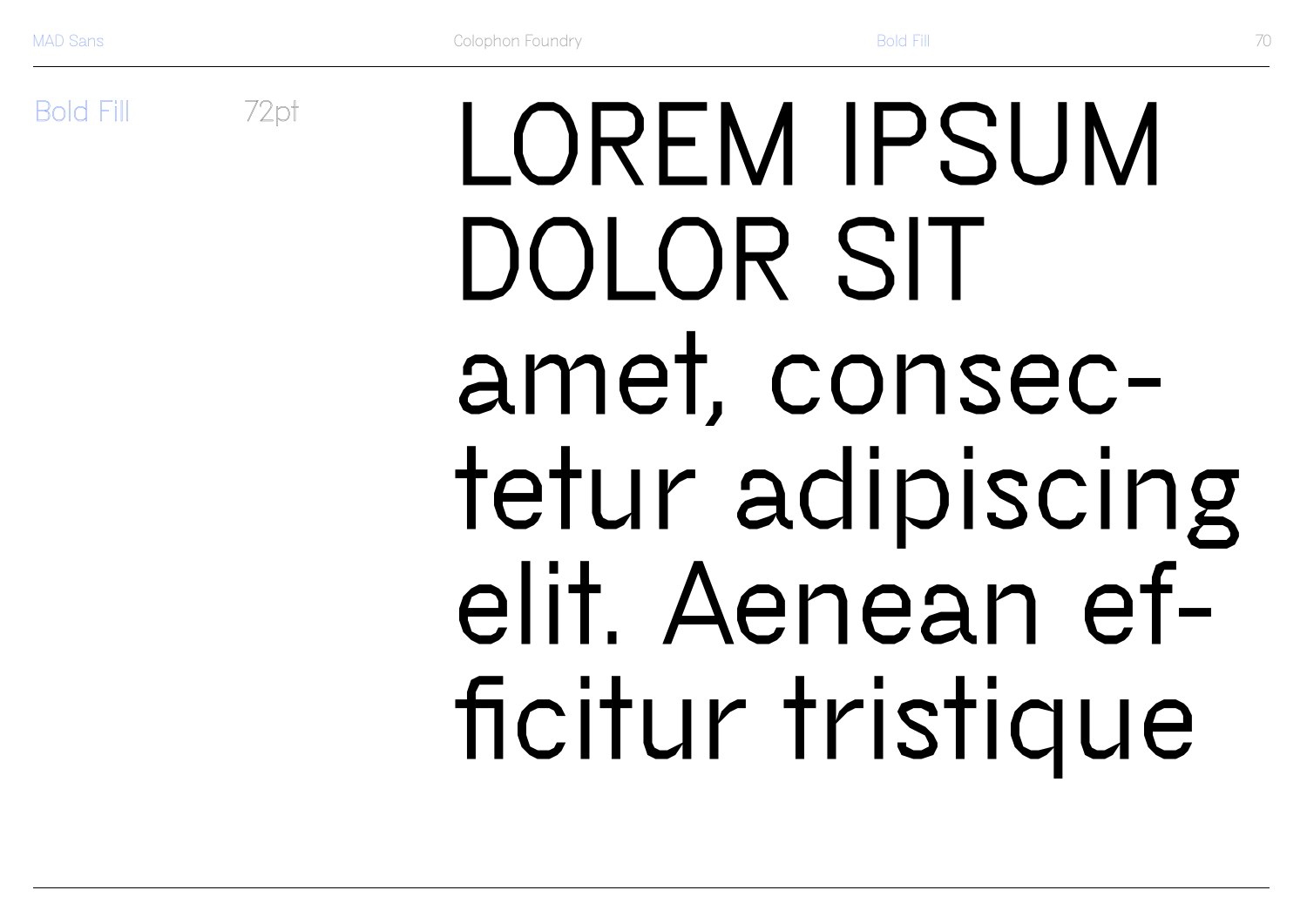Bold Fill 72pt

LOREM IPSUM DOLOR SIT amet, consec-tetur adipiscing elit. Aenean ef-ficitur tristique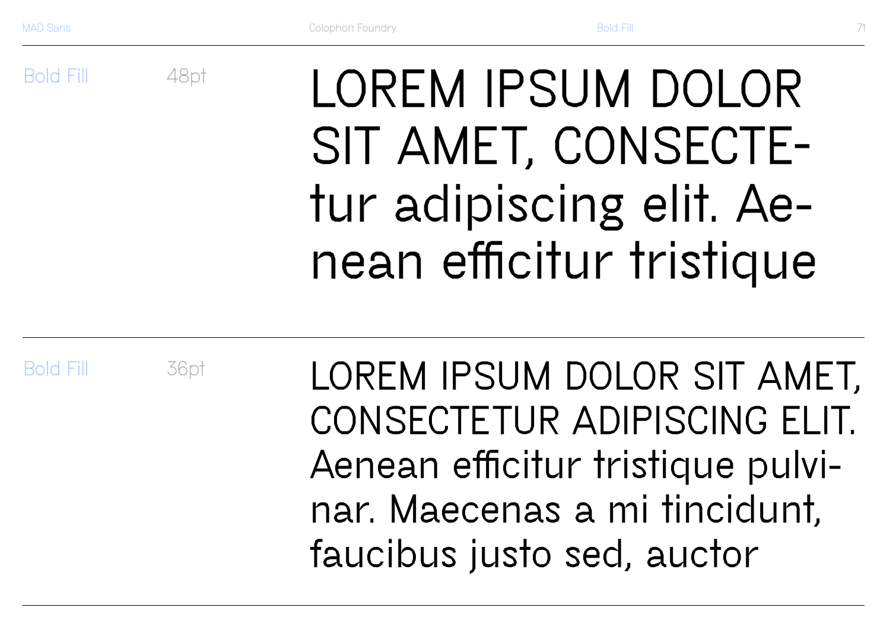Bold Fill 48pt

LOREM IPSUM DOLOR SIT AMET, CONSECTE-tur adipiscing elit. Ae-nean efficitur tristique

Bold Fill 36pt

LOREM IPSUM DOLOR SIT AMET, CONSECTETUR ADIPISCING ELIT. Aenean efficitur tristique pulvi-nar. Maecenas a mi tincidunt, faucibus justo sed, auctor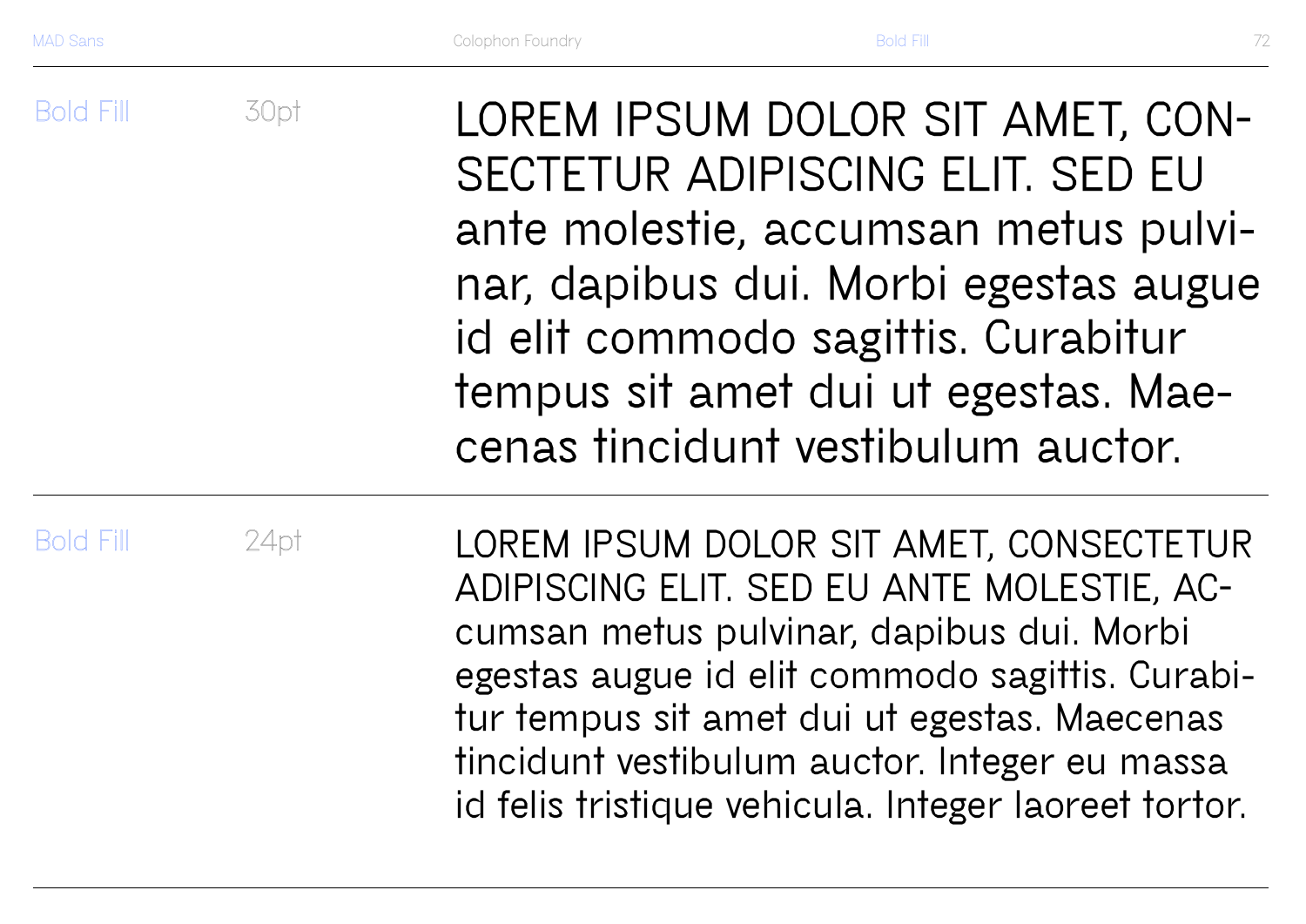Bold Fill 30pt

LOREM IPSUM DOLOR SIT AMET, CON-SECTETUR ADIPISCING ELIT. SED EU ante molestie, accumsan metus pulvi-nar, dapibus dui. Morbi egestas augue id elit commodo sagittis. Curabitur tempus sit amet dui ut egestas. Mae-cenas tincidunt vestibulum auctor.

Bold Fill 24pt

LOREM IPSUM DOLOR SIT AMET, CONSECTETUR ADIPISCING ELIT. SED EU ANTE MOLESTIE, AC-cumsan metus pulvinar, dapibus dui. Morbi egestas augue id elit commodo sagittis. Curabi-tur tempus sit amet dui ut egestas. Maecenas tincidunt vestibulum auctor. Integer eu massa id felis tristique vehicula. Integer laoreet tortor.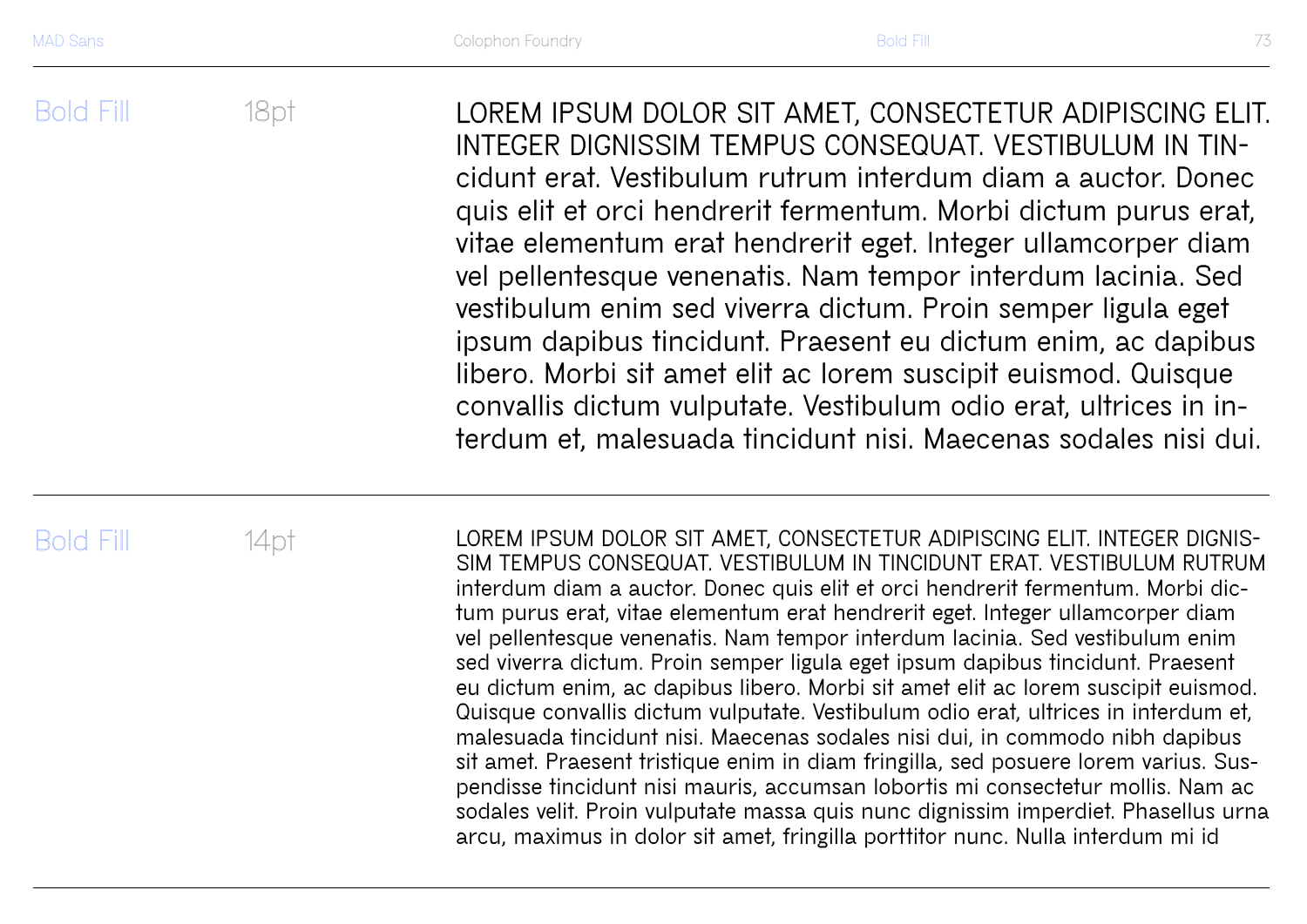Bold Fill 18pt

LOREM IPSUM DOLOR SIT AMET, CONSECTETUR ADIPISCING ELIT. INTEGER DIGNISSIM TEMPUS CONSEQUAT. VESTIBULUM IN TINcidunt erat. Vestibulum rutrum interdum diam a auctor. Donec quis elit et orci hendrerit fermentum. Morbi dictum purus erat, vitae elementum erat hendrerit eget. Integer ullamcorper diam vel pellentesque venenatis. Nam tempor interdum lacinia. Sed vestibulum enim sed viverra dictum. Proin semper ligula eget ipsum dapibus tincidunt. Praesent eu dictum enim, ac dapibus libero. Morbi sit amet elit ac lorem suscipit euismod. Quisque convallis dictum vulputate. Vestibulum odio erat, ultrices in interdum et, malesuada tincidunt nisi. Maecenas sodales nisi dui.

---

Bold Fill 14pt

LOREM IPSUM DOLOR SIT AMET, CONSECTETUR ADIPISCING ELIT. INTEGER DIGNISSIM TEMPUS CONSEQUAT. VESTIBULUM IN TINCIDUNT ERAT. VESTIBULUM RUTRUM interdum diam a auctor. Donec quis elit et orci hendrerit fermentum. Morbi dictum purus erat, vitae elementum erat hendrerit eget. Integer ullamcorper diam vel pellentesque venenatis. Nam tempor interdum lacinia. Sed vestibulum enim sed viverra dictum. Proin semper ligula eget ipsum dapibus tincidunt. Praesent eu dictum enim, ac dapibus libero. Morbi sit amet elit ac lorem suscipit euismod. Quisque convallis dictum vulputate. Vestibulum odio erat, ultrices in interdum et, malesuada tincidunt nisi. Maecenas sodales nisi dui, in commodo nibh dapibus sit amet. Praesent tristique enim in diam fringilla, sed posuere lorem varius. Suspendisse tincidunt nisi mauris, accumsan lobortis mi consectetur mollis. Nam ac sodales velit. Proin vulputate massa quis nunc dignissim imperdiet. Phasellus urna arcu, maximus in dolor sit amet, fringilla porttitor nunc. Nulla interdum mi id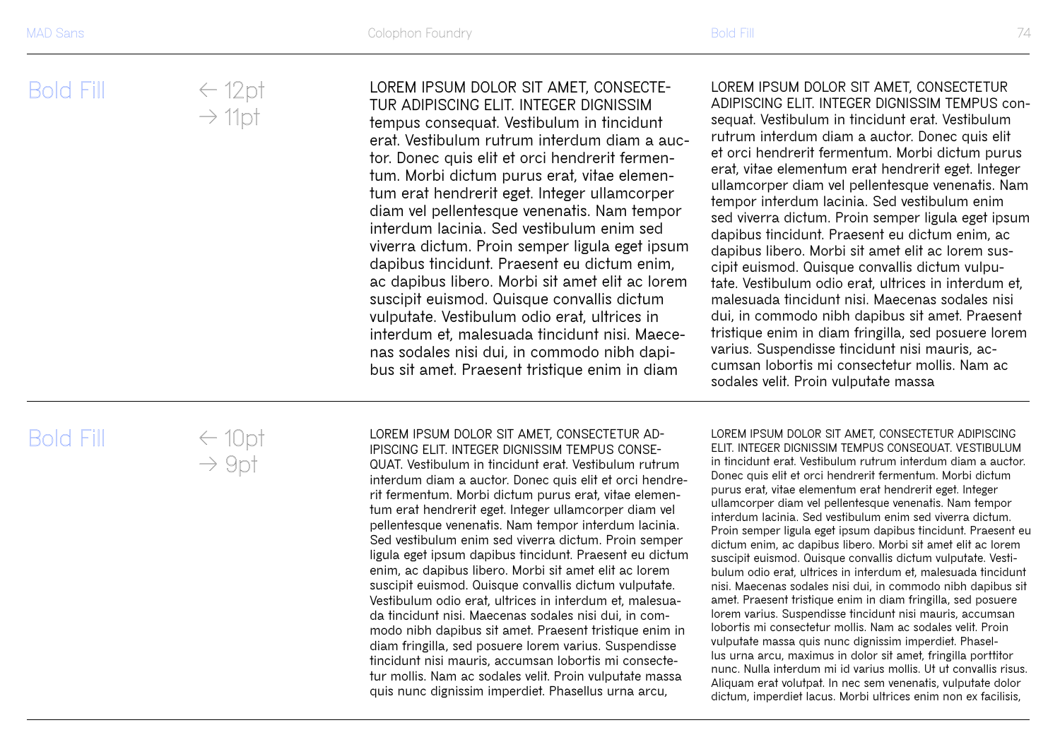## Bold Fill

← 12pt
→ 11pt

LOREM IPSUM DOLOR SIT AMET, CONSECTETUR ADIPISCING ELIT. INTEGER DIGNISSIM tempus consequat. Vestibulum in tincidunt erat. Vestibulum rutrum interdum diam a auctor. Donec quis elit et orci hendrerit fermentum. Morbi dictum purus erat, vitae elementum erat hendrerit eget. Integer ullamcorper diam vel pellentesque venenatis. Nam tempor interdum lacinia. Sed vestibulum enim sed viverra dictum. Proin semper ligula eget ipsum dapibus tincidunt. Praesent eu dictum enim, ac dapibus libero. Morbi sit amet elit ac lorem suscipit euismod. Quisque convallis dictum vulputate. Vestibulum odio erat, ultrices in interdum et, malesuada tincidunt nisi. Maecenas sodales nisi dui, in commodo nibh dapibus sit amet. Praesent tristique enim in diam

LOREM IPSUM DOLOR SIT AMET, CONSECTETUR ADIPISCING ELIT. INTEGER DIGNISSIM TEMPUS consequat. Vestibulum in tincidunt erat. Vestibulum rutrum interdum diam a auctor. Donec quis elit et orci hendrerit fermentum. Morbi dictum purus erat, vitae elementum erat hendrerit eget. Integer ullamcorper diam vel pellentesque venenatis. Nam tempor interdum lacinia. Sed vestibulum enim sed viverra dictum. Proin semper ligula eget ipsum dapibus tincidunt. Praesent eu dictum enim, ac dapibus libero. Morbi sit amet elit ac lorem suscipit euismod. Quisque convallis dictum vulputate. Vestibulum odio erat, ultrices in interdum et, malesuada tincidunt nisi. Maecenas sodales nisi dui, in commodo nibh dapibus sit amet. Praesent tristique enim in diam fringilla, sed posuere lorem varius. Suspendisse tincidunt nisi mauris, accumsan lobortis mi consectetur mollis. Nam ac sodales velit. Proin vulputate massa

## Bold Fill

← 10pt
→ 9pt

LOREM IPSUM DOLOR SIT AMET, CONSECTETUR ADIPISCING ELIT. INTEGER DIGNISSIM TEMPUS CONSEQUAT. Vestibulum in tincidunt erat. Vestibulum rutrum interdum diam a auctor. Donec quis elit et orci hendrerit fermentum. Morbi dictum purus erat, vitae elementum erat hendrerit eget. Integer ullamcorper diam vel pellentesque venenatis. Nam tempor interdum lacinia. Sed vestibulum enim sed viverra dictum. Proin semper ligula eget ipsum dapibus tincidunt. Praesent eu dictum enim, ac dapibus libero. Morbi sit amet elit ac lorem suscipit euismod. Quisque convallis dictum vulputate. Vestibulum odio erat, ultrices in interdum et, malesuada tincidunt nisi. Maecenas sodales nisi dui, in commodo nibh dapibus sit amet. Praesent tristique enim in diam fringilla, sed posuere lorem varius. Suspendisse tincidunt nisi mauris, accumsan lobortis mi consectetur mollis. Nam ac sodales velit. Proin vulputate massa quis nunc dignissim imperdiet. Phasellus urna arcu,

LOREM IPSUM DOLOR SIT AMET, CONSECTETUR ADIPISCING ELIT. INTEGER DIGNISSIM TEMPUS CONSEQUAT. VESTIBULUM in tincidunt erat. Vestibulum rutrum interdum diam a auctor. Donec quis elit et orci hendrerit fermentum. Morbi dictum purus erat, vitae elementum erat hendrerit eget. Integer ullamcorper diam vel pellentesque venenatis. Nam tempor interdum lacinia. Sed vestibulum enim sed viverra dictum. Proin semper ligula eget ipsum dapibus tincidunt. Praesent eu dictum enim, ac dapibus libero. Morbi sit amet elit ac lorem suscipit euismod. Quisque convallis dictum vulputate. Vestibulum odio erat, ultrices in interdum et, malesuada tincidunt nisi. Maecenas sodales nisi dui, in commodo nibh dapibus sit amet. Praesent tristique enim in diam fringilla, sed posuere lorem varius. Suspendisse tincidunt nisi mauris, accumsan lobortis mi consectetur mollis. Nam ac sodales velit. Proin vulputate massa quis nunc dignissim imperdiet. Phasellus urna arcu, maximus in dolor sit amet, fringilla porttitor nunc. Nulla interdum mi id varius mollis. Ut ut convallis risus. Aliquam erat volutpat. In nec sem venenatis, vulputate dolor dictum, imperdiet lacus. Morbi ultrices enim non ex facilisis,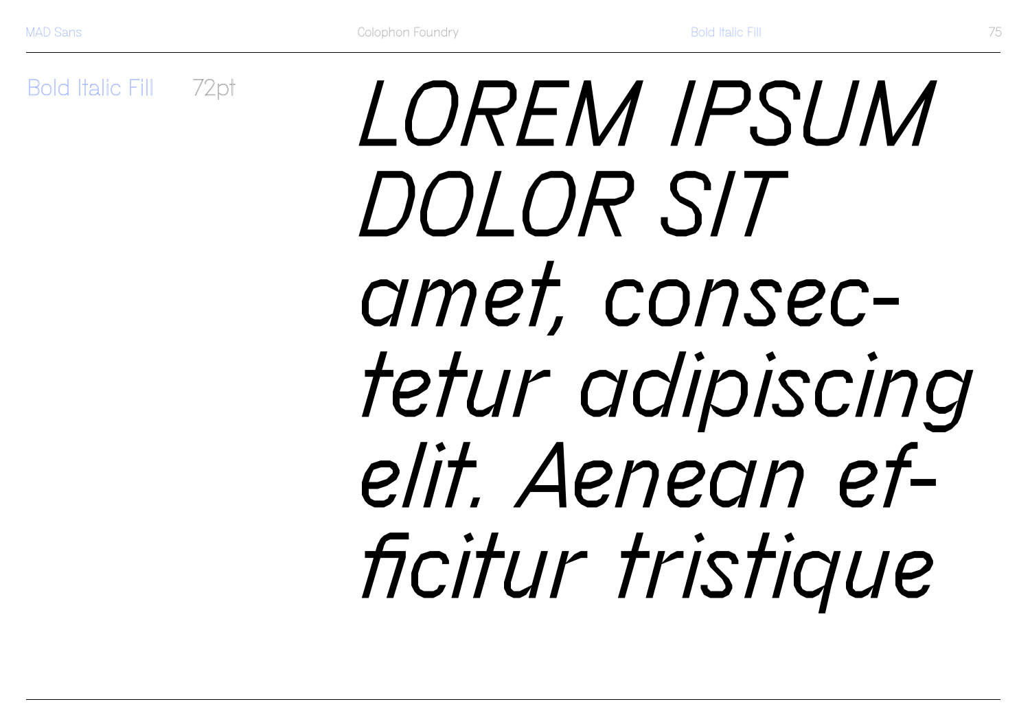Bold Italic Fill 72pt

*LOREM IPSUM DOLOR SIT amet, consec-tetur adipiscing elit. Aenean ef-ficitur tristique*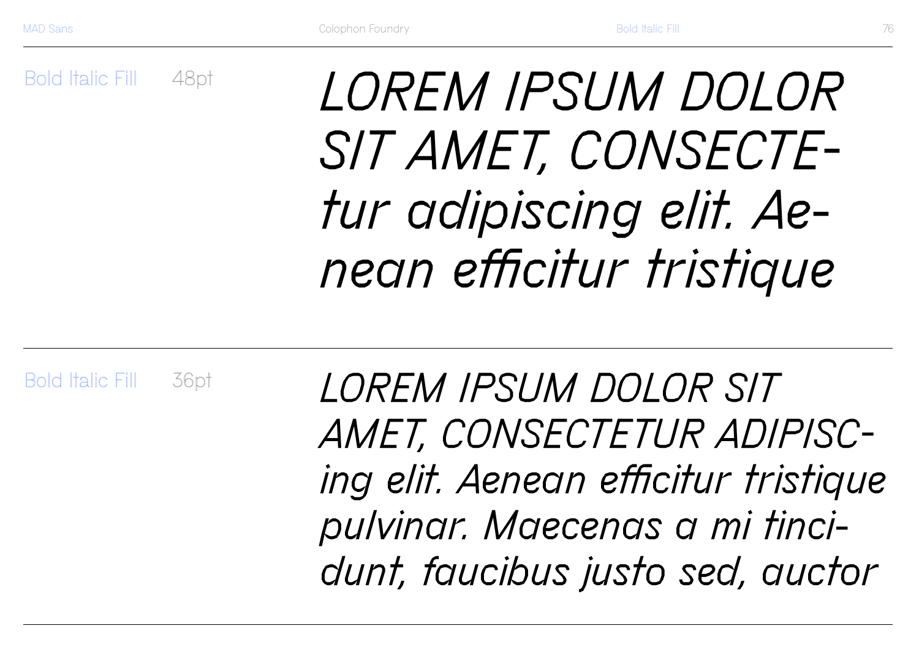Bold Italic Fill 48pt

*LOREM IPSUM DOLOR SIT AMET, CONSECTE-tur adipiscing elit. Ae-nean efficitur tristique*

Bold Italic Fill 36pt

*LOREM IPSUM DOLOR SIT AMET, CONSECTETUR ADIPISC-ing elit. Aenean efficitur tristique pulvinar. Maecenas a mi tinci-dunt, faucibus justo sed, auctor*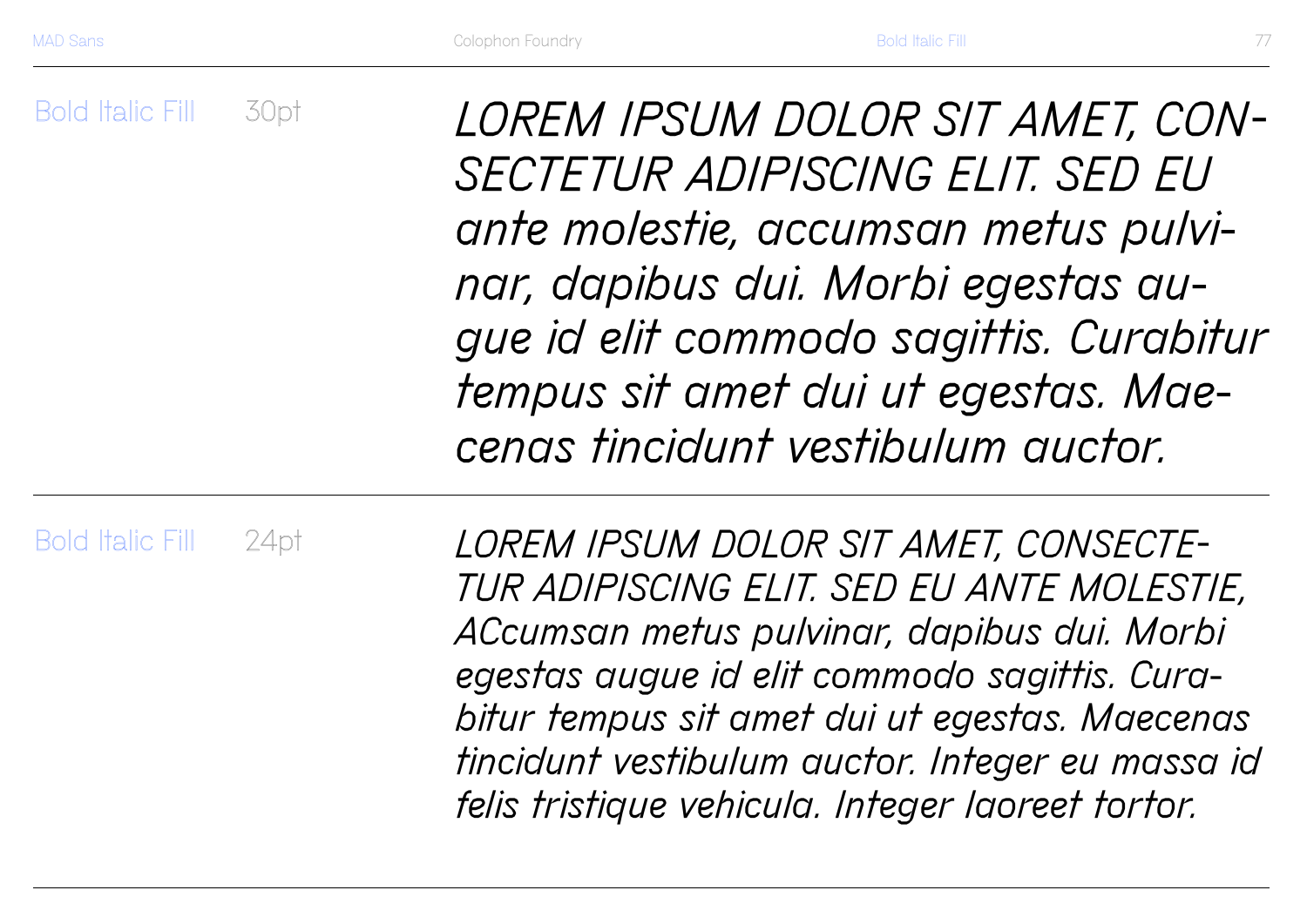Bold Italic Fill 30pt

*LOREM IPSUM DOLOR SIT AMET, CON-SECTETUR ADIPISCING ELIT. SED EU ante molestie, accumsan metus pulvi-nar, dapibus dui. Morbi egestas au-gue id elit commodo sagittis. Curabitur tempus sit amet dui ut egestas. Mae-cenas tincidunt vestibulum auctor.*

---

Bold Italic Fill 24pt

*LOREM IPSUM DOLOR SIT AMET, CONSECTE-TUR ADIPISCING ELIT. SED EU ANTE MOLESTIE, ACcumsan metus pulvinar, dapibus dui. Morbi egestas augue id elit commodo sagittis. Cura-bitur tempus sit amet dui ut egestas. Maecenas tincidunt vestibulum auctor. Integer eu massa id felis tristique vehicula. Integer laoreet tortor.*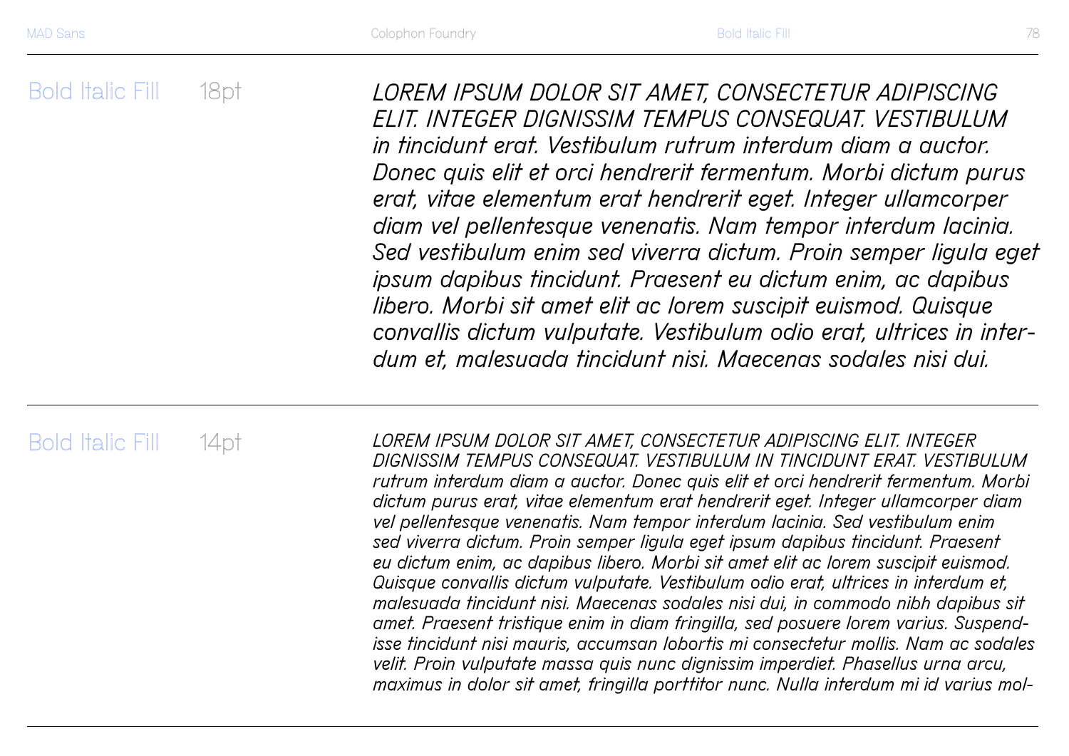Bold Italic Fill 18pt

*LOREM IPSUM DOLOR SIT AMET, CONSECTETUR ADIPISCING ELIT. INTEGER DIGNISSIM TEMPUS CONSEQUAT. VESTIBULUM in tincidunt erat. Vestibulum rutrum interdum diam a auctor. Donec quis elit et orci hendrerit fermentum. Morbi dictum purus erat, vitae elementum erat hendrerit eget. Integer ullamcorper diam vel pellentesque venenatis. Nam tempor interdum lacinia. Sed vestibulum enim sed viverra dictum. Proin semper ligula eget ipsum dapibus tincidunt. Praesent eu dictum enim, ac dapibus libero. Morbi sit amet elit ac lorem suscipit euismod. Quisque convallis dictum vulputate. Vestibulum odio erat, ultrices in inter-dum et, malesuada tincidunt nisi. Maecenas sodales nisi dui.*

---

Bold Italic Fill 14pt

*LOREM IPSUM DOLOR SIT AMET, CONSECTETUR ADIPISCING ELIT. INTEGER DIGNISSIM TEMPUS CONSEQUAT. VESTIBULUM IN TINCIDUNT ERAT. VESTIBULUM rutrum interdum diam a auctor. Donec quis elit et orci hendrerit fermentum. Morbi dictum purus erat, vitae elementum erat hendrerit eget. Integer ullamcorper diam vel pellentesque venenatis. Nam tempor interdum lacinia. Sed vestibulum enim sed viverra dictum. Proin semper ligula eget ipsum dapibus tincidunt. Praesent eu dictum enim, ac dapibus libero. Morbi sit amet elit ac lorem suscipit euismod. Quisque convallis dictum vulputate. Vestibulum odio erat, ultrices in interdum et, malesuada tincidunt nisi. Maecenas sodales nisi dui, in commodo nibh dapibus sit amet. Praesent tristique enim in diam fringilla, sed posuere lorem varius. Suspend-isse tincidunt nisi mauris, accumsan lobortis mi consectetur mollis. Nam ac sodales velit. Proin vulputate massa quis nunc dignissim imperdiet. Phasellus urna arcu, maximus in dolor sit amet, fringilla porttitor nunc. Nulla interdum mi id varius mol-*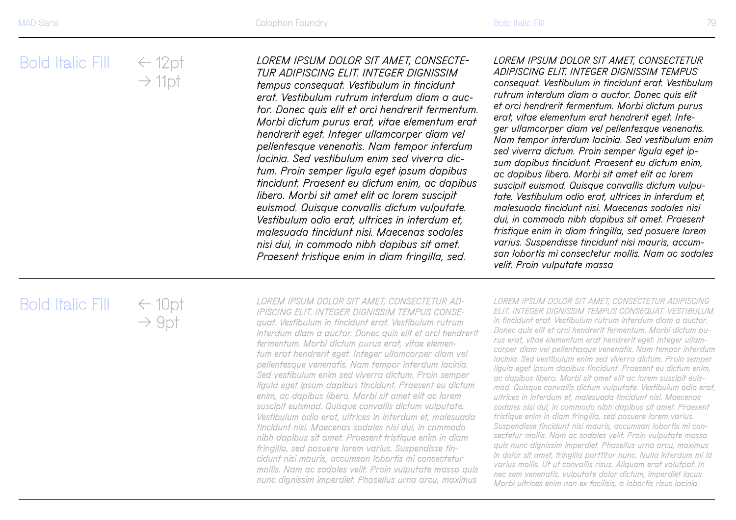## Bold Italic Fill

← 12pt
→ 11pt

*LOREM IPSUM DOLOR SIT AMET, CONSECTETUR ADIPISCING ELIT. INTEGER DIGNISSIM tempus consequat. Vestibulum in tincidunt erat. Vestibulum rutrum interdum diam a auctor. Donec quis elit et orci hendrerit fermentum. Morbi dictum purus erat, vitae elementum erat hendrerit eget. Integer ullamcorper diam vel pellentesque venenatis. Nam tempor interdum lacinia. Sed vestibulum enim sed viverra dictum. Proin semper ligula eget ipsum dapibus tincidunt. Praesent eu dictum enim, ac dapibus libero. Morbi sit amet elit ac lorem suscipit euismod. Quisque convallis dictum vulputate. Vestibulum odio erat, ultrices in interdum et, malesuada tincidunt nisi. Maecenas sodales nisi dui, in commodo nibh dapibus sit amet. Praesent tristique enim in diam fringilla, sed.*

*LOREM IPSUM DOLOR SIT AMET, CONSECTETUR ADIPISCING ELIT. INTEGER DIGNISSIM TEMPUS consequat. Vestibulum in tincidunt erat. Vestibulum rutrum interdum diam a auctor. Donec quis elit et orci hendrerit fermentum. Morbi dictum purus erat, vitae elementum erat hendrerit eget. Integer ullamcorper diam vel pellentesque venenatis. Nam tempor interdum lacinia. Sed vestibulum enim sed viverra dictum. Proin semper ligula eget ipsum dapibus tincidunt. Praesent eu dictum enim, ac dapibus libero. Morbi sit amet elit ac lorem suscipit euismod. Quisque convallis dictum vulputate. Vestibulum odio erat, ultrices in interdum et, malesuada tincidunt nisi. Maecenas sodales nisi dui, in commodo nibh dapibus sit amet. Praesent tristique enim in diam fringilla, sed posuere lorem varius. Suspendisse tincidunt nisi mauris, accumsan lobortis mi consectetur mollis. Nam ac sodales velit. Proin vulputate massa*

## Bold Italic Fill

← 10pt
→ 9pt

*LOREM IPSUM DOLOR SIT AMET, CONSECTETUR ADIPISCING ELIT. INTEGER DIGNISSIM TEMPUS CONSEquat. Vestibulum in tincidunt erat. Vestibulum rutrum interdum diam a auctor. Donec quis elit et orci hendrerit fermentum. Morbi dictum purus erat, vitae elementum erat hendrerit eget. Integer ullamcorper diam vel pellentesque venenatis. Nam tempor interdum lacinia. Sed vestibulum enim sed viverra dictum. Proin semper ligula eget ipsum dapibus tincidunt. Praesent eu dictum enim, ac dapibus libero. Morbi sit amet elit ac lorem suscipit euismod. Quisque convallis dictum vulputate. Vestibulum odio erat, ultrices in interdum et, malesuada tincidunt nisi. Maecenas sodales nisi dui, in commodo nibh dapibus sit amet. Praesent tristique enim in diam fringilla, sed posuere lorem varius. Suspendisse tincidunt nisi mauris, accumsan lobortis mi consectetur mollis. Nam ac sodales velit. Proin vulputate massa quis nunc dignissim imperdiet. Phasellus urna arcu, maximus*

*LOREM IPSUM DOLOR SIT AMET, CONSECTETUR ADIPISCING ELIT. INTEGER DIGNISSIM TEMPUS CONSEQUAT. VESTIBULUM in tincidunt erat. Vestibulum rutrum interdum diam a auctor. Donec quis elit et orci hendrerit fermentum. Morbi dictum purus erat, vitae elementum erat hendrerit eget. Integer ullamcorper diam vel pellentesque venenatis. Nam tempor interdum lacinia. Sed vestibulum enim sed viverra dictum. Proin semper ligula eget ipsum dapibus tincidunt. Praesent eu dictum enim, ac dapibus libero. Morbi sit amet elit ac lorem suscipit euismod. Quisque convallis dictum vulputate. Vestibulum odio erat, ultrices in interdum et, malesuada tincidunt nisi. Maecenas sodales nisi dui, in commodo nibh dapibus sit amet. Praesent tristique enim in diam fringilla, sed posuere lorem varius. Suspendisse tincidunt nisi mauris, accumsan lobortis mi consectetur mollis. Nam ac sodales velit. Proin vulputate massa quis nunc dignissim imperdiet. Phasellus urna arcu, maximus in dolor sit amet, fringilla porttitor nunc. Nulla interdum mi id varius mollis. Ut ut convallis risus. Aliquam erat volutpat. In nec sem venenatis, vulputate dolor dictum, imperdiet lacus. Morbi ultrices enim non ex facilisis, a lobortis risus lacinia.*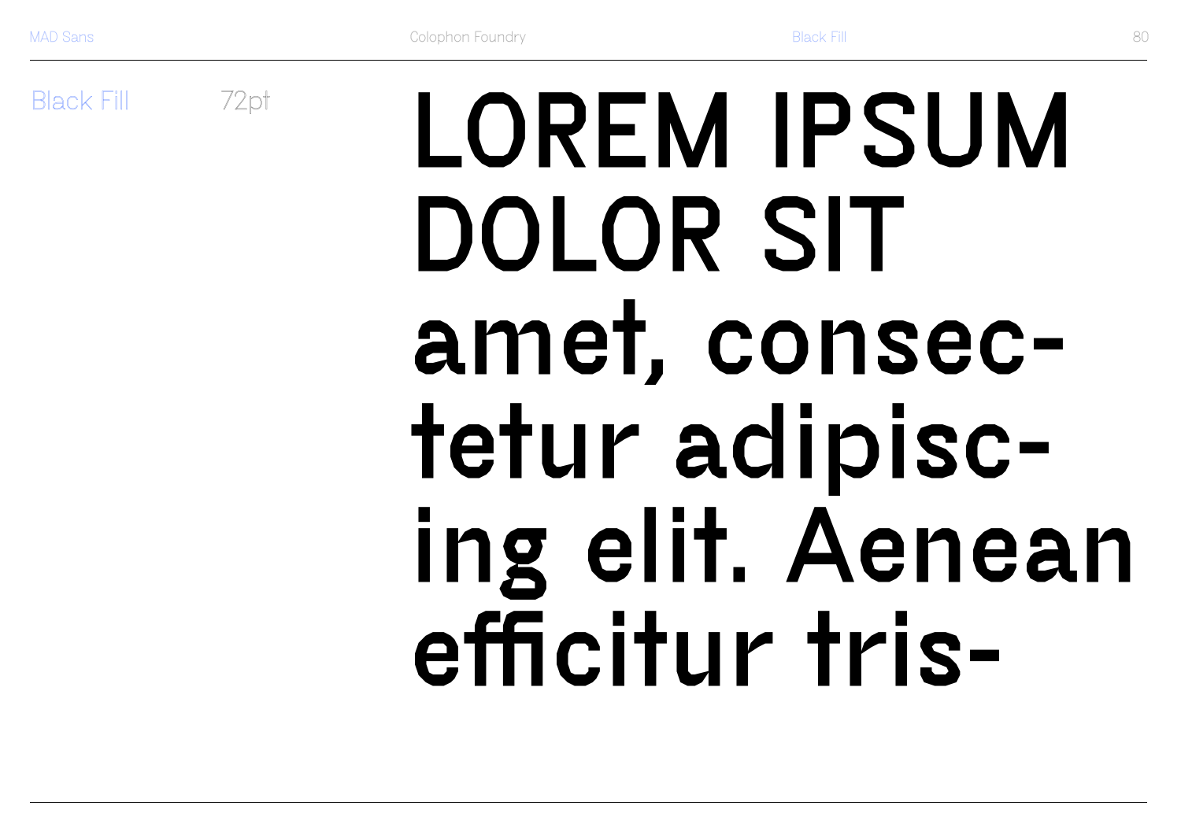Black Fill 72pt

LOREM IPSUM DOLOR SIT amet, consec- tetur adipisc- ing elit. Aenean efficitur tris-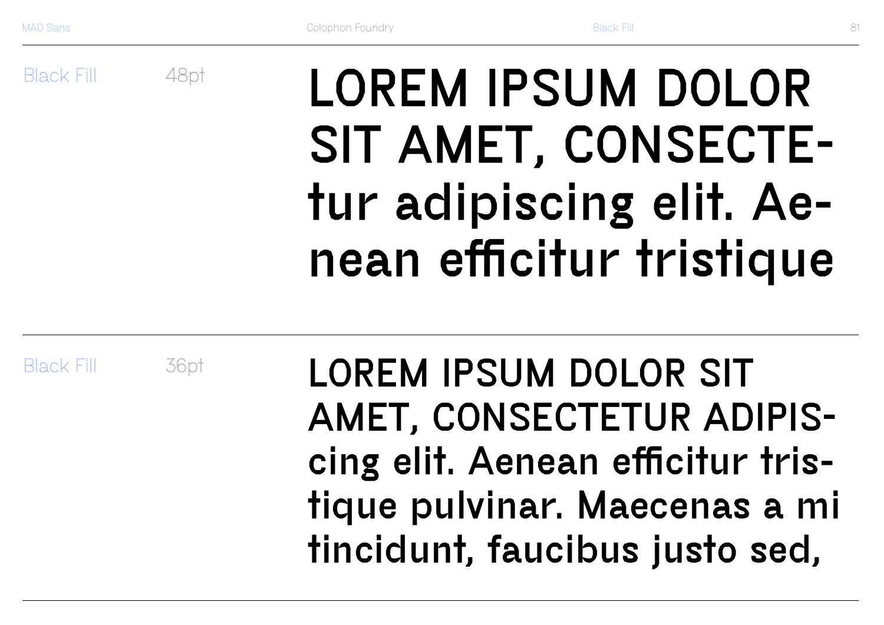Black Fill 48pt

LOREM IPSUM DOLOR SIT AMET, CONSECTE-tur adipiscing elit. Ae-nean efficitur tristique

Black Fill 36pt

LOREM IPSUM DOLOR SIT AMET, CONSECTETUR ADIPIS-cing elit. Aenean efficitur tris-tique pulvinar. Maecenas a mi tincidunt, faucibus justo sed,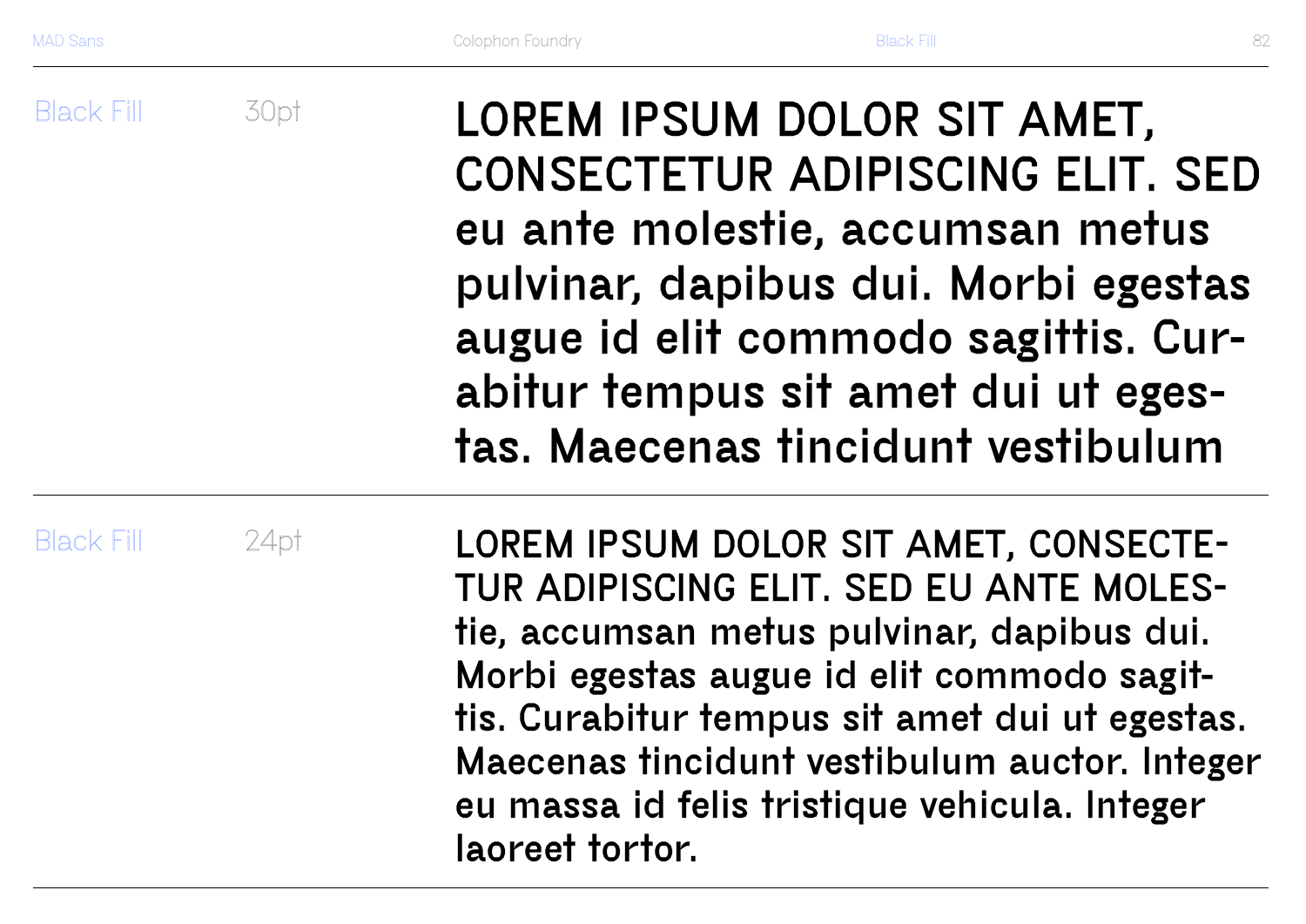Black Fill 30pt

LOREM IPSUM DOLOR SIT AMET, CONSECTETUR ADIPISCING ELIT. SED eu ante molestie, accumsan metus pulvinar, dapibus dui. Morbi egestas augue id elit commodo sagittis. Cur-abitur tempus sit amet dui ut eges-tas. Maecenas tincidunt vestibulum

---

Black Fill 24pt

LOREM IPSUM DOLOR SIT AMET, CONSECTE-TUR ADIPISCING ELIT. SED EU ANTE MOLES-tie, accumsan metus pulvinar, dapibus dui. Morbi egestas augue id elit commodo sagit-tis. Curabitur tempus sit amet dui ut egestas. Maecenas tincidunt vestibulum auctor. Integer eu massa id felis tristique vehicula. Integer laoreet tortor.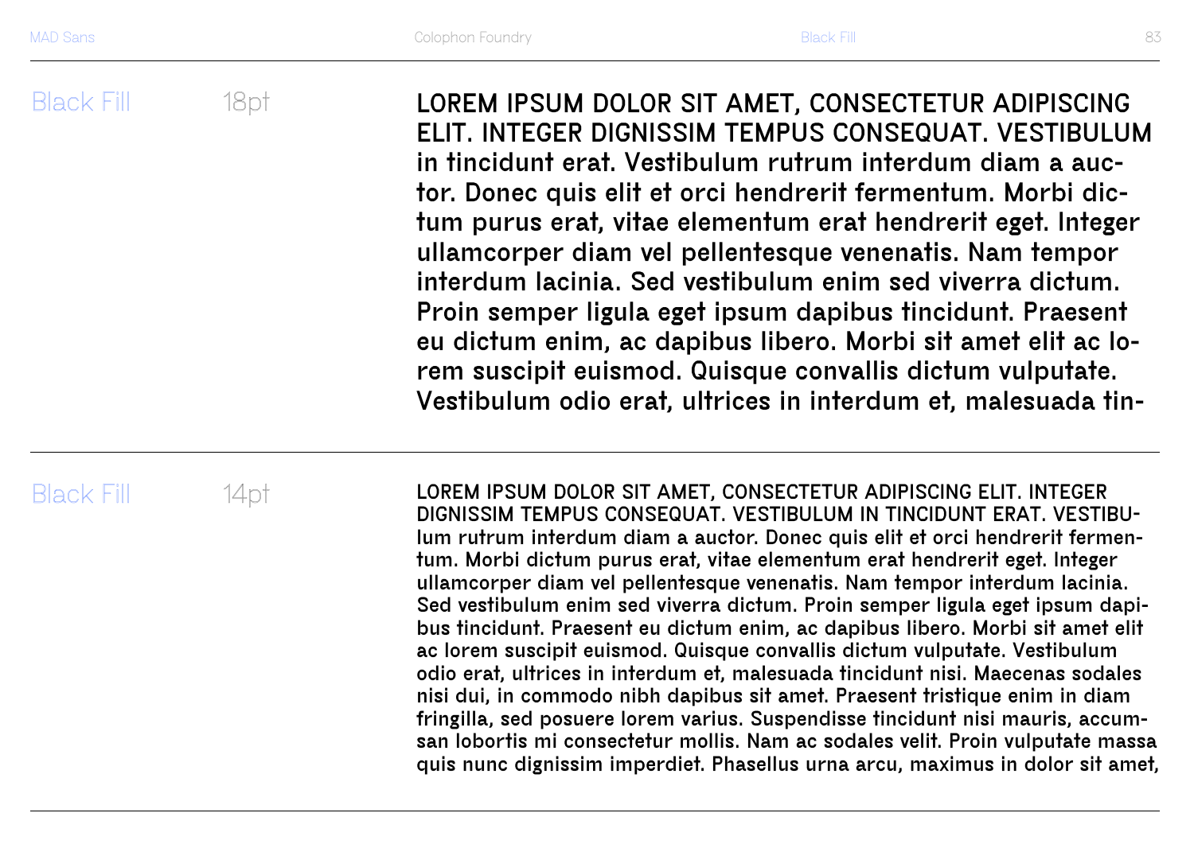Black Fill 18pt

LOREM IPSUM DOLOR SIT AMET, CONSECTETUR ADIPISCING ELIT. INTEGER DIGNISSIM TEMPUS CONSEQUAT. VESTIBULUM in tincidunt erat. Vestibulum rutrum interdum diam a auctor. Donec quis elit et orci hendrerit fermentum. Morbi dictum purus erat, vitae elementum erat hendrerit eget. Integer ullamcorper diam vel pellentesque venenatis. Nam tempor interdum lacinia. Sed vestibulum enim sed viverra dictum. Proin semper ligula eget ipsum dapibus tincidunt. Praesent eu dictum enim, ac dapibus libero. Morbi sit amet elit ac lorem suscipit euismod. Quisque convallis dictum vulputate. Vestibulum odio erat, ultrices in interdum et, malesuada tin-

Black Fill 14pt

LOREM IPSUM DOLOR SIT AMET, CONSECTETUR ADIPISCING ELIT. INTEGER DIGNISSIM TEMPUS CONSEQUAT. VESTIBULUM IN TINCIDUNT ERAT. VESTIBUlum rutrum interdum diam a auctor. Donec quis elit et orci hendrerit fermentum. Morbi dictum purus erat, vitae elementum erat hendrerit eget. Integer ullamcorper diam vel pellentesque venenatis. Nam tempor interdum lacinia. Sed vestibulum enim sed viverra dictum. Proin semper ligula eget ipsum dapibus tincidunt. Praesent eu dictum enim, ac dapibus libero. Morbi sit amet elit ac lorem suscipit euismod. Quisque convallis dictum vulputate. Vestibulum odio erat, ultrices in interdum et, malesuada tincidunt nisi. Maecenas sodales nisi dui, in commodo nibh dapibus sit amet. Praesent tristique enim in diam fringilla, sed posuere lorem varius. Suspendisse tincidunt nisi mauris, accumsan lobortis mi consectetur mollis. Nam ac sodales velit. Proin vulputate massa quis nunc dignissim imperdiet. Phasellus urna arcu, maximus in dolor sit amet,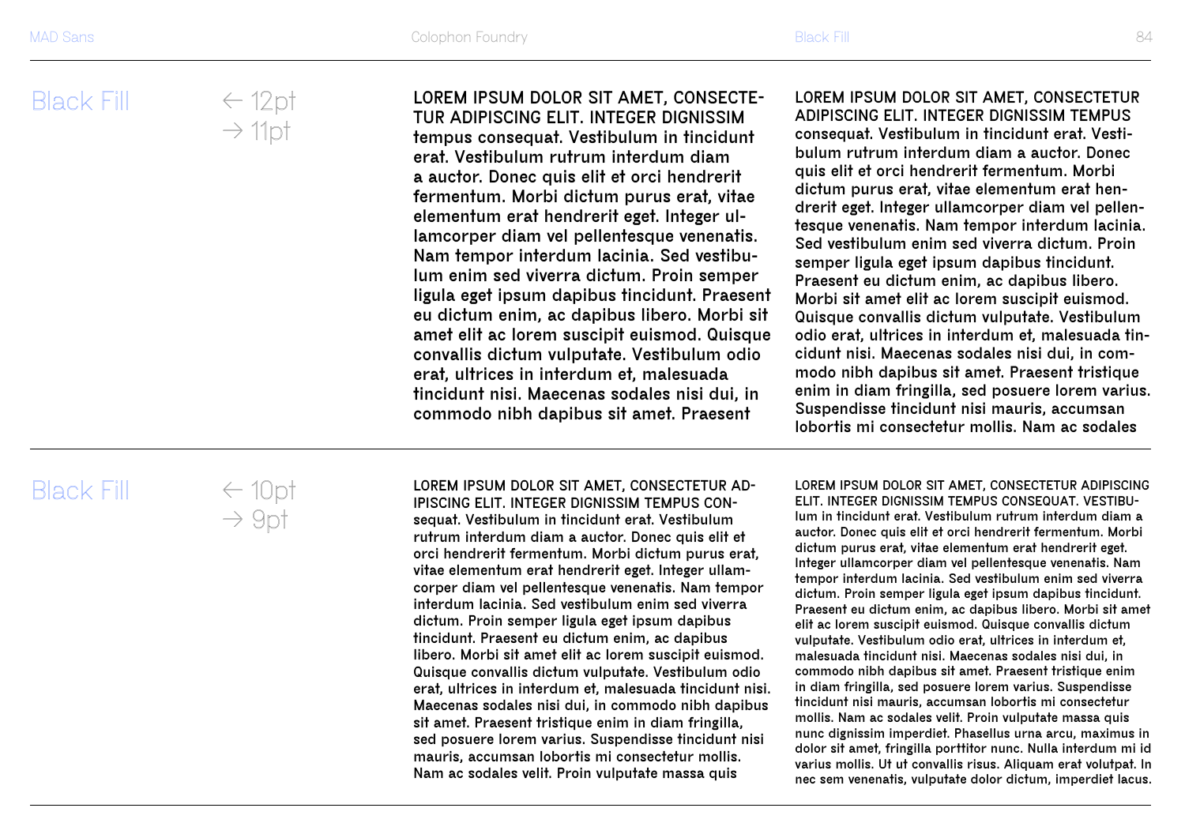## Black Fill

← 12pt
→ 11pt

LOREM IPSUM DOLOR SIT AMET, CONSECTETUR ADIPISCING ELIT. INTEGER DIGNISSIM tempus consequat. Vestibulum in tincidunt erat. Vestibulum rutrum interdum diam a auctor. Donec quis elit et orci hendrerit fermentum. Morbi dictum purus erat, vitae elementum erat hendrerit eget. Integer ullamcorper diam vel pellentesque venenatis. Nam tempor interdum lacinia. Sed vestibulum enim sed viverra dictum. Proin semper ligula eget ipsum dapibus tincidunt. Praesent eu dictum enim, ac dapibus libero. Morbi sit amet elit ac lorem suscipit euismod. Quisque convallis dictum vulputate. Vestibulum odio erat, ultrices in interdum et, malesuada tincidunt nisi. Maecenas sodales nisi dui, in commodo nibh dapibus sit amet. Praesent

LOREM IPSUM DOLOR SIT AMET, CONSECTETUR ADIPISCING ELIT. INTEGER DIGNISSIM TEMPUS consequat. Vestibulum in tincidunt erat. Vestibulum rutrum interdum diam a auctor. Donec quis elit et orci hendrerit fermentum. Morbi dictum purus erat, vitae elementum erat hendrerit eget. Integer ullamcorper diam vel pellentesque venenatis. Nam tempor interdum lacinia. Sed vestibulum enim sed viverra dictum. Proin semper ligula eget ipsum dapibus tincidunt. Praesent eu dictum enim, ac dapibus libero. Morbi sit amet elit ac lorem suscipit euismod. Quisque convallis dictum vulputate. Vestibulum odio erat, ultrices in interdum et, malesuada tincidunt nisi. Maecenas sodales nisi dui, in commodo nibh dapibus sit amet. Praesent tristique enim in diam fringilla, sed posuere lorem varius. Suspendisse tincidunt nisi mauris, accumsan lobortis mi consectetur mollis. Nam ac sodales

## Black Fill

← 10pt
→ 9pt

LOREM IPSUM DOLOR SIT AMET, CONSECTETUR ADIPISCING ELIT. INTEGER DIGNISSIM TEMPUS CONsequat. Vestibulum in tincidunt erat. Vestibulum rutrum interdum diam a auctor. Donec quis elit et orci hendrerit fermentum. Morbi dictum purus erat, vitae elementum erat hendrerit eget. Integer ullamcorper diam vel pellentesque venenatis. Nam tempor interdum lacinia. Sed vestibulum enim sed viverra dictum. Proin semper ligula eget ipsum dapibus tincidunt. Praesent eu dictum enim, ac dapibus libero. Morbi sit amet elit ac lorem suscipit euismod. Quisque convallis dictum vulputate. Vestibulum odio erat, ultrices in interdum et, malesuada tincidunt nisi. Maecenas sodales nisi dui, in commodo nibh dapibus sit amet. Praesent tristique enim in diam fringilla, sed posuere lorem varius. Suspendisse tincidunt nisi mauris, accumsan lobortis mi consectetur mollis. Nam ac sodales velit. Proin vulputate massa quis

LOREM IPSUM DOLOR SIT AMET, CONSECTETUR ADIPISCING ELIT. INTEGER DIGNISSIM TEMPUS CONSEQUAT. VESTIBUlum in tincidunt erat. Vestibulum rutrum interdum diam a auctor. Donec quis elit et orci hendrerit fermentum. Morbi dictum purus erat, vitae elementum erat hendrerit eget. Integer ullamcorper diam vel pellentesque venenatis. Nam tempor interdum lacinia. Sed vestibulum enim sed viverra dictum. Proin semper ligula eget ipsum dapibus tincidunt. Praesent eu dictum enim, ac dapibus libero. Morbi sit amet elit ac lorem suscipit euismod. Quisque convallis dictum vulputate. Vestibulum odio erat, ultrices in interdum et, malesuada tincidunt nisi. Maecenas sodales nisi dui, in commodo nibh dapibus sit amet. Praesent tristique enim in diam fringilla, sed posuere lorem varius. Suspendisse tincidunt nisi mauris, accumsan lobortis mi consectetur mollis. Nam ac sodales velit. Proin vulputate massa quis nunc dignissim imperdiet. Phasellus urna arcu, maximus in dolor sit amet, fringilla porttitor nunc. Nulla interdum mi id varius mollis. Ut ut convallis risus. Aliquam erat volutpat. In nec sem venenatis, vulputate dolor dictum, imperdiet lacus.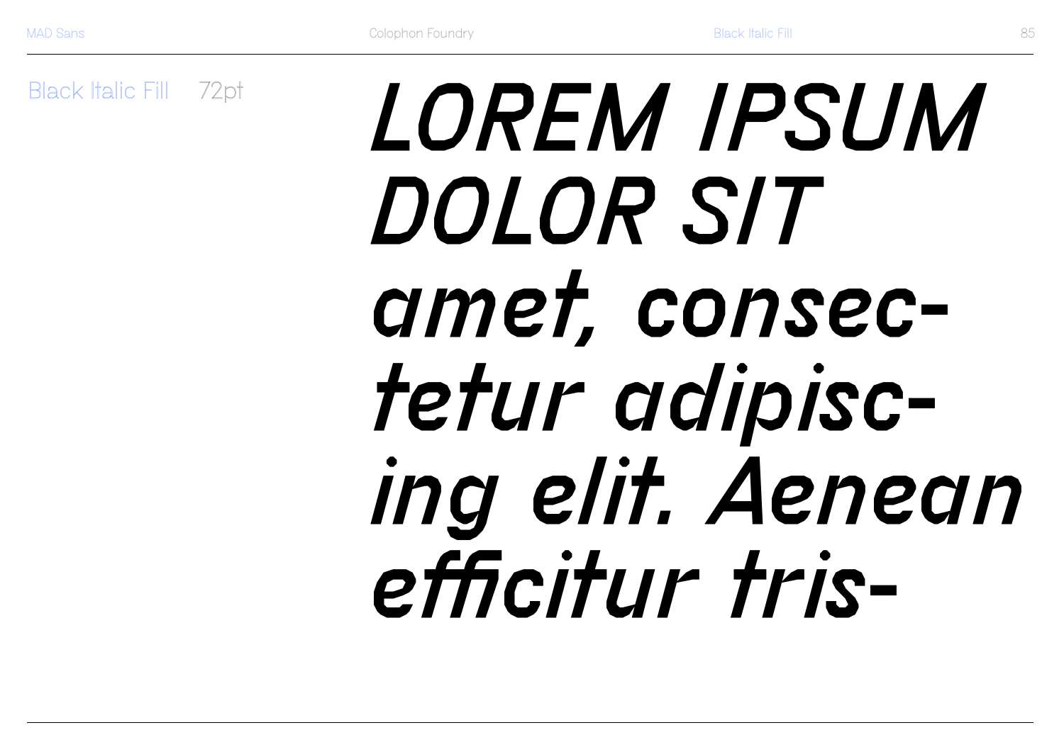Black Italic Fill 72pt

*LOREM IPSUM DOLOR SIT amet, consec-tetur adipisc-ing elit. Aenean efficitur tris-*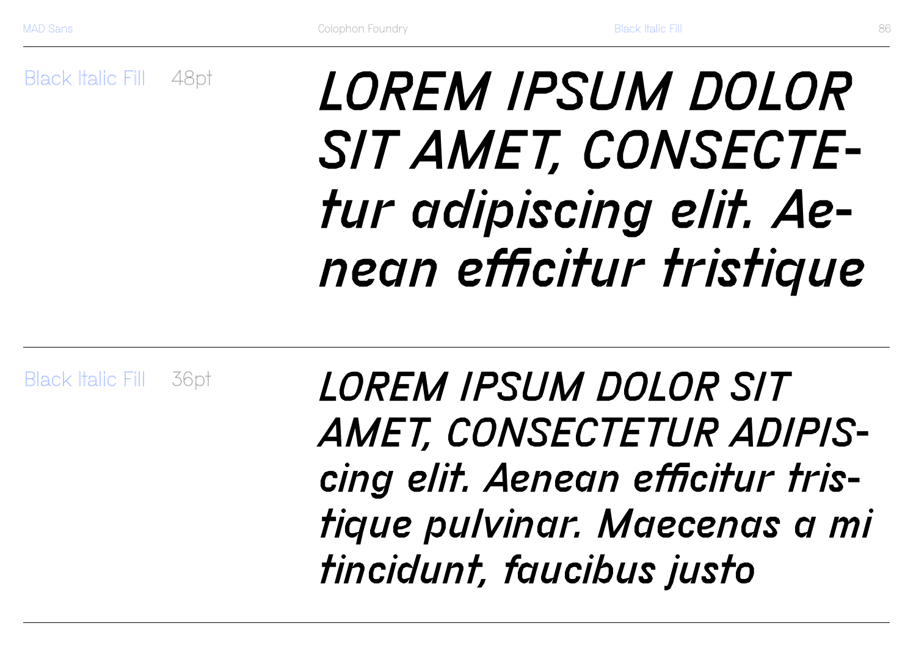Black Italic Fill 48pt

*LOREM IPSUM DOLOR SIT AMET, CONSECTE-tur adipiscing elit. Ae-nean efficitur tristique*

---

Black Italic Fill 36pt

*LOREM IPSUM DOLOR SIT AMET, CONSECTETUR ADIPIS-cing elit. Aenean efficitur tris-tique pulvinar. Maecenas a mi tincidunt, faucibus justo*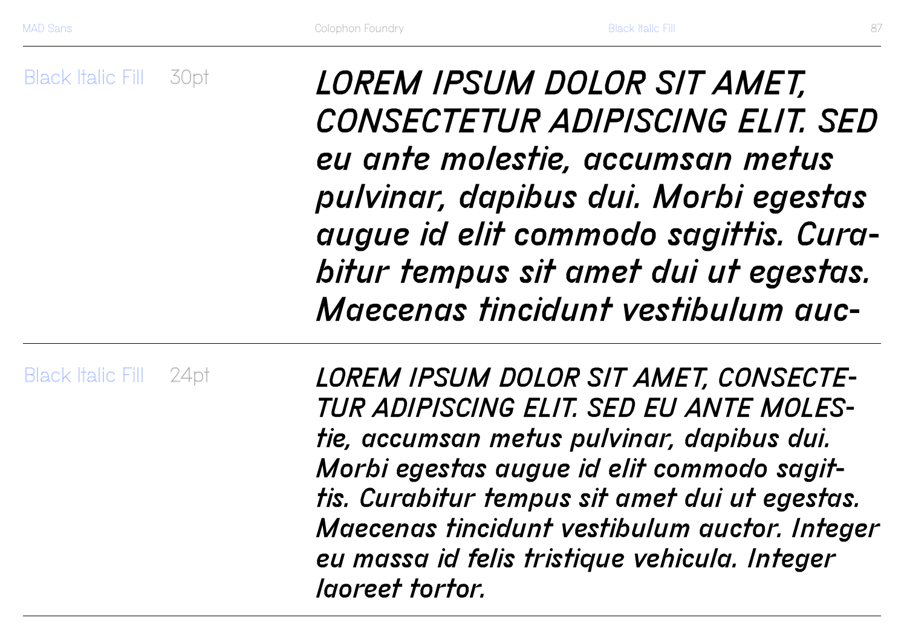Black Italic Fill 30pt

*LOREM IPSUM DOLOR SIT AMET, CONSECTETUR ADIPISCING ELIT. SED eu ante molestie, accumsan metus pulvinar, dapibus dui. Morbi egestas augue id elit commodo sagittis. Cura-bitur tempus sit amet dui ut egestas. Maecenas tincidunt vestibulum auc-*

Black Italic Fill 24pt

*LOREM IPSUM DOLOR SIT AMET, CONSECTE-TUR ADIPISCING ELIT. SED EU ANTE MOLES-tie, accumsan metus pulvinar, dapibus dui. Morbi egestas augue id elit commodo sagit-tis. Curabitur tempus sit amet dui ut egestas. Maecenas tincidunt vestibulum auctor. Integer eu massa id felis tristique vehicula. Integer laoreet tortor.*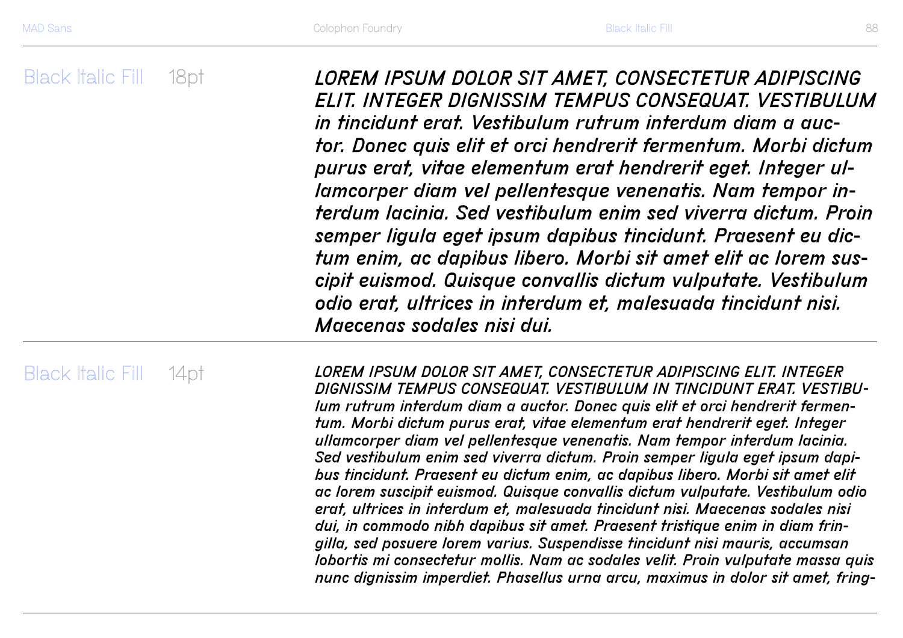Black Italic Fill 18pt

*LOREM IPSUM DOLOR SIT AMET, CONSECTETUR ADIPISCING ELIT. INTEGER DIGNISSIM TEMPUS CONSEQUAT. VESTIBULUM in tincidunt erat. Vestibulum rutrum interdum diam a auctor. Donec quis elit et orci hendrerit fermentum. Morbi dictum purus erat, vitae elementum erat hendrerit eget. Integer ullamcorper diam vel pellentesque venenatis. Nam tempor interdum lacinia. Sed vestibulum enim sed viverra dictum. Proin semper ligula eget ipsum dapibus tincidunt. Praesent eu dictum enim, ac dapibus libero. Morbi sit amet elit ac lorem suscipit euismod. Quisque convallis dictum vulputate. Vestibulum odio erat, ultrices in interdum et, malesuada tincidunt nisi. Maecenas sodales nisi dui.*

Black Italic Fill 14pt

*LOREM IPSUM DOLOR SIT AMET, CONSECTETUR ADIPISCING ELIT. INTEGER DIGNISSIM TEMPUS CONSEQUAT. VESTIBULUM IN TINCIDUNT ERAT. VESTIBUlum rutrum interdum diam a auctor. Donec quis elit et orci hendrerit fermentum. Morbi dictum purus erat, vitae elementum erat hendrerit eget. Integer ullamcorper diam vel pellentesque venenatis. Nam tempor interdum lacinia. Sed vestibulum enim sed viverra dictum. Proin semper ligula eget ipsum dapibus tincidunt. Praesent eu dictum enim, ac dapibus libero. Morbi sit amet elit ac lorem suscipit euismod. Quisque convallis dictum vulputate. Vestibulum odio erat, ultrices in interdum et, malesuada tincidunt nisi. Maecenas sodales nisi dui, in commodo nibh dapibus sit amet. Praesent tristique enim in diam fringilla, sed posuere lorem varius. Suspendisse tincidunt nisi mauris, accumsan lobortis mi consectetur mollis. Nam ac sodales velit. Proin vulputate massa quis nunc dignissim imperdiet. Phasellus urna arcu, maximus in dolor sit amet, fring-*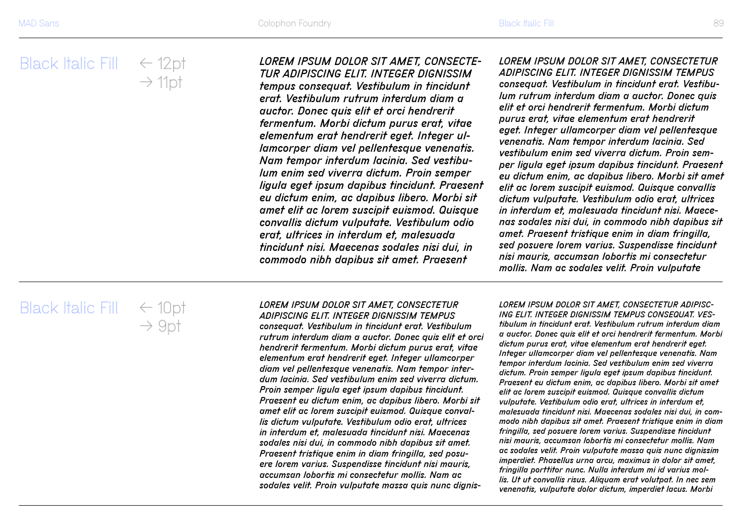## Black Italic Fill

← 12pt
→ 11pt

*LOREM IPSUM DOLOR SIT AMET, CONSECTETUR ADIPISCING ELIT. INTEGER DIGNISSIM tempus consequat. Vestibulum in tincidunt erat. Vestibulum rutrum interdum diam a auctor. Donec quis elit et orci hendrerit fermentum. Morbi dictum purus erat, vitae elementum erat hendrerit eget. Integer ullamcorper diam vel pellentesque venenatis. Nam tempor interdum lacinia. Sed vestibulum enim sed viverra dictum. Proin semper ligula eget ipsum dapibus tincidunt. Praesent eu dictum enim, ac dapibus libero. Morbi sit amet elit ac lorem suscipit euismod. Quisque convallis dictum vulputate. Vestibulum odio erat, ultrices in interdum et, malesuada tincidunt nisi. Maecenas sodales nisi dui, in commodo nibh dapibus sit amet. Praesent*

*LOREM IPSUM DOLOR SIT AMET, CONSECTETUR ADIPISCING ELIT. INTEGER DIGNISSIM TEMPUS consequat. Vestibulum in tincidunt erat. Vestibulum rutrum interdum diam a auctor. Donec quis elit et orci hendrerit fermentum. Morbi dictum purus erat, vitae elementum erat hendrerit eget. Integer ullamcorper diam vel pellentesque venenatis. Nam tempor interdum lacinia. Sed vestibulum enim sed viverra dictum. Proin semper ligula eget ipsum dapibus tincidunt. Praesent eu dictum enim, ac dapibus libero. Morbi sit amet elit ac lorem suscipit euismod. Quisque convallis dictum vulputate. Vestibulum odio erat, ultrices in interdum et, malesuada tincidunt nisi. Maecenas sodales nisi dui, in commodo nibh dapibus sit amet. Praesent tristique enim in diam fringilla, sed posuere lorem varius. Suspendisse tincidunt nisi mauris, accumsan lobortis mi consectetur mollis. Nam ac sodales velit. Proin vulputate*

## Black Italic Fill

← 10pt
→ 9pt

*LOREM IPSUM DOLOR SIT AMET, CONSECTETUR ADIPISCING ELIT. INTEGER DIGNISSIM TEMPUS consequat. Vestibulum in tincidunt erat. Vestibulum rutrum interdum diam a auctor. Donec quis elit et orci hendrerit fermentum. Morbi dictum purus erat, vitae elementum erat hendrerit eget. Integer ullamcorper diam vel pellentesque venenatis. Nam tempor interdum lacinia. Sed vestibulum enim sed viverra dictum. Proin semper ligula eget ipsum dapibus tincidunt. Praesent eu dictum enim, ac dapibus libero. Morbi sit amet elit ac lorem suscipit euismod. Quisque convallis dictum vulputate. Vestibulum odio erat, ultrices in interdum et, malesuada tincidunt nisi. Maecenas sodales nisi dui, in commodo nibh dapibus sit amet. Praesent tristique enim in diam fringilla, sed posuere lorem varius. Suspendisse tincidunt nisi mauris, accumsan lobortis mi consectetur mollis. Nam ac sodales velit. Proin vulputate massa quis nunc dignis-*

*LOREM IPSUM DOLOR SIT AMET, CONSECTETUR ADIPISCING ELIT. INTEGER DIGNISSIM TEMPUS CONSEQUAT. VEStibulum in tincidunt erat. Vestibulum rutrum interdum diam a auctor. Donec quis elit et orci hendrerit fermentum. Morbi dictum purus erat, vitae elementum erat hendrerit eget. Integer ullamcorper diam vel pellentesque venenatis. Nam tempor interdum lacinia. Sed vestibulum enim sed viverra dictum. Proin semper ligula eget ipsum dapibus tincidunt. Praesent eu dictum enim, ac dapibus libero. Morbi sit amet elit ac lorem suscipit euismod. Quisque convallis dictum vulputate. Vestibulum odio erat, ultrices in interdum et, malesuada tincidunt nisi. Maecenas sodales nisi dui, in commodo nibh dapibus sit amet. Praesent tristique enim in diam fringilla, sed posuere lorem varius. Suspendisse tincidunt nisi mauris, accumsan lobortis mi consectetur mollis. Nam ac sodales velit. Proin vulputate massa quis nunc dignissim imperdiet. Phasellus urna arcu, maximus in dolor sit amet, fringilla porttitor nunc. Nulla interdum mi id varius mollis. Ut ut convallis risus. Aliquam erat volutpat. In nec sem venenatis, vulputate dolor dictum, imperdiet lacus. Morbi*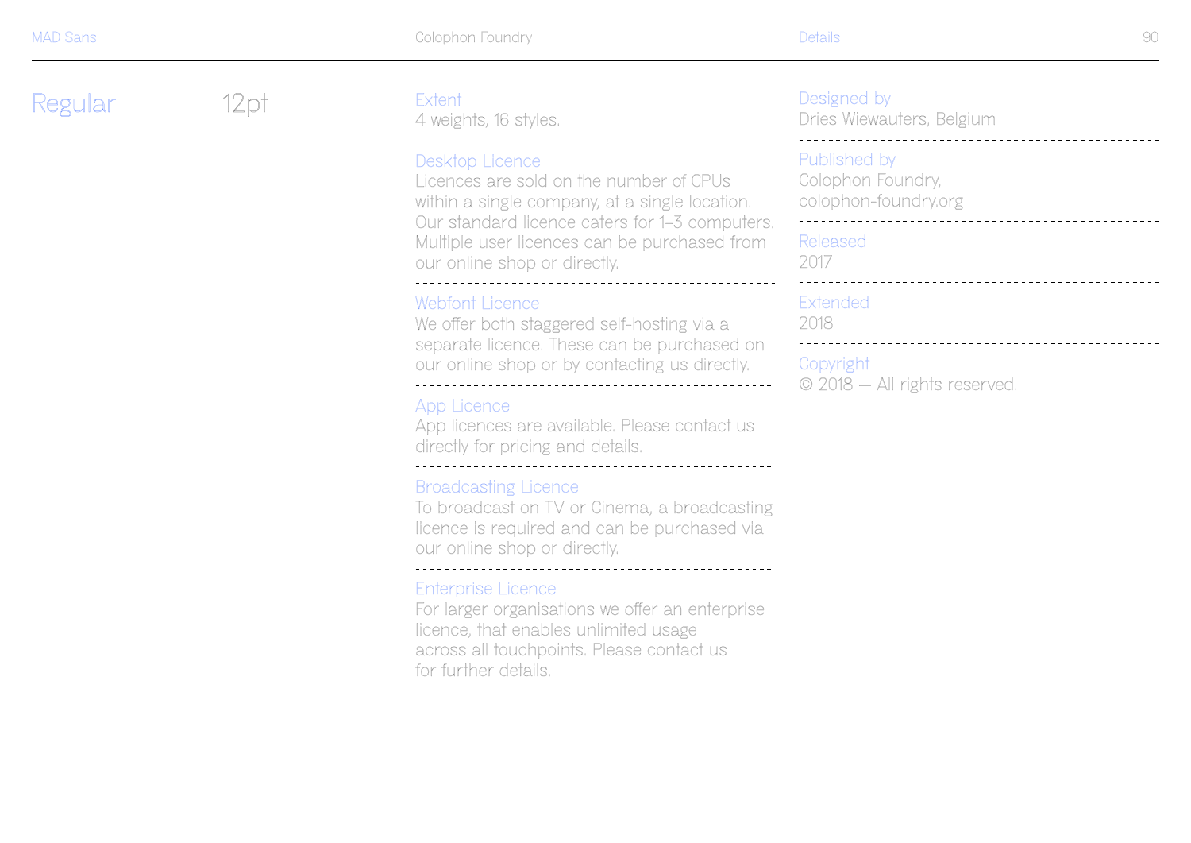Regular 12pt

**Extent**
4 weights, 16 styles.

**Desktop Licence**
Licences are sold on the number of CPUs within a single company, at a single location. Our standard licence caters for 1–3 computers. Multiple user licences can be purchased from our online shop or directly.

**Webfont Licence**
We offer both staggered self-hosting via a separate licence. These can be purchased on our online shop or by contacting us directly.

**App Licence**
App licences are available. Please contact us directly for pricing and details.

**Broadcasting Licence**
To broadcast on TV or Cinema, a broadcasting licence is required and can be purchased via our online shop or directly.

**Enterprise Licence**
For larger organisations we offer an enterprise licence, that enables unlimited usage across all touchpoints. Please contact us for further details.

**Designed by**
Dries Wiewauters, Belgium

**Published by**
Colophon Foundry, colophon-foundry.org

**Released**
2017

**Extended**
2018

**Copyright**
© 2018 — All rights reserved.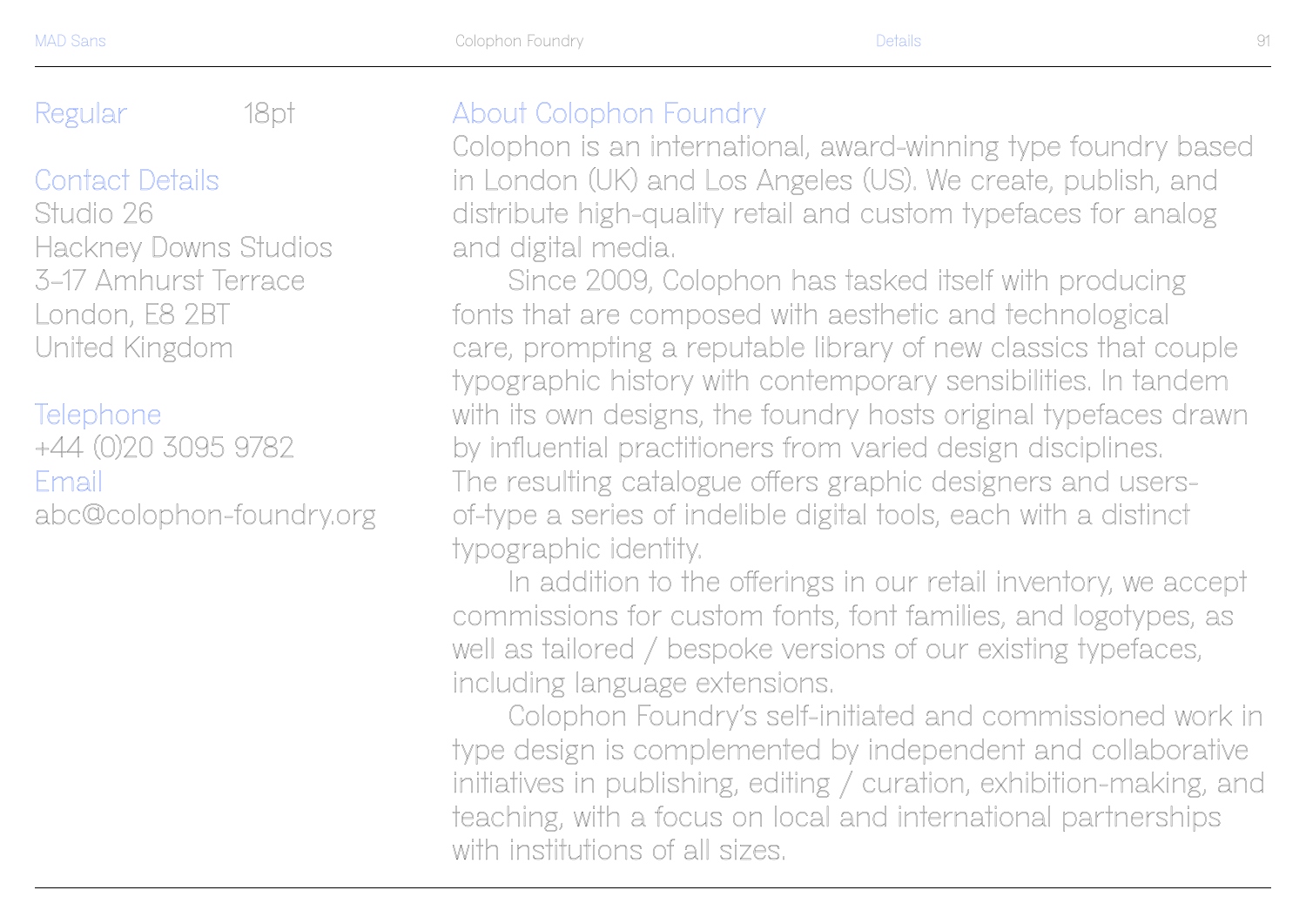Regular 18pt

## Contact Details

Studio 26
Hackney Downs Studios
3–17 Amhurst Terrace
London, E8 2BT
United Kingdom

## Telephone

+44 (0)20 3095 9782

## Email

abc@colophon-foundry.org

## About Colophon Foundry

Colophon is an international, award-winning type foundry based in London (UK) and Los Angeles (US). We create, publish, and distribute high-quality retail and custom typefaces for analog and digital media.

Since 2009, Colophon has tasked itself with producing fonts that are composed with aesthetic and technological care, prompting a reputable library of new classics that couple typographic history with contemporary sensibilities. In tandem with its own designs, the foundry hosts original typefaces drawn by influential practitioners from varied design disciplines. The resulting catalogue offers graphic designers and users-of-type a series of indelible digital tools, each with a distinct typographic identity.

In addition to the offerings in our retail inventory, we accept commissions for custom fonts, font families, and logotypes, as well as tailored / bespoke versions of our existing typefaces, including language extensions.

Colophon Foundry’s self-initiated and commissioned work in type design is complemented by independent and collaborative initiatives in publishing, editing / curation, exhibition-making, and teaching, with a focus on local and international partnerships with institutions of all sizes.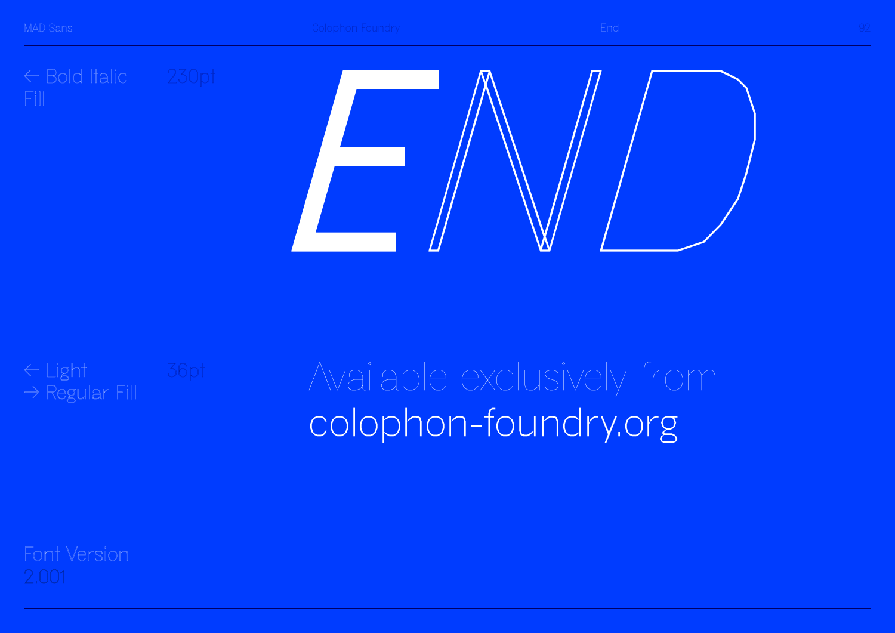← Bold Italic
Fill

230pt

# END

← Light
→ Regular Fill

36pt

Available exclusively from
colophon-foundry.org

Font Version
2.001